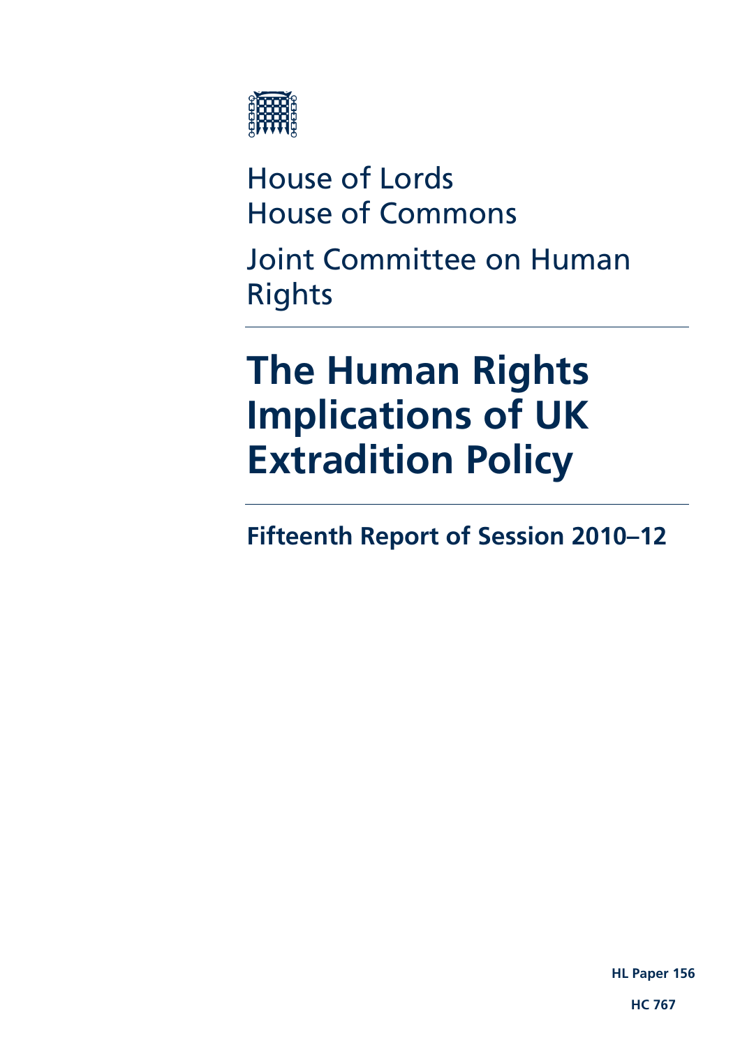House of Lords
House of Commons

Joint Committee on Human Rights

# The Human Rights Implications of UK Extradition Policy

## Fifteenth Report of Session 2010–12

**HL Paper 156**

**HC 767**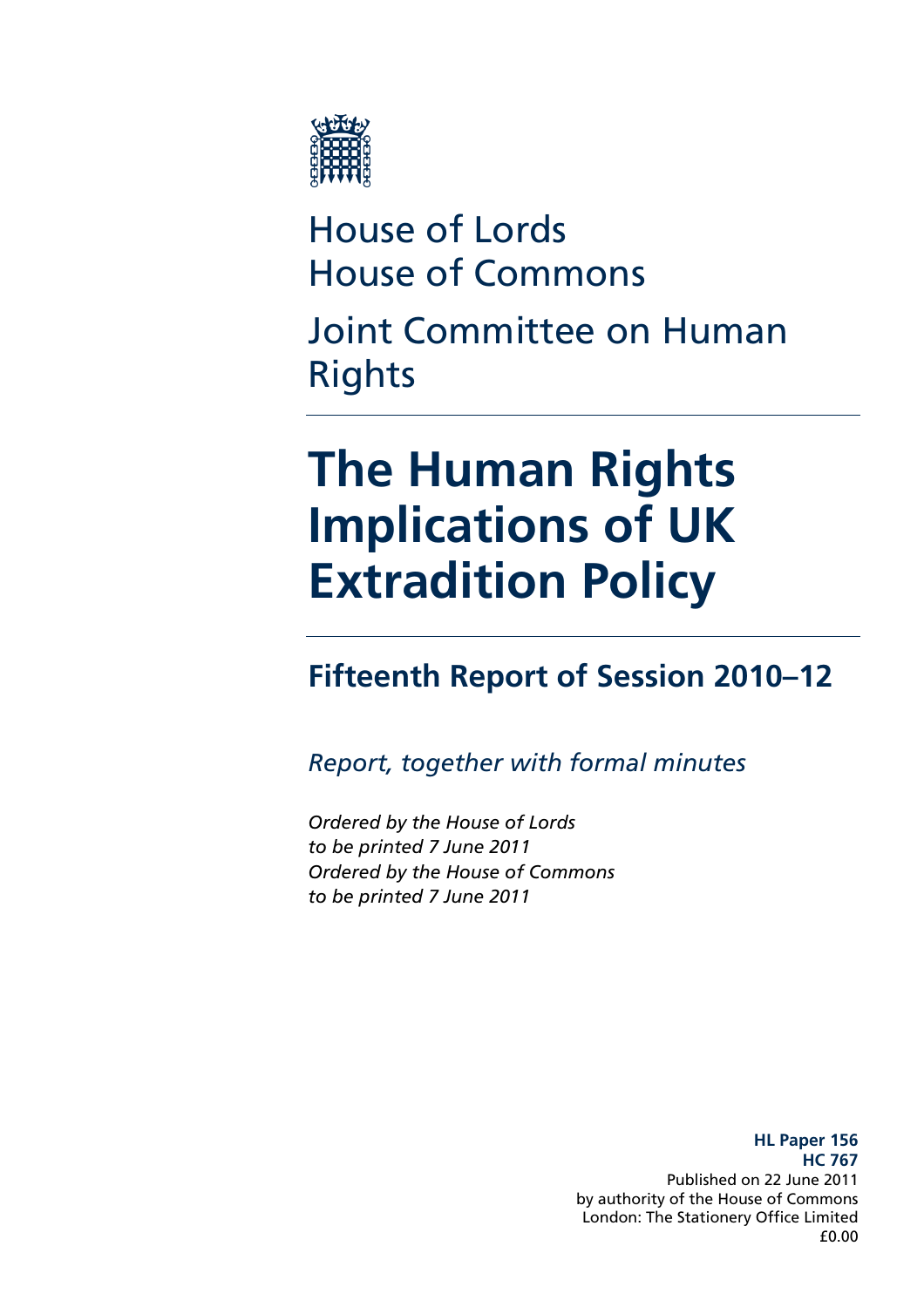House of Lords
House of Commons

Joint Committee on Human Rights

# The Human Rights Implications of UK Extradition Policy

## Fifteenth Report of Session 2010–12

*Report, together with formal minutes*

*Ordered by the House of Lords to be printed 7 June 2011*
*Ordered by the House of Commons to be printed 7 June 2011*

**HL Paper 156**
**HC 767**
Published on 22 June 2011
by authority of the House of Commons
London: The Stationery Office Limited
£0.00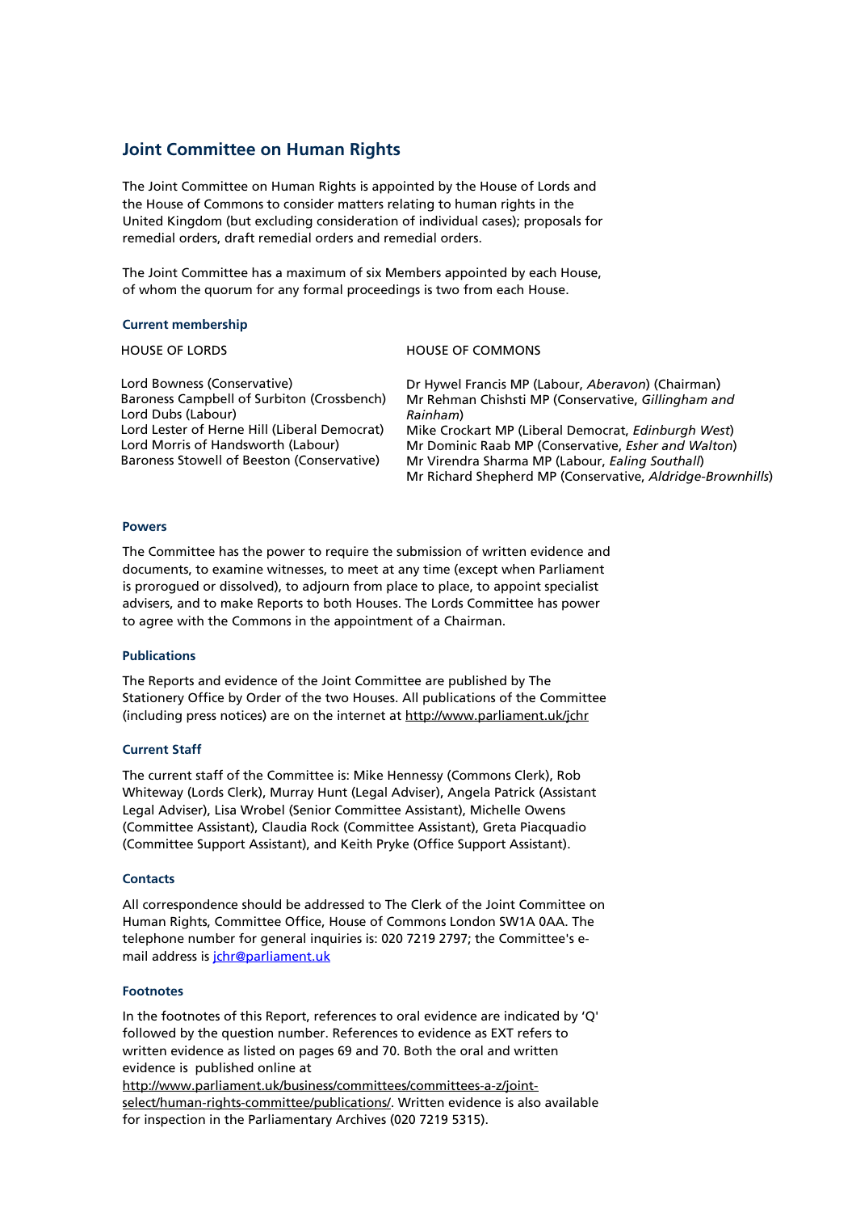# Joint Committee on Human Rights

The Joint Committee on Human Rights is appointed by the House of Lords and the House of Commons to consider matters relating to human rights in the United Kingdom (but excluding consideration of individual cases); proposals for remedial orders, draft remedial orders and remedial orders.

The Joint Committee has a maximum of six Members appointed by each House, of whom the quorum for any formal proceedings is two from each House.

### Current membership

| HOUSE OF LORDS | HOUSE OF COMMONS |
|---|---|
| Lord Bowness (Conservative) | Dr Hywel Francis MP (Labour, *Aberavon*) (Chairman) |
| Baroness Campbell of Surbiton (Crossbench) | Mr Rehman Chishsti MP (Conservative, *Gillingham and Rainham*) |
| Lord Dubs (Labour) | Mike Crockart MP (Liberal Democrat, *Edinburgh West*) |
| Lord Lester of Herne Hill (Liberal Democrat) | Mr Dominic Raab MP (Conservative, *Esher and Walton*) |
| Lord Morris of Handsworth (Labour) | Mr Virendra Sharma MP (Labour, *Ealing Southall*) |
| Baroness Stowell of Beeston (Conservative) | Mr Richard Shepherd MP (Conservative, *Aldridge-Brownhills*) |

### Powers

The Committee has the power to require the submission of written evidence and documents, to examine witnesses, to meet at any time (except when Parliament is prorogued or dissolved), to adjourn from place to place, to appoint specialist advisers, and to make Reports to both Houses. The Lords Committee has power to agree with the Commons in the appointment of a Chairman.

### Publications

The Reports and evidence of the Joint Committee are published by The Stationery Office by Order of the two Houses. All publications of the Committee (including press notices) are on the internet at http://www.parliament.uk/jchr

### Current Staff

The current staff of the Committee is: Mike Hennessy (Commons Clerk), Rob Whiteway (Lords Clerk), Murray Hunt (Legal Adviser), Angela Patrick (Assistant Legal Adviser), Lisa Wrobel (Senior Committee Assistant), Michelle Owens (Committee Assistant), Claudia Rock (Committee Assistant), Greta Piacquadio (Committee Support Assistant), and Keith Pryke (Office Support Assistant).

### Contacts

All correspondence should be addressed to The Clerk of the Joint Committee on Human Rights, Committee Office, House of Commons London SW1A 0AA. The telephone number for general inquiries is: 020 7219 2797; the Committee's e-mail address is jchr@parliament.uk

### Footnotes

In the footnotes of this Report, references to oral evidence are indicated by 'Q' followed by the question number. References to evidence as EXT refers to written evidence as listed on pages 69 and 70. Both the oral and written evidence is published online at http://www.parliament.uk/business/committees/committees-a-z/joint-select/human-rights-committee/publications/. Written evidence is also available for inspection in the Parliamentary Archives (020 7219 5315).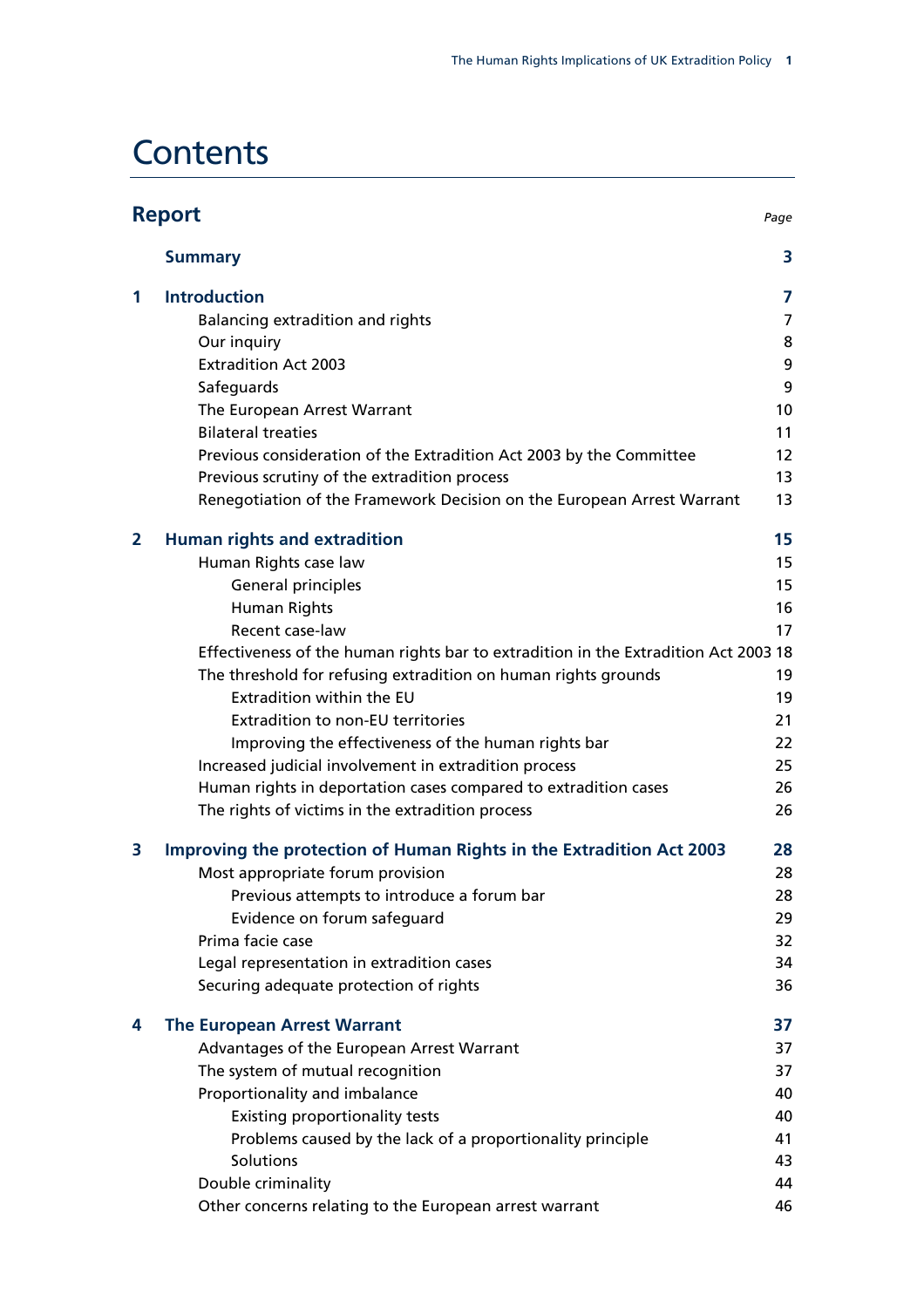# Contents

## Report

*Page*

**Summary** **3**

**1 Introduction** **7**

Balancing extradition and rights 7
Our inquiry 8
Extradition Act 2003 9
Safeguards 9
The European Arrest Warrant 10
Bilateral treaties 11
Previous consideration of the Extradition Act 2003 by the Committee 12
Previous scrutiny of the extradition process 13
Renegotiation of the Framework Decision on the European Arrest Warrant 13

**2 Human rights and extradition** **15**

Human Rights case law 15
- General principles 15
- Human Rights 16
- Recent case-law 17

Effectiveness of the human rights bar to extradition in the Extradition Act 2003 18
The threshold for refusing extradition on human rights grounds 19
- Extradition within the EU 19
- Extradition to non-EU territories 21
- Improving the effectiveness of the human rights bar 22

Increased judicial involvement in extradition process 25
Human rights in deportation cases compared to extradition cases 26
The rights of victims in the extradition process 26

**3 Improving the protection of Human Rights in the Extradition Act 2003** **28**

Most appropriate forum provision 28
- Previous attempts to introduce a forum bar 28
- Evidence on forum safeguard 29

Prima facie case 32
Legal representation in extradition cases 34
Securing adequate protection of rights 36

**4 The European Arrest Warrant** **37**

Advantages of the European Arrest Warrant 37
The system of mutual recognition 37
Proportionality and imbalance 40
- Existing proportionality tests 40
- Problems caused by the lack of a proportionality principle 41
- Solutions 43

Double criminality 44
Other concerns relating to the European arrest warrant 46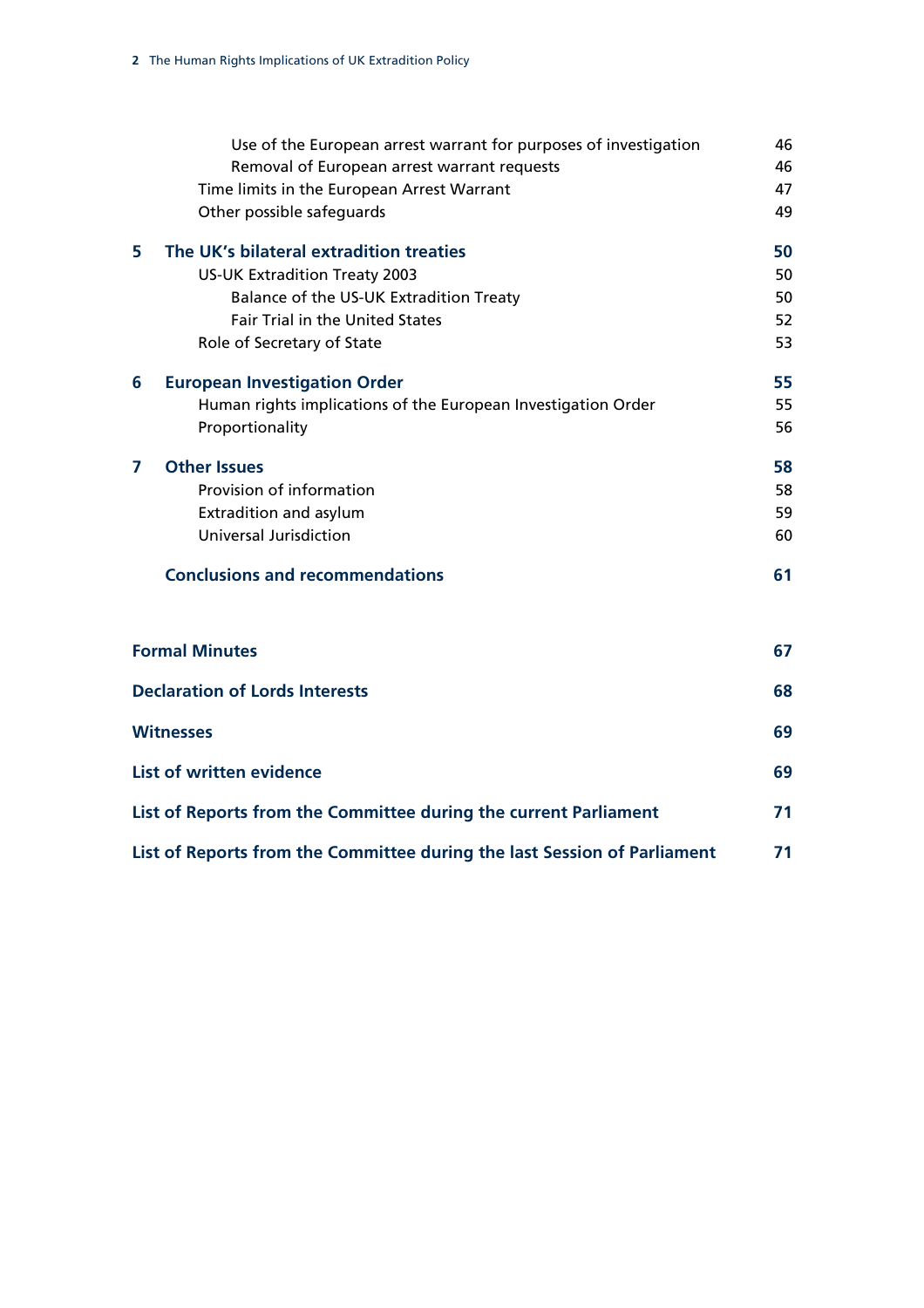| | | |
|---|---|---|
| | Use of the European arrest warrant for purposes of investigation | 46 |
| | Removal of European arrest warrant requests | 46 |
| | Time limits in the European Arrest Warrant | 47 |
| | Other possible safeguards | 49 |
| **5** | **The UK's bilateral extradition treaties** | **50** |
| | US-UK Extradition Treaty 2003 | 50 |
| | Balance of the US-UK Extradition Treaty | 50 |
| | Fair Trial in the United States | 52 |
| | Role of Secretary of State | 53 |
| **6** | **European Investigation Order** | **55** |
| | Human rights implications of the European Investigation Order | 55 |
| | Proportionality | 56 |
| **7** | **Other Issues** | **58** |
| | Provision of information | 58 |
| | Extradition and asylum | 59 |
| | Universal Jurisdiction | 60 |
| | **Conclusions and recommendations** | **61** |
| **Formal Minutes** | | **67** |
| **Declaration of Lords Interests** | | **68** |
| **Witnesses** | | **69** |
| **List of written evidence** | | **69** |
| **List of Reports from the Committee during the current Parliament** | | **71** |
| **List of Reports from the Committee during the last Session of Parliament** | | **71** |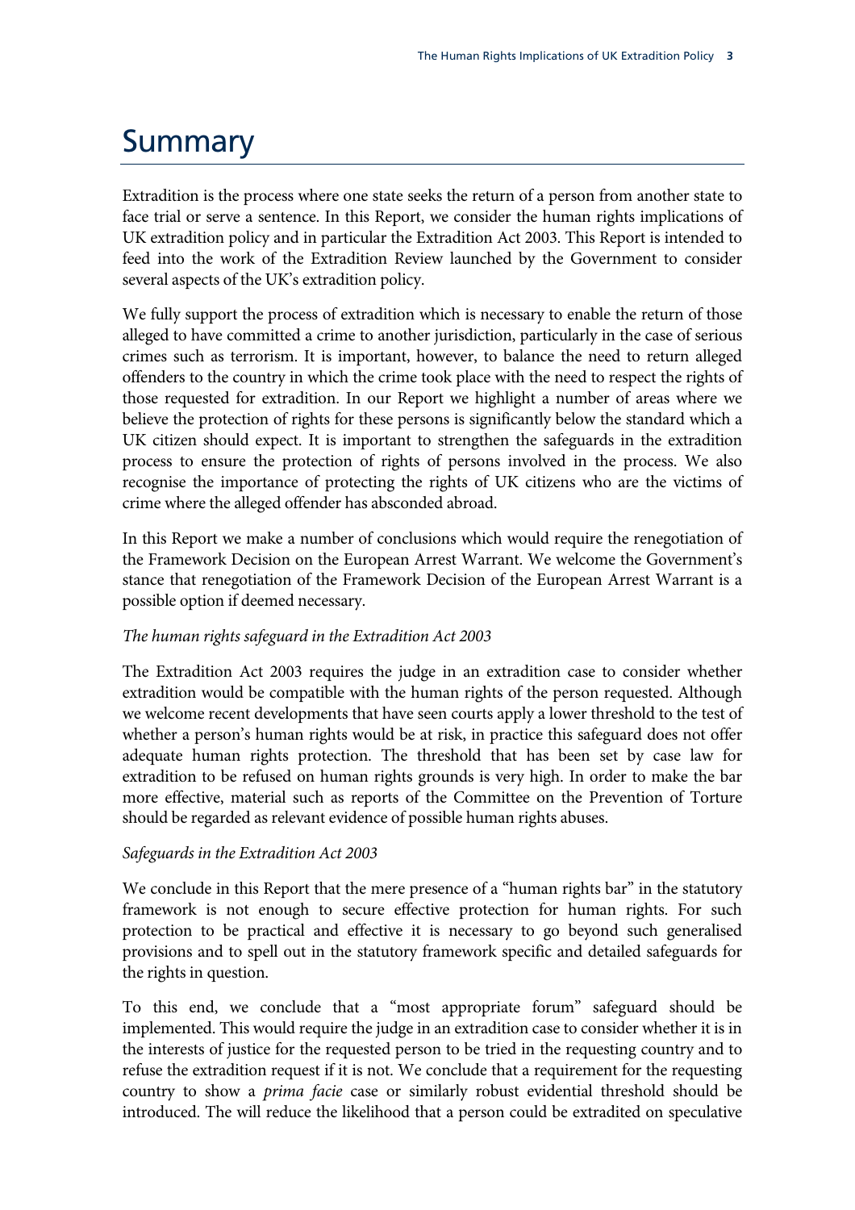# Summary

Extradition is the process where one state seeks the return of a person from another state to face trial or serve a sentence. In this Report, we consider the human rights implications of UK extradition policy and in particular the Extradition Act 2003. This Report is intended to feed into the work of the Extradition Review launched by the Government to consider several aspects of the UK's extradition policy.

We fully support the process of extradition which is necessary to enable the return of those alleged to have committed a crime to another jurisdiction, particularly in the case of serious crimes such as terrorism. It is important, however, to balance the need to return alleged offenders to the country in which the crime took place with the need to respect the rights of those requested for extradition. In our Report we highlight a number of areas where we believe the protection of rights for these persons is significantly below the standard which a UK citizen should expect. It is important to strengthen the safeguards in the extradition process to ensure the protection of rights of persons involved in the process. We also recognise the importance of protecting the rights of UK citizens who are the victims of crime where the alleged offender has absconded abroad.

In this Report we make a number of conclusions which would require the renegotiation of the Framework Decision on the European Arrest Warrant. We welcome the Government's stance that renegotiation of the Framework Decision of the European Arrest Warrant is a possible option if deemed necessary.

*The human rights safeguard in the Extradition Act 2003*

The Extradition Act 2003 requires the judge in an extradition case to consider whether extradition would be compatible with the human rights of the person requested. Although we welcome recent developments that have seen courts apply a lower threshold to the test of whether a person's human rights would be at risk, in practice this safeguard does not offer adequate human rights protection. The threshold that has been set by case law for extradition to be refused on human rights grounds is very high. In order to make the bar more effective, material such as reports of the Committee on the Prevention of Torture should be regarded as relevant evidence of possible human rights abuses.

*Safeguards in the Extradition Act 2003*

We conclude in this Report that the mere presence of a "human rights bar" in the statutory framework is not enough to secure effective protection for human rights. For such protection to be practical and effective it is necessary to go beyond such generalised provisions and to spell out in the statutory framework specific and detailed safeguards for the rights in question.

To this end, we conclude that a "most appropriate forum" safeguard should be implemented. This would require the judge in an extradition case to consider whether it is in the interests of justice for the requested person to be tried in the requesting country and to refuse the extradition request if it is not. We conclude that a requirement for the requesting country to show a *prima facie* case or similarly robust evidential threshold should be introduced. The will reduce the likelihood that a person could be extradited on speculative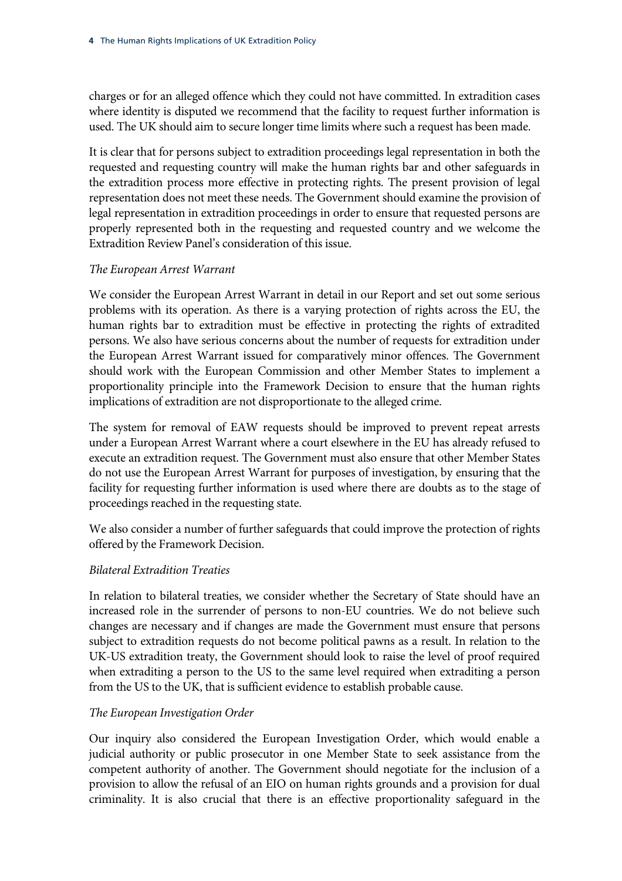charges or for an alleged offence which they could not have committed. In extradition cases where identity is disputed we recommend that the facility to request further information is used. The UK should aim to secure longer time limits where such a request has been made.

It is clear that for persons subject to extradition proceedings legal representation in both the requested and requesting country will make the human rights bar and other safeguards in the extradition process more effective in protecting rights. The present provision of legal representation does not meet these needs. The Government should examine the provision of legal representation in extradition proceedings in order to ensure that requested persons are properly represented both in the requesting and requested country and we welcome the Extradition Review Panel's consideration of this issue.

*The European Arrest Warrant*

We consider the European Arrest Warrant in detail in our Report and set out some serious problems with its operation. As there is a varying protection of rights across the EU, the human rights bar to extradition must be effective in protecting the rights of extradited persons. We also have serious concerns about the number of requests for extradition under the European Arrest Warrant issued for comparatively minor offences. The Government should work with the European Commission and other Member States to implement a proportionality principle into the Framework Decision to ensure that the human rights implications of extradition are not disproportionate to the alleged crime.

The system for removal of EAW requests should be improved to prevent repeat arrests under a European Arrest Warrant where a court elsewhere in the EU has already refused to execute an extradition request. The Government must also ensure that other Member States do not use the European Arrest Warrant for purposes of investigation, by ensuring that the facility for requesting further information is used where there are doubts as to the stage of proceedings reached in the requesting state.

We also consider a number of further safeguards that could improve the protection of rights offered by the Framework Decision.

*Bilateral Extradition Treaties*

In relation to bilateral treaties, we consider whether the Secretary of State should have an increased role in the surrender of persons to non-EU countries. We do not believe such changes are necessary and if changes are made the Government must ensure that persons subject to extradition requests do not become political pawns as a result. In relation to the UK-US extradition treaty, the Government should look to raise the level of proof required when extraditing a person to the US to the same level required when extraditing a person from the US to the UK, that is sufficient evidence to establish probable cause.

*The European Investigation Order*

Our inquiry also considered the European Investigation Order, which would enable a judicial authority or public prosecutor in one Member State to seek assistance from the competent authority of another. The Government should negotiate for the inclusion of a provision to allow the refusal of an EIO on human rights grounds and a provision for dual criminality. It is also crucial that there is an effective proportionality safeguard in the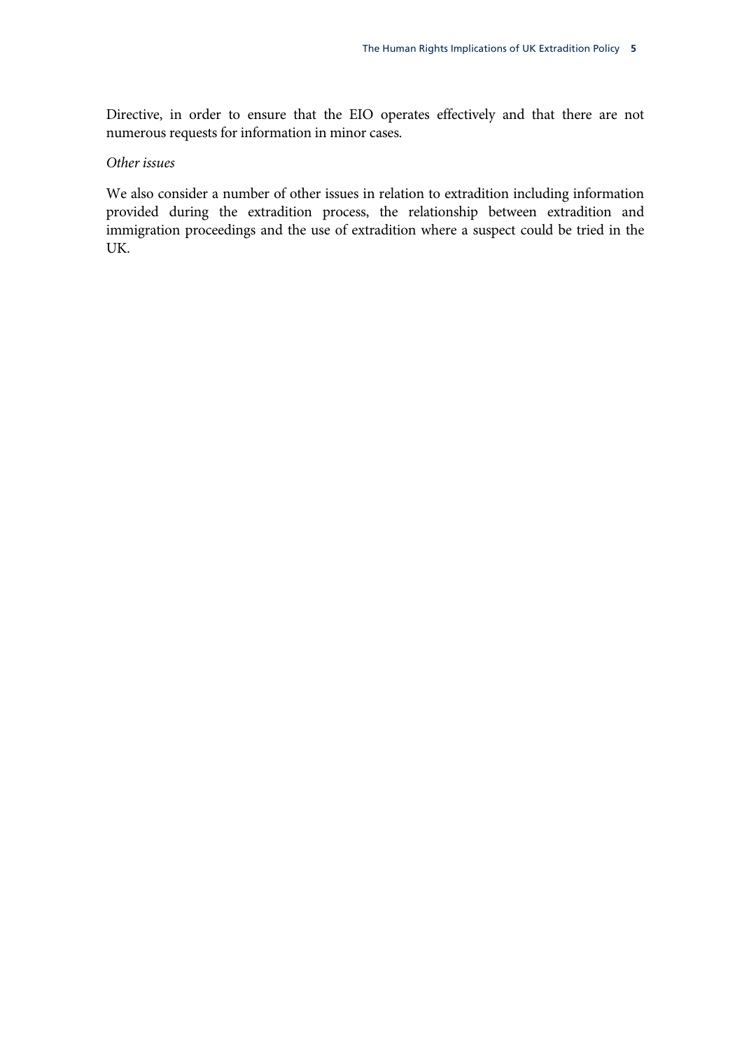Directive, in order to ensure that the EIO operates effectively and that there are not numerous requests for information in minor cases.

*Other issues*

We also consider a number of other issues in relation to extradition including information provided during the extradition process, the relationship between extradition and immigration proceedings and the use of extradition where a suspect could be tried in the UK.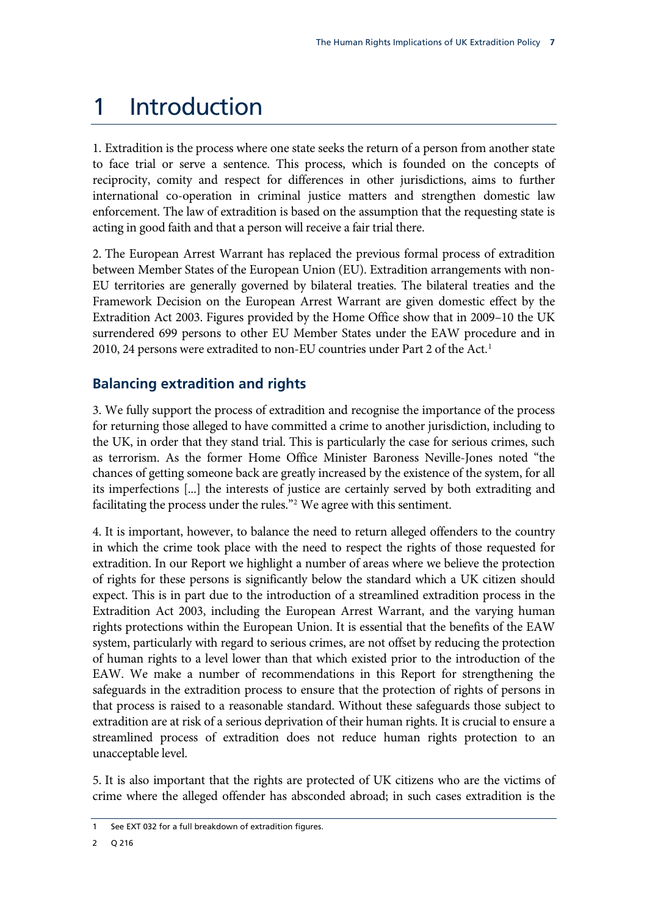# 1 Introduction

1. Extradition is the process where one state seeks the return of a person from another state to face trial or serve a sentence. This process, which is founded on the concepts of reciprocity, comity and respect for differences in other jurisdictions, aims to further international co-operation in criminal justice matters and strengthen domestic law enforcement. The law of extradition is based on the assumption that the requesting state is acting in good faith and that a person will receive a fair trial there.

2. The European Arrest Warrant has replaced the previous formal process of extradition between Member States of the European Union (EU). Extradition arrangements with non-EU territories are generally governed by bilateral treaties. The bilateral treaties and the Framework Decision on the European Arrest Warrant are given domestic effect by the Extradition Act 2003. Figures provided by the Home Office show that in 2009–10 the UK surrendered 699 persons to other EU Member States under the EAW procedure and in 2010, 24 persons were extradited to non-EU countries under Part 2 of the Act.[1]

## Balancing extradition and rights

3. We fully support the process of extradition and recognise the importance of the process for returning those alleged to have committed a crime to another jurisdiction, including to the UK, in order that they stand trial. This is particularly the case for serious crimes, such as terrorism. As the former Home Office Minister Baroness Neville-Jones noted "the chances of getting someone back are greatly increased by the existence of the system, for all its imperfections [...] the interests of justice are certainly served by both extraditing and facilitating the process under the rules."[2] We agree with this sentiment.

4. It is important, however, to balance the need to return alleged offenders to the country in which the crime took place with the need to respect the rights of those requested for extradition. In our Report we highlight a number of areas where we believe the protection of rights for these persons is significantly below the standard which a UK citizen should expect. This is in part due to the introduction of a streamlined extradition process in the Extradition Act 2003, including the European Arrest Warrant, and the varying human rights protections within the European Union. It is essential that the benefits of the EAW system, particularly with regard to serious crimes, are not offset by reducing the protection of human rights to a level lower than that which existed prior to the introduction of the EAW. We make a number of recommendations in this Report for strengthening the safeguards in the extradition process to ensure that the protection of rights of persons in that process is raised to a reasonable standard. Without these safeguards those subject to extradition are at risk of a serious deprivation of their human rights. It is crucial to ensure a streamlined process of extradition does not reduce human rights protection to an unacceptable level.

5. It is also important that the rights are protected of UK citizens who are the victims of crime where the alleged offender has absconded abroad; in such cases extradition is the

1 See EXT 032 for a full breakdown of extradition figures.

2 Q 216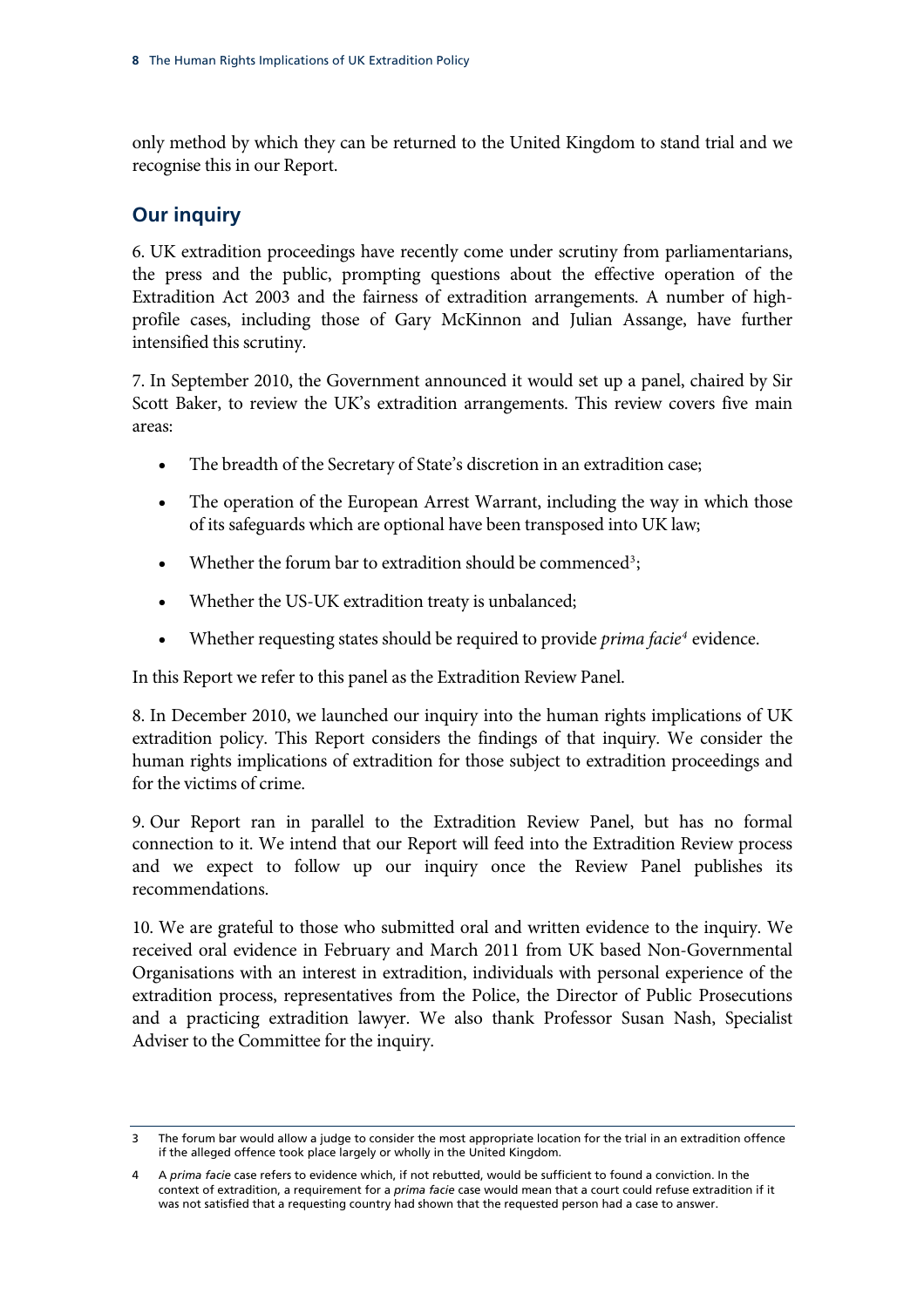only method by which they can be returned to the United Kingdom to stand trial and we recognise this in our Report.

## Our inquiry

6. UK extradition proceedings have recently come under scrutiny from parliamentarians, the press and the public, prompting questions about the effective operation of the Extradition Act 2003 and the fairness of extradition arrangements. A number of high-profile cases, including those of Gary McKinnon and Julian Assange, have further intensified this scrutiny.

7. In September 2010, the Government announced it would set up a panel, chaired by Sir Scott Baker, to review the UK's extradition arrangements. This review covers five main areas:

- The breadth of the Secretary of State's discretion in an extradition case;
- The operation of the European Arrest Warrant, including the way in which those of its safeguards which are optional have been transposed into UK law;
- Whether the forum bar to extradition should be commenced[3];
- Whether the US-UK extradition treaty is unbalanced;
- Whether requesting states should be required to provide *prima facie*[4] evidence.

In this Report we refer to this panel as the Extradition Review Panel.

8. In December 2010, we launched our inquiry into the human rights implications of UK extradition policy. This Report considers the findings of that inquiry. We consider the human rights implications of extradition for those subject to extradition proceedings and for the victims of crime.

9. Our Report ran in parallel to the Extradition Review Panel, but has no formal connection to it. We intend that our Report will feed into the Extradition Review process and we expect to follow up our inquiry once the Review Panel publishes its recommendations.

10. We are grateful to those who submitted oral and written evidence to the inquiry. We received oral evidence in February and March 2011 from UK based Non-Governmental Organisations with an interest in extradition, individuals with personal experience of the extradition process, representatives from the Police, the Director of Public Prosecutions and a practicing extradition lawyer. We also thank Professor Susan Nash, Specialist Adviser to the Committee for the inquiry.

---

3 The forum bar would allow a judge to consider the most appropriate location for the trial in an extradition offence if the alleged offence took place largely or wholly in the United Kingdom.

4 A *prima facie* case refers to evidence which, if not rebutted, would be sufficient to found a conviction. In the context of extradition, a requirement for a *prima facie* case would mean that a court could refuse extradition if it was not satisfied that a requesting country had shown that the requested person had a case to answer.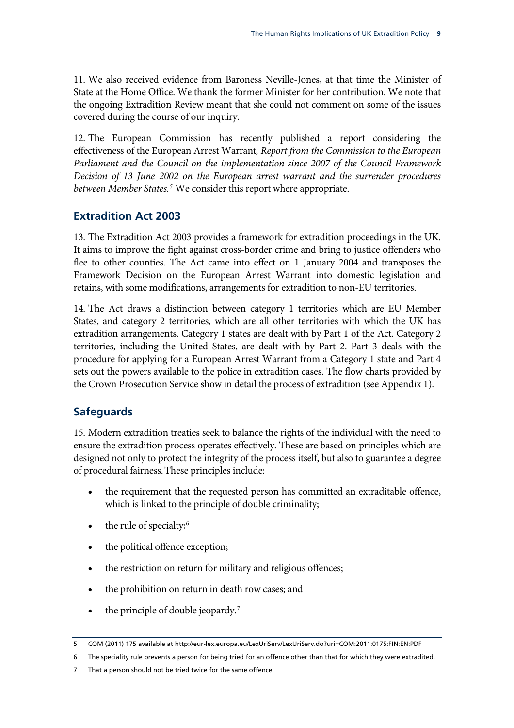11. We also received evidence from Baroness Neville-Jones, at that time the Minister of State at the Home Office. We thank the former Minister for her contribution. We note that the ongoing Extradition Review meant that she could not comment on some of the issues covered during the course of our inquiry.

12. The European Commission has recently published a report considering the effectiveness of the European Arrest Warrant, *Report from the Commission to the European Parliament and the Council on the implementation since 2007 of the Council Framework Decision of 13 June 2002 on the European arrest warrant and the surrender procedures between Member States.*[5] We consider this report where appropriate.

## Extradition Act 2003

13. The Extradition Act 2003 provides a framework for extradition proceedings in the UK. It aims to improve the fight against cross-border crime and bring to justice offenders who flee to other counties. The Act came into effect on 1 January 2004 and transposes the Framework Decision on the European Arrest Warrant into domestic legislation and retains, with some modifications, arrangements for extradition to non-EU territories.

14. The Act draws a distinction between category 1 territories which are EU Member States, and category 2 territories, which are all other territories with which the UK has extradition arrangements. Category 1 states are dealt with by Part 1 of the Act. Category 2 territories, including the United States, are dealt with by Part 2. Part 3 deals with the procedure for applying for a European Arrest Warrant from a Category 1 state and Part 4 sets out the powers available to the police in extradition cases. The flow charts provided by the Crown Prosecution Service show in detail the process of extradition (see Appendix 1).

## Safeguards

15. Modern extradition treaties seek to balance the rights of the individual with the need to ensure the extradition process operates effectively. These are based on principles which are designed not only to protect the integrity of the process itself, but also to guarantee a degree of procedural fairness. These principles include:

- the requirement that the requested person has committed an extraditable offence, which is linked to the principle of double criminality;
- the rule of specialty;[6]
- the political offence exception;
- the restriction on return for military and religious offences;
- the prohibition on return in death row cases; and
- the principle of double jeopardy.[7]

---

5 COM (2011) 175 available at http://eur-lex.europa.eu/LexUriServ/LexUriServ.do?uri=COM:2011:0175:FIN:EN:PDF

6 The speciality rule prevents a person for being tried for an offence other than that for which they were extradited.

7 That a person should not be tried twice for the same offence.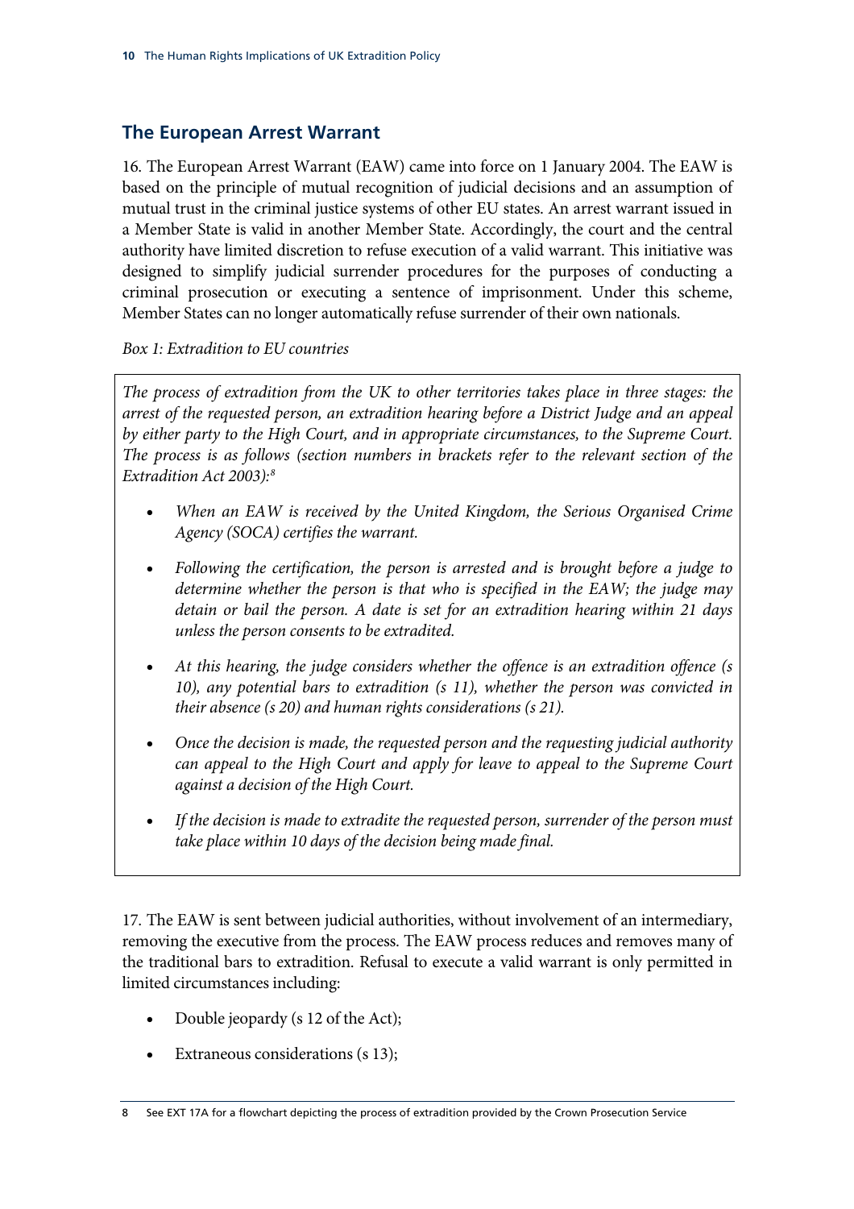## The European Arrest Warrant

16. The European Arrest Warrant (EAW) came into force on 1 January 2004. The EAW is based on the principle of mutual recognition of judicial decisions and an assumption of mutual trust in the criminal justice systems of other EU states. An arrest warrant issued in a Member State is valid in another Member State. Accordingly, the court and the central authority have limited discretion to refuse execution of a valid warrant. This initiative was designed to simplify judicial surrender procedures for the purposes of conducting a criminal prosecution or executing a sentence of imprisonment. Under this scheme, Member States can no longer automatically refuse surrender of their own nationals.

*Box 1: Extradition to EU countries*

> *The process of extradition from the UK to other territories takes place in three stages: the arrest of the requested person, an extradition hearing before a District Judge and an appeal by either party to the High Court, and in appropriate circumstances, to the Supreme Court. The process is as follows (section numbers in brackets refer to the relevant section of the Extradition Act 2003):*[8]
>
> - *When an EAW is received by the United Kingdom, the Serious Organised Crime Agency (SOCA) certifies the warrant.*
> - *Following the certification, the person is arrested and is brought before a judge to determine whether the person is that who is specified in the EAW; the judge may detain or bail the person. A date is set for an extradition hearing within 21 days unless the person consents to be extradited.*
> - *At this hearing, the judge considers whether the offence is an extradition offence (s 10), any potential bars to extradition (s 11), whether the person was convicted in their absence (s 20) and human rights considerations (s 21).*
> - *Once the decision is made, the requested person and the requesting judicial authority can appeal to the High Court and apply for leave to appeal to the Supreme Court against a decision of the High Court.*
> - *If the decision is made to extradite the requested person, surrender of the person must take place within 10 days of the decision being made final.*

17. The EAW is sent between judicial authorities, without involvement of an intermediary, removing the executive from the process. The EAW process reduces and removes many of the traditional bars to extradition. Refusal to execute a valid warrant is only permitted in limited circumstances including:

- Double jeopardy (s 12 of the Act);
- Extraneous considerations (s 13);

8 See EXT 17A for a flowchart depicting the process of extradition provided by the Crown Prosecution Service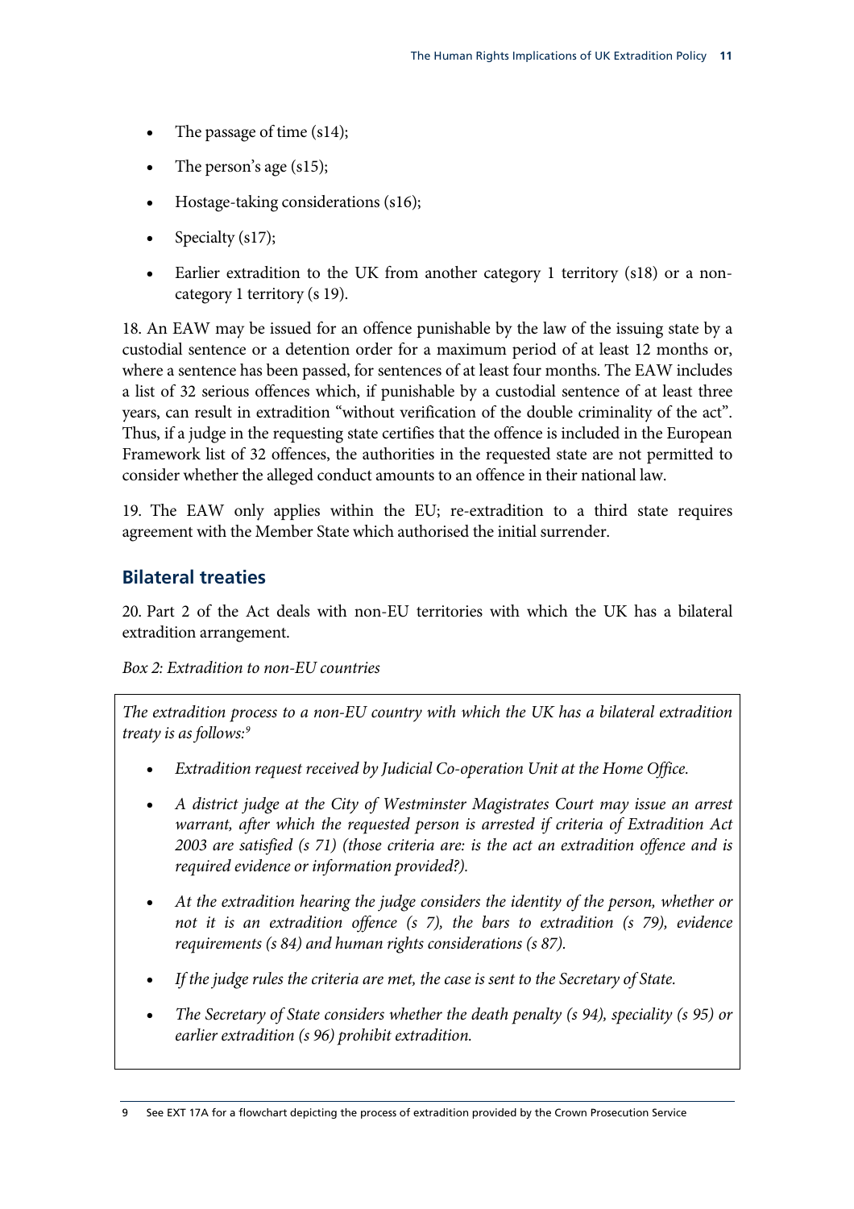- The passage of time (s14);
- The person's age (s15);
- Hostage-taking considerations (s16);
- Specialty (s17);
- Earlier extradition to the UK from another category 1 territory (s18) or a non-category 1 territory (s 19).

18. An EAW may be issued for an offence punishable by the law of the issuing state by a custodial sentence or a detention order for a maximum period of at least 12 months or, where a sentence has been passed, for sentences of at least four months. The EAW includes a list of 32 serious offences which, if punishable by a custodial sentence of at least three years, can result in extradition "without verification of the double criminality of the act". Thus, if a judge in the requesting state certifies that the offence is included in the European Framework list of 32 offences, the authorities in the requested state are not permitted to consider whether the alleged conduct amounts to an offence in their national law.

19. The EAW only applies within the EU; re-extradition to a third state requires agreement with the Member State which authorised the initial surrender.

## Bilateral treaties

20. Part 2 of the Act deals with non-EU territories with which the UK has a bilateral extradition arrangement.

*Box 2: Extradition to non-EU countries*

> *The extradition process to a non-EU country with which the UK has a bilateral extradition treaty is as follows:*[9]
>
> - *Extradition request received by Judicial Co-operation Unit at the Home Office.*
> - *A district judge at the City of Westminster Magistrates Court may issue an arrest warrant, after which the requested person is arrested if criteria of Extradition Act 2003 are satisfied (s 71) (those criteria are: is the act an extradition offence and is required evidence or information provided?).*
> - *At the extradition hearing the judge considers the identity of the person, whether or not it is an extradition offence (s 7), the bars to extradition (s 79), evidence requirements (s 84) and human rights considerations (s 87).*
> - *If the judge rules the criteria are met, the case is sent to the Secretary of State.*
> - *The Secretary of State considers whether the death penalty (s 94), speciality (s 95) or earlier extradition (s 96) prohibit extradition.*

9 See EXT 17A for a flowchart depicting the process of extradition provided by the Crown Prosecution Service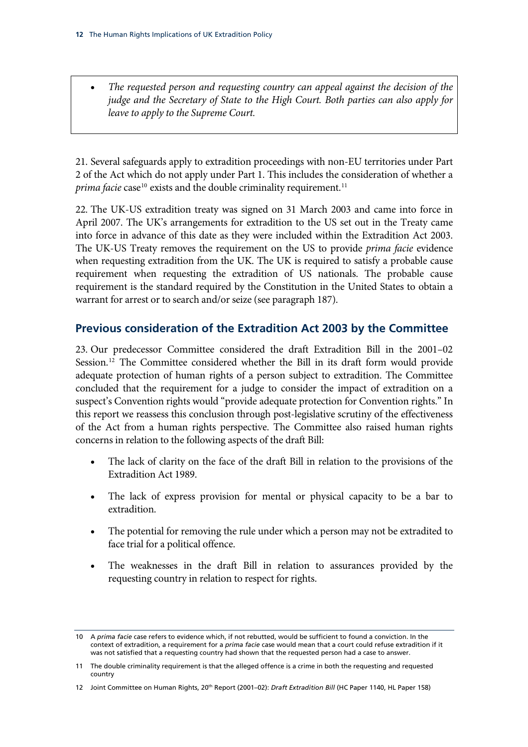- *The requested person and requesting country can appeal against the decision of the judge and the Secretary of State to the High Court. Both parties can also apply for leave to apply to the Supreme Court.*

21. Several safeguards apply to extradition proceedings with non-EU territories under Part 2 of the Act which do not apply under Part 1. This includes the consideration of whether a *prima facie* case[10] exists and the double criminality requirement.[11]

22. The UK-US extradition treaty was signed on 31 March 2003 and came into force in April 2007. The UK's arrangements for extradition to the US set out in the Treaty came into force in advance of this date as they were included within the Extradition Act 2003. The UK-US Treaty removes the requirement on the US to provide *prima facie* evidence when requesting extradition from the UK. The UK is required to satisfy a probable cause requirement when requesting the extradition of US nationals. The probable cause requirement is the standard required by the Constitution in the United States to obtain a warrant for arrest or to search and/or seize (see paragraph 187).

## Previous consideration of the Extradition Act 2003 by the Committee

23. Our predecessor Committee considered the draft Extradition Bill in the 2001–02 Session.[12] The Committee considered whether the Bill in its draft form would provide adequate protection of human rights of a person subject to extradition. The Committee concluded that the requirement for a judge to consider the impact of extradition on a suspect's Convention rights would "provide adequate protection for Convention rights." In this report we reassess this conclusion through post-legislative scrutiny of the effectiveness of the Act from a human rights perspective. The Committee also raised human rights concerns in relation to the following aspects of the draft Bill:

- The lack of clarity on the face of the draft Bill in relation to the provisions of the Extradition Act 1989.
- The lack of express provision for mental or physical capacity to be a bar to extradition.
- The potential for removing the rule under which a person may not be extradited to face trial for a political offence.
- The weaknesses in the draft Bill in relation to assurances provided by the requesting country in relation to respect for rights.

---

10 A *prima facie* case refers to evidence which, if not rebutted, would be sufficient to found a conviction. In the context of extradition, a requirement for a *prima facie* case would mean that a court could refuse extradition if it was not satisfied that a requesting country had shown that the requested person had a case to answer.

11 The double criminality requirement is that the alleged offence is a crime in both the requesting and requested country

12 Joint Committee on Human Rights, 20th Report (2001–02): *Draft Extradition Bill* (HC Paper 1140, HL Paper 158)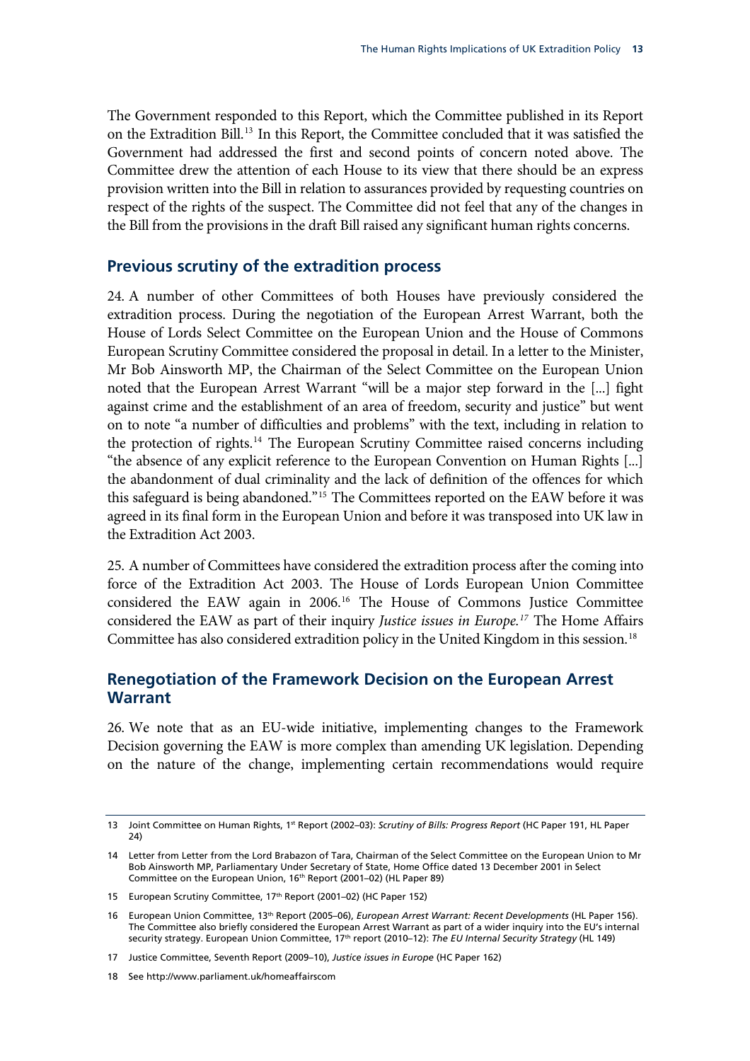The Government responded to this Report, which the Committee published in its Report on the Extradition Bill.[13] In this Report, the Committee concluded that it was satisfied the Government had addressed the first and second points of concern noted above. The Committee drew the attention of each House to its view that there should be an express provision written into the Bill in relation to assurances provided by requesting countries on respect of the rights of the suspect. The Committee did not feel that any of the changes in the Bill from the provisions in the draft Bill raised any significant human rights concerns.

## Previous scrutiny of the extradition process

24. A number of other Committees of both Houses have previously considered the extradition process. During the negotiation of the European Arrest Warrant, both the House of Lords Select Committee on the European Union and the House of Commons European Scrutiny Committee considered the proposal in detail. In a letter to the Minister, Mr Bob Ainsworth MP, the Chairman of the Select Committee on the European Union noted that the European Arrest Warrant "will be a major step forward in the [...] fight against crime and the establishment of an area of freedom, security and justice" but went on to note "a number of difficulties and problems" with the text, including in relation to the protection of rights.[14] The European Scrutiny Committee raised concerns including "the absence of any explicit reference to the European Convention on Human Rights [...] the abandonment of dual criminality and the lack of definition of the offences for which this safeguard is being abandoned."[15] The Committees reported on the EAW before it was agreed in its final form in the European Union and before it was transposed into UK law in the Extradition Act 2003.

25. A number of Committees have considered the extradition process after the coming into force of the Extradition Act 2003. The House of Lords European Union Committee considered the EAW again in 2006.[16] The House of Commons Justice Committee considered the EAW as part of their inquiry *Justice issues in Europe.*[17] The Home Affairs Committee has also considered extradition policy in the United Kingdom in this session.[18]

## Renegotiation of the Framework Decision on the European Arrest Warrant

26. We note that as an EU-wide initiative, implementing changes to the Framework Decision governing the EAW is more complex than amending UK legislation. Depending on the nature of the change, implementing certain recommendations would require

---

13 Joint Committee on Human Rights, 1st Report (2002–03): *Scrutiny of Bills: Progress Report* (HC Paper 191, HL Paper 24)

14 Letter from Letter from the Lord Brabazon of Tara, Chairman of the Select Committee on the European Union to Mr Bob Ainsworth MP, Parliamentary Under Secretary of State, Home Office dated 13 December 2001 in Select Committee on the European Union, 16th Report (2001–02) (HL Paper 89)

15 European Scrutiny Committee, 17th Report (2001–02) (HC Paper 152)

16 European Union Committee, 13th Report (2005–06), *European Arrest Warrant: Recent Developments* (HL Paper 156). The Committee also briefly considered the European Arrest Warrant as part of a wider inquiry into the EU's internal security strategy. European Union Committee, 17th report (2010–12): *The EU Internal Security Strategy* (HL 149)

17 Justice Committee, Seventh Report (2009–10), *Justice issues in Europe* (HC Paper 162)

18 See http://www.parliament.uk/homeaffairscom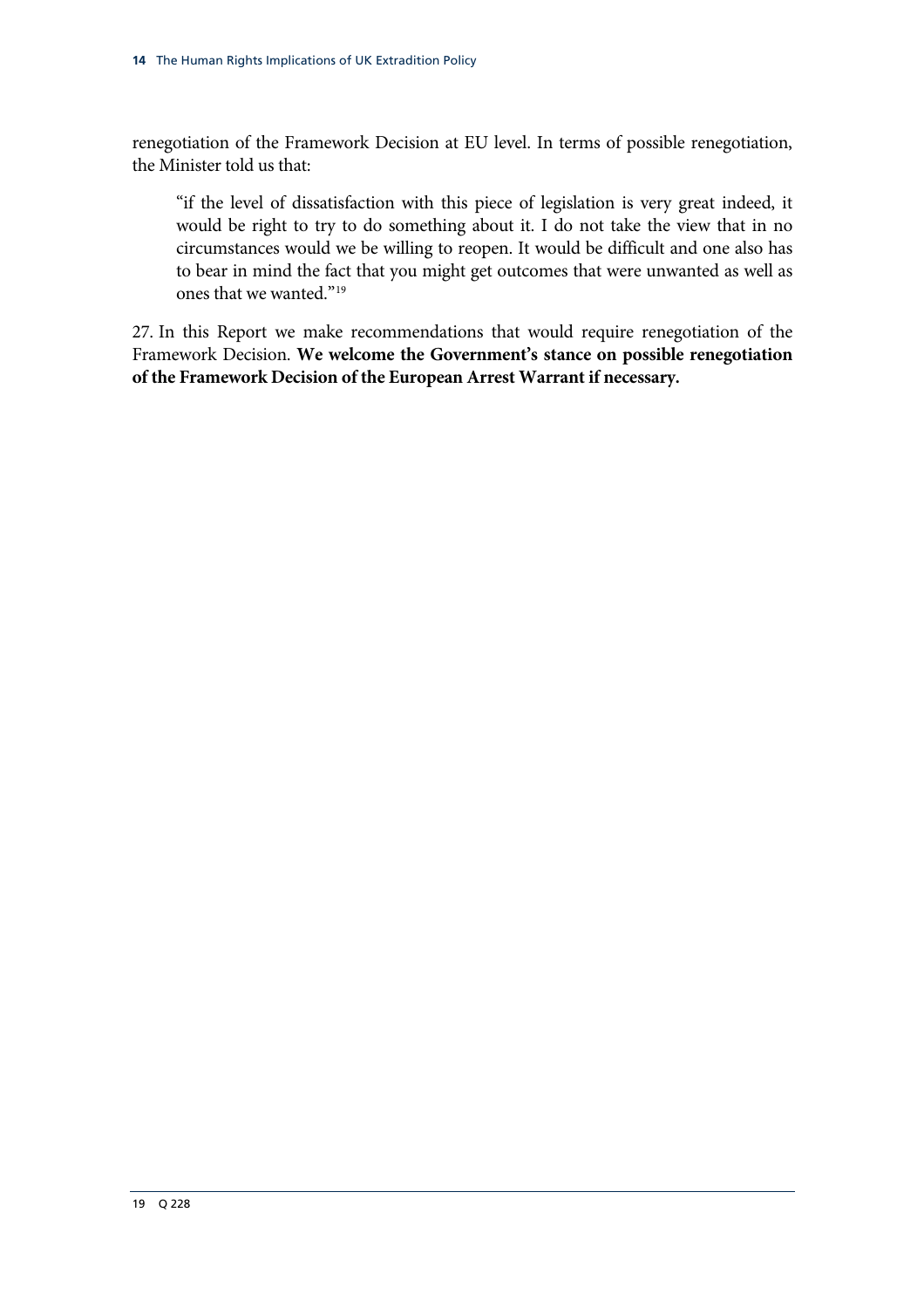renegotiation of the Framework Decision at EU level. In terms of possible renegotiation, the Minister told us that:

> "if the level of dissatisfaction with this piece of legislation is very great indeed, it would be right to try to do something about it. I do not take the view that in no circumstances would we be willing to reopen. It would be difficult and one also has to bear in mind the fact that you might get outcomes that were unwanted as well as ones that we wanted."[19]

27. In this Report we make recommendations that would require renegotiation of the Framework Decision. **We welcome the Government's stance on possible renegotiation of the Framework Decision of the European Arrest Warrant if necessary.**

---

19 Q 228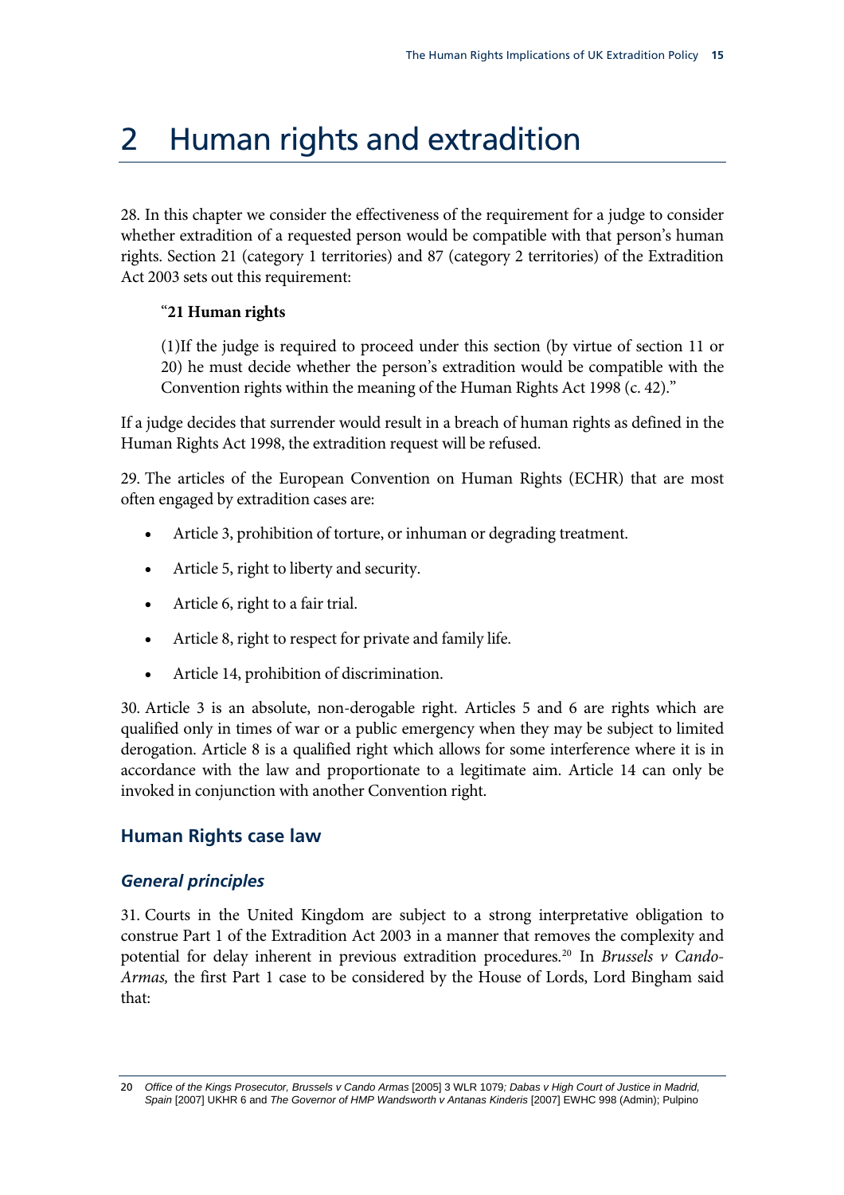# 2 Human rights and extradition

28. In this chapter we consider the effectiveness of the requirement for a judge to consider whether extradition of a requested person would be compatible with that person's human rights. Section 21 (category 1 territories) and 87 (category 2 territories) of the Extradition Act 2003 sets out this requirement:

> "**21 Human rights**
>
> (1)If the judge is required to proceed under this section (by virtue of section 11 or 20) he must decide whether the person's extradition would be compatible with the Convention rights within the meaning of the Human Rights Act 1998 (c. 42)."

If a judge decides that surrender would result in a breach of human rights as defined in the Human Rights Act 1998, the extradition request will be refused.

29. The articles of the European Convention on Human Rights (ECHR) that are most often engaged by extradition cases are:

- Article 3, prohibition of torture, or inhuman or degrading treatment.
- Article 5, right to liberty and security.
- Article 6, right to a fair trial.
- Article 8, right to respect for private and family life.
- Article 14, prohibition of discrimination.

30. Article 3 is an absolute, non-derogable right. Articles 5 and 6 are rights which are qualified only in times of war or a public emergency when they may be subject to limited derogation. Article 8 is a qualified right which allows for some interference where it is in accordance with the law and proportionate to a legitimate aim. Article 14 can only be invoked in conjunction with another Convention right.

## Human Rights case law

### *General principles*

31. Courts in the United Kingdom are subject to a strong interpretative obligation to construe Part 1 of the Extradition Act 2003 in a manner that removes the complexity and potential for delay inherent in previous extradition procedures.[20] In *Brussels v Cando-Armas,* the first Part 1 case to be considered by the House of Lords, Lord Bingham said that:

20 *Office of the Kings Prosecutor, Brussels v Cando Armas* [2005] 3 WLR 1079*; Dabas v High Court of Justice in Madrid, Spain* [2007] UKHR 6 and *The Governor of HMP Wandsworth v Antanas Kinderis* [2007] EWHC 998 (Admin); Pulpino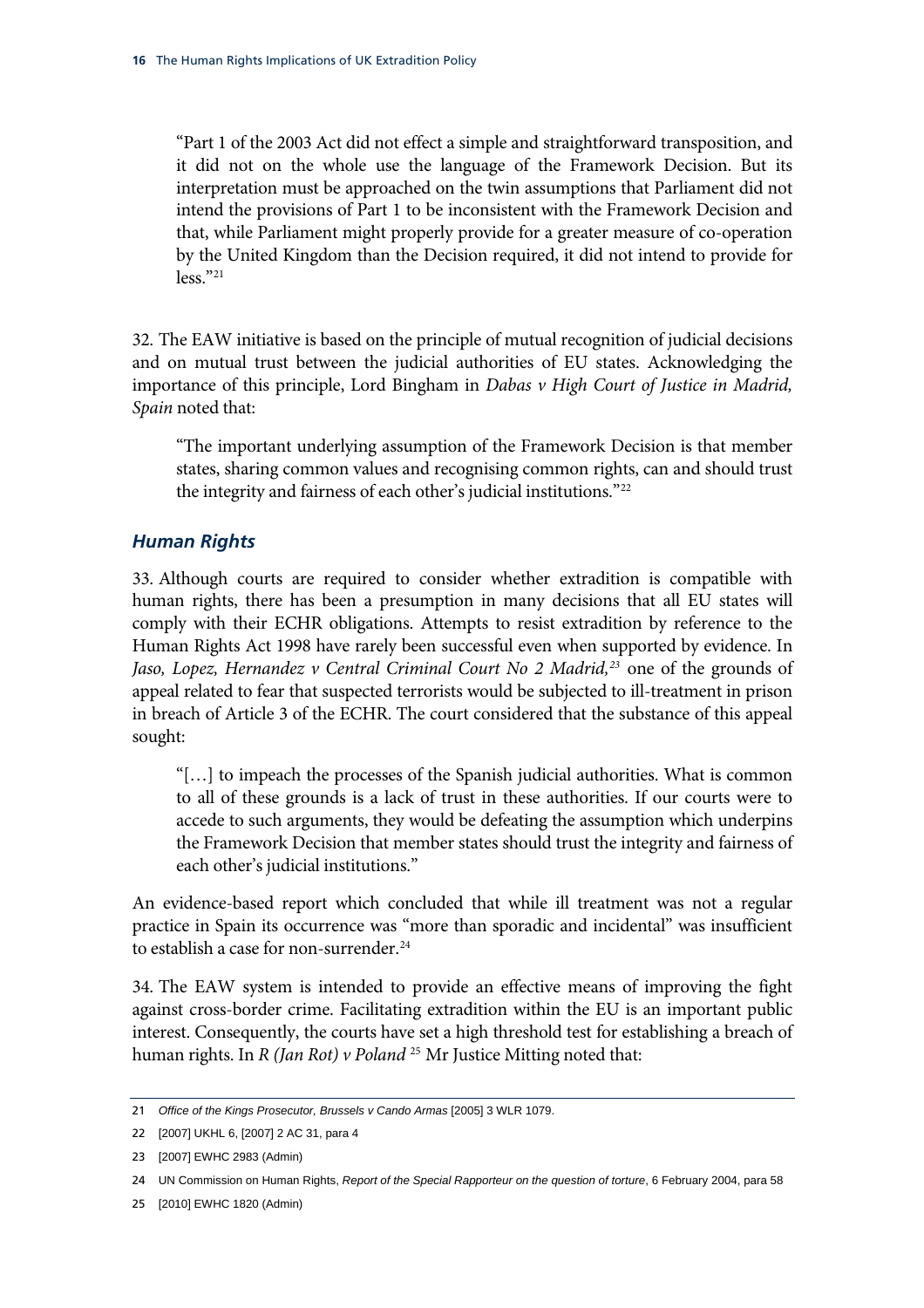> "Part 1 of the 2003 Act did not effect a simple and straightforward transposition, and it did not on the whole use the language of the Framework Decision. But its interpretation must be approached on the twin assumptions that Parliament did not intend the provisions of Part 1 to be inconsistent with the Framework Decision and that, while Parliament might properly provide for a greater measure of co-operation by the United Kingdom than the Decision required, it did not intend to provide for less."[21]

32. The EAW initiative is based on the principle of mutual recognition of judicial decisions and on mutual trust between the judicial authorities of EU states. Acknowledging the importance of this principle, Lord Bingham in *Dabas v High Court of Justice in Madrid, Spain* noted that:

> "The important underlying assumption of the Framework Decision is that member states, sharing common values and recognising common rights, can and should trust the integrity and fairness of each other's judicial institutions."[22]

### *Human Rights*

33. Although courts are required to consider whether extradition is compatible with human rights, there has been a presumption in many decisions that all EU states will comply with their ECHR obligations. Attempts to resist extradition by reference to the Human Rights Act 1998 have rarely been successful even when supported by evidence. In *Jaso, Lopez, Hernandez v Central Criminal Court No 2 Madrid,*[23] one of the grounds of appeal related to fear that suspected terrorists would be subjected to ill-treatment in prison in breach of Article 3 of the ECHR. The court considered that the substance of this appeal sought:

> "[…] to impeach the processes of the Spanish judicial authorities. What is common to all of these grounds is a lack of trust in these authorities. If our courts were to accede to such arguments, they would be defeating the assumption which underpins the Framework Decision that member states should trust the integrity and fairness of each other's judicial institutions."

An evidence-based report which concluded that while ill treatment was not a regular practice in Spain its occurrence was "more than sporadic and incidental" was insufficient to establish a case for non-surrender.[24]

34. The EAW system is intended to provide an effective means of improving the fight against cross-border crime. Facilitating extradition within the EU is an important public interest. Consequently, the courts have set a high threshold test for establishing a breach of human rights. In *R (Jan Rot) v Poland*[25] Mr Justice Mitting noted that:

---

21 *Office of the Kings Prosecutor, Brussels v Cando Armas* [2005] 3 WLR 1079.

22 [2007] UKHL 6, [2007] 2 AC 31, para 4

23 [2007] EWHC 2983 (Admin)

24 UN Commission on Human Rights, *Report of the Special Rapporteur on the question of torture*, 6 February 2004, para 58

25 [2010] EWHC 1820 (Admin)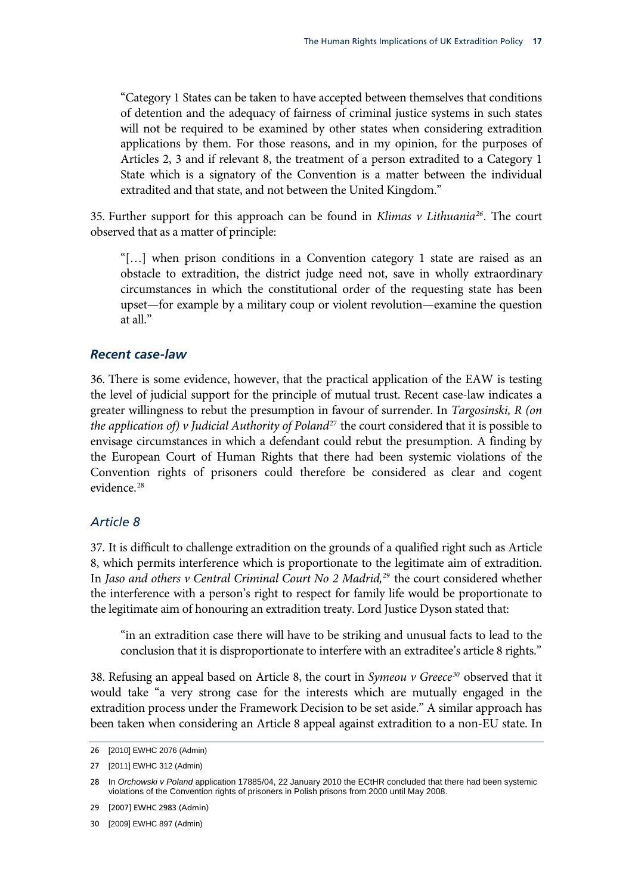> "Category 1 States can be taken to have accepted between themselves that conditions of detention and the adequacy of fairness of criminal justice systems in such states will not be required to be examined by other states when considering extradition applications by them. For those reasons, and in my opinion, for the purposes of Articles 2, 3 and if relevant 8, the treatment of a person extradited to a Category 1 State which is a signatory of the Convention is a matter between the individual extradited and that state, and not between the United Kingdom."

35. Further support for this approach can be found in *Klimas v Lithuania*[26]. The court observed that as a matter of principle:

> "[…] when prison conditions in a Convention category 1 state are raised as an obstacle to extradition, the district judge need not, save in wholly extraordinary circumstances in which the constitutional order of the requesting state has been upset—for example by a military coup or violent revolution—examine the question at all."

### *Recent case-law*

36. There is some evidence, however, that the practical application of the EAW is testing the level of judicial support for the principle of mutual trust. Recent case-law indicates a greater willingness to rebut the presumption in favour of surrender. In *Targosinski, R (on the application of) v Judicial Authority of Poland*[27] the court considered that it is possible to envisage circumstances in which a defendant could rebut the presumption. A finding by the European Court of Human Rights that there had been systemic violations of the Convention rights of prisoners could therefore be considered as clear and cogent evidence.[28]

### *Article 8*

37. It is difficult to challenge extradition on the grounds of a qualified right such as Article 8, which permits interference which is proportionate to the legitimate aim of extradition. In *Jaso and others v Central Criminal Court No 2 Madrid,*[29] the court considered whether the interference with a person's right to respect for family life would be proportionate to the legitimate aim of honouring an extradition treaty. Lord Justice Dyson stated that:

> "in an extradition case there will have to be striking and unusual facts to lead to the conclusion that it is disproportionate to interfere with an extraditee's article 8 rights."

38. Refusing an appeal based on Article 8, the court in *Symeou v Greece*[30] observed that it would take "a very strong case for the interests which are mutually engaged in the extradition process under the Framework Decision to be set aside." A similar approach has been taken when considering an Article 8 appeal against extradition to a non-EU state. In

---

26 [2010] EWHC 2076 (Admin)

27 [2011] EWHC 312 (Admin)

28 In *Orchowski v Poland* application 17885/04, 22 January 2010 the ECtHR concluded that there had been systemic violations of the Convention rights of prisoners in Polish prisons from 2000 until May 2008.

29 [2007] EWHC 2983 (Admin)

30 [2009] EWHC 897 (Admin)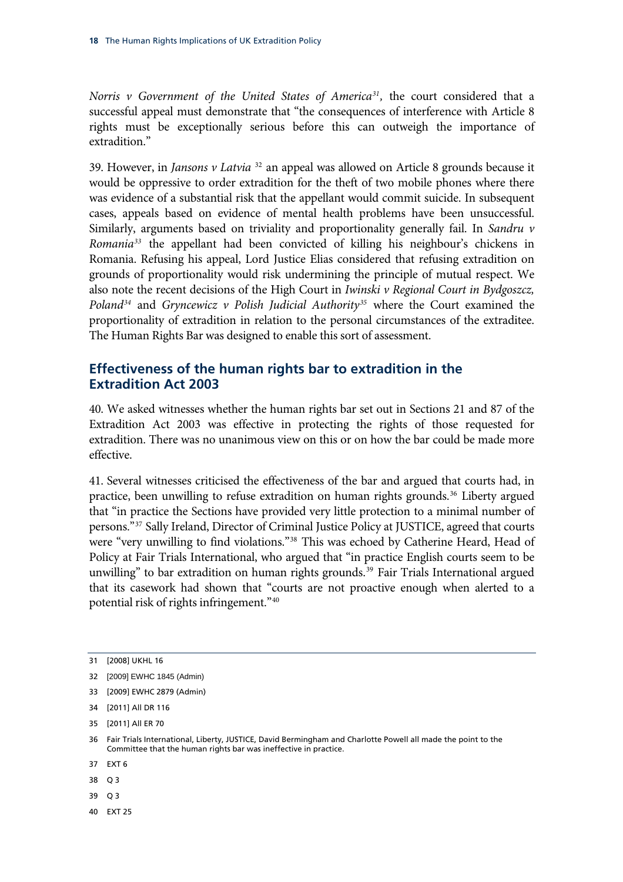*Norris v Government of the United States of America*[31], the court considered that a successful appeal must demonstrate that "the consequences of interference with Article 8 rights must be exceptionally serious before this can outweigh the importance of extradition."

39. However, in *Jansons v Latvia* [32] an appeal was allowed on Article 8 grounds because it would be oppressive to order extradition for the theft of two mobile phones where there was evidence of a substantial risk that the appellant would commit suicide. In subsequent cases, appeals based on evidence of mental health problems have been unsuccessful. Similarly, arguments based on triviality and proportionality generally fail. In *Sandru v Romania*[33] the appellant had been convicted of killing his neighbour's chickens in Romania. Refusing his appeal, Lord Justice Elias considered that refusing extradition on grounds of proportionality would risk undermining the principle of mutual respect. We also note the recent decisions of the High Court in *Iwinski v Regional Court in Bydgoszcz, Poland*[34] and *Gryncewicz v Polish Judicial Authority*[35] where the Court examined the proportionality of extradition in relation to the personal circumstances of the extraditee. The Human Rights Bar was designed to enable this sort of assessment.

## Effectiveness of the human rights bar to extradition in the Extradition Act 2003

40. We asked witnesses whether the human rights bar set out in Sections 21 and 87 of the Extradition Act 2003 was effective in protecting the rights of those requested for extradition. There was no unanimous view on this or on how the bar could be made more effective.

41. Several witnesses criticised the effectiveness of the bar and argued that courts had, in practice, been unwilling to refuse extradition on human rights grounds.[36] Liberty argued that "in practice the Sections have provided very little protection to a minimal number of persons."[37] Sally Ireland, Director of Criminal Justice Policy at JUSTICE, agreed that courts were "very unwilling to find violations."[38] This was echoed by Catherine Heard, Head of Policy at Fair Trials International, who argued that "in practice English courts seem to be unwilling" to bar extradition on human rights grounds.[39] Fair Trials International argued that its casework had shown that "courts are not proactive enough when alerted to a potential risk of rights infringement."[40]

---

31 [2008] UKHL 16

32 [2009] EWHC 1845 (Admin)

33 [2009] EWHC 2879 (Admin)

34 [2011] All DR 116

35 [2011] All ER 70

36 Fair Trials International, Liberty, JUSTICE, David Bermingham and Charlotte Powell all made the point to the Committee that the human rights bar was ineffective in practice.

37 EXT 6

38 Q 3

39 Q 3

40 EXT 25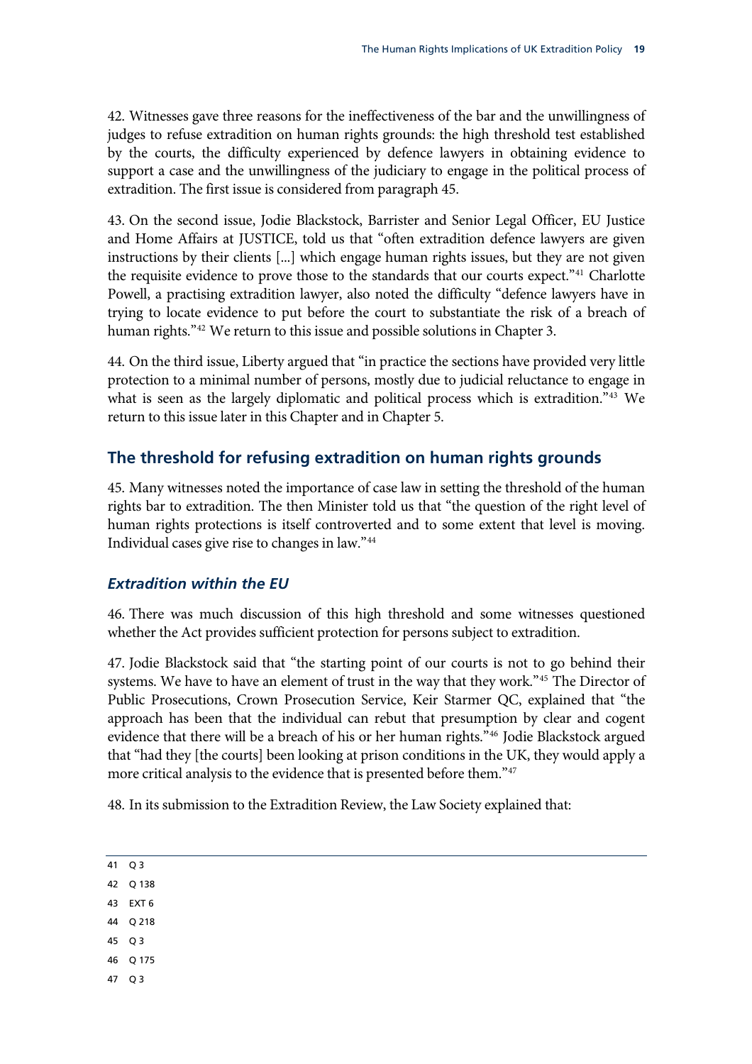42. Witnesses gave three reasons for the ineffectiveness of the bar and the unwillingness of judges to refuse extradition on human rights grounds: the high threshold test established by the courts, the difficulty experienced by defence lawyers in obtaining evidence to support a case and the unwillingness of the judiciary to engage in the political process of extradition. The first issue is considered from paragraph 45.

43. On the second issue, Jodie Blackstock, Barrister and Senior Legal Officer, EU Justice and Home Affairs at JUSTICE, told us that "often extradition defence lawyers are given instructions by their clients [...] which engage human rights issues, but they are not given the requisite evidence to prove those to the standards that our courts expect."[41] Charlotte Powell, a practising extradition lawyer, also noted the difficulty "defence lawyers have in trying to locate evidence to put before the court to substantiate the risk of a breach of human rights."[42] We return to this issue and possible solutions in Chapter 3.

44. On the third issue, Liberty argued that "in practice the sections have provided very little protection to a minimal number of persons, mostly due to judicial reluctance to engage in what is seen as the largely diplomatic and political process which is extradition."[43] We return to this issue later in this Chapter and in Chapter 5.

## The threshold for refusing extradition on human rights grounds

45. Many witnesses noted the importance of case law in setting the threshold of the human rights bar to extradition. The then Minister told us that "the question of the right level of human rights protections is itself controverted and to some extent that level is moving. Individual cases give rise to changes in law."[44]

### *Extradition within the EU*

46. There was much discussion of this high threshold and some witnesses questioned whether the Act provides sufficient protection for persons subject to extradition.

47. Jodie Blackstock said that "the starting point of our courts is not to go behind their systems. We have to have an element of trust in the way that they work."[45] The Director of Public Prosecutions, Crown Prosecution Service, Keir Starmer QC, explained that "the approach has been that the individual can rebut that presumption by clear and cogent evidence that there will be a breach of his or her human rights."[46] Jodie Blackstock argued that "had they [the courts] been looking at prison conditions in the UK, they would apply a more critical analysis to the evidence that is presented before them."[47]

48. In its submission to the Extradition Review, the Law Society explained that:

41 Q 3

42 Q 138

43 EXT 6

44 Q 218

45 Q 3

46 Q 175

47 Q 3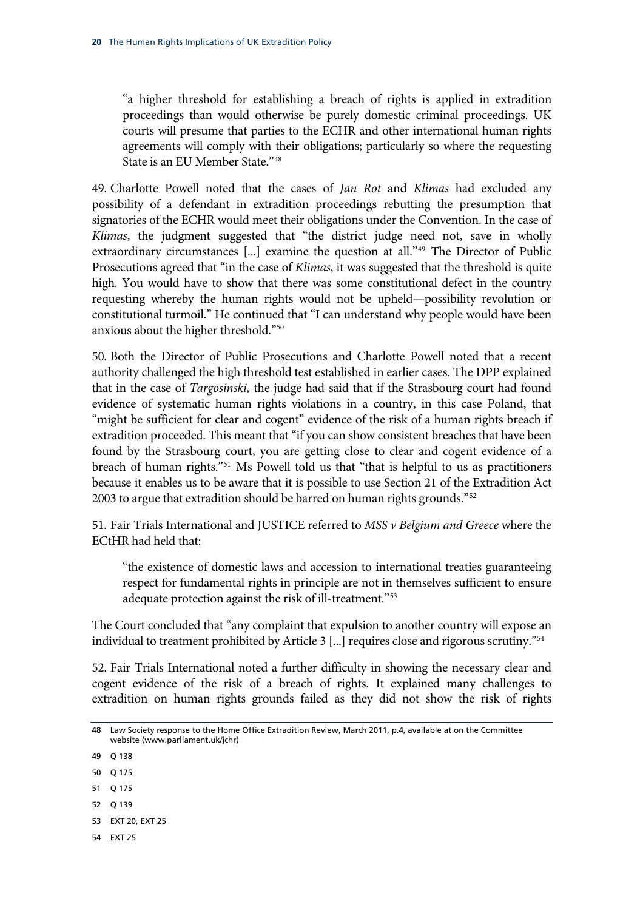> "a higher threshold for establishing a breach of rights is applied in extradition proceedings than would otherwise be purely domestic criminal proceedings. UK courts will presume that parties to the ECHR and other international human rights agreements will comply with their obligations; particularly so where the requesting State is an EU Member State."[48]

49. Charlotte Powell noted that the cases of *Jan Rot* and *Klimas* had excluded any possibility of a defendant in extradition proceedings rebutting the presumption that signatories of the ECHR would meet their obligations under the Convention. In the case of *Klimas*, the judgment suggested that "the district judge need not, save in wholly extraordinary circumstances [...] examine the question at all."[49] The Director of Public Prosecutions agreed that "in the case of *Klimas*, it was suggested that the threshold is quite high. You would have to show that there was some constitutional defect in the country requesting whereby the human rights would not be upheld—possibility revolution or constitutional turmoil." He continued that "I can understand why people would have been anxious about the higher threshold."[50]

50. Both the Director of Public Prosecutions and Charlotte Powell noted that a recent authority challenged the high threshold test established in earlier cases. The DPP explained that in the case of *Targosinski,* the judge had said that if the Strasbourg court had found evidence of systematic human rights violations in a country, in this case Poland, that "might be sufficient for clear and cogent" evidence of the risk of a human rights breach if extradition proceeded. This meant that "if you can show consistent breaches that have been found by the Strasbourg court, you are getting close to clear and cogent evidence of a breach of human rights."[51] Ms Powell told us that "that is helpful to us as practitioners because it enables us to be aware that it is possible to use Section 21 of the Extradition Act 2003 to argue that extradition should be barred on human rights grounds."[52]

51. Fair Trials International and JUSTICE referred to *MSS v Belgium and Greece* where the ECtHR had held that:

> "the existence of domestic laws and accession to international treaties guaranteeing respect for fundamental rights in principle are not in themselves sufficient to ensure adequate protection against the risk of ill-treatment."[53]

The Court concluded that "any complaint that expulsion to another country will expose an individual to treatment prohibited by Article 3 [...] requires close and rigorous scrutiny."[54]

52. Fair Trials International noted a further difficulty in showing the necessary clear and cogent evidence of the risk of a breach of rights. It explained many challenges to extradition on human rights grounds failed as they did not show the risk of rights

---

48 Law Society response to the Home Office Extradition Review, March 2011, p.4, available at on the Committee website (www.parliament.uk/jchr)

49 Q 138

50 Q 175

51 Q 175

52 Q 139

53 EXT 20, EXT 25

54 EXT 25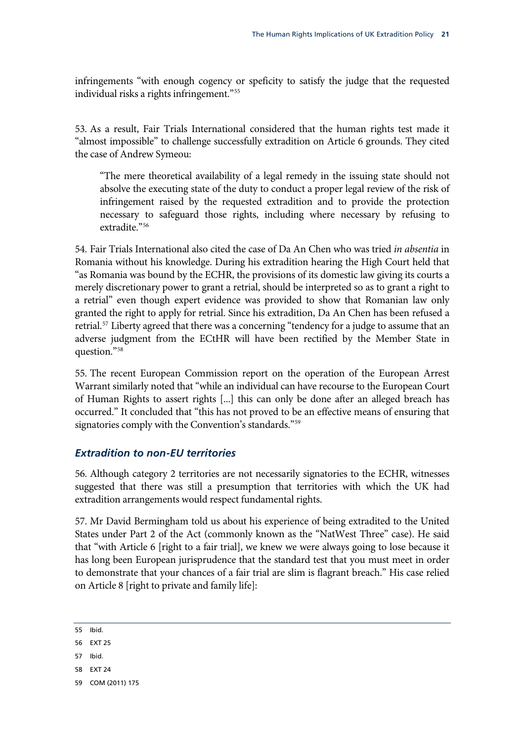infringements "with enough cogency or speficity to satisfy the judge that the requested individual risks a rights infringement."[55]

53. As a result, Fair Trials International considered that the human rights test made it "almost impossible" to challenge successfully extradition on Article 6 grounds. They cited the case of Andrew Symeou:

> "The mere theoretical availability of a legal remedy in the issuing state should not absolve the executing state of the duty to conduct a proper legal review of the risk of infringement raised by the requested extradition and to provide the protection necessary to safeguard those rights, including where necessary by refusing to extradite."[56]

54. Fair Trials International also cited the case of Da An Chen who was tried *in absentia* in Romania without his knowledge. During his extradition hearing the High Court held that "as Romania was bound by the ECHR, the provisions of its domestic law giving its courts a merely discretionary power to grant a retrial, should be interpreted so as to grant a right to a retrial" even though expert evidence was provided to show that Romanian law only granted the right to apply for retrial. Since his extradition, Da An Chen has been refused a retrial.[57] Liberty agreed that there was a concerning "tendency for a judge to assume that an adverse judgment from the ECtHR will have been rectified by the Member State in question."[58]

55. The recent European Commission report on the operation of the European Arrest Warrant similarly noted that "while an individual can have recourse to the European Court of Human Rights to assert rights [...] this can only be done after an alleged breach has occurred." It concluded that "this has not proved to be an effective means of ensuring that signatories comply with the Convention's standards."[59]

### *Extradition to non-EU territories*

56. Although category 2 territories are not necessarily signatories to the ECHR, witnesses suggested that there was still a presumption that territories with which the UK had extradition arrangements would respect fundamental rights.

57. Mr David Bermingham told us about his experience of being extradited to the United States under Part 2 of the Act (commonly known as the "NatWest Three" case). He said that "with Article 6 [right to a fair trial], we knew we were always going to lose because it has long been European jurisprudence that the standard test that you must meet in order to demonstrate that your chances of a fair trial are slim is flagrant breach." His case relied on Article 8 [right to private and family life]:

---

55 Ibid.

56 EXT 25

57 Ibid.

58 EXT 24

59 COM (2011) 175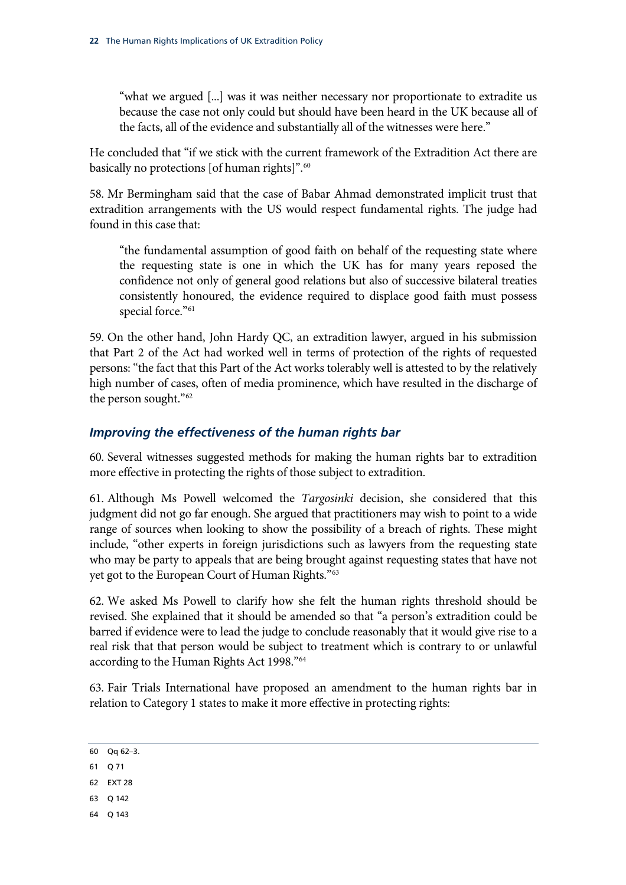> "what we argued [...] was it was neither necessary nor proportionate to extradite us because the case not only could but should have been heard in the UK because all of the facts, all of the evidence and substantially all of the witnesses were here."

He concluded that "if we stick with the current framework of the Extradition Act there are basically no protections [of human rights]".[60]

58. Mr Bermingham said that the case of Babar Ahmad demonstrated implicit trust that extradition arrangements with the US would respect fundamental rights. The judge had found in this case that:

> "the fundamental assumption of good faith on behalf of the requesting state where the requesting state is one in which the UK has for many years reposed the confidence not only of general good relations but also of successive bilateral treaties consistently honoured, the evidence required to displace good faith must possess special force."[61]

59. On the other hand, John Hardy QC, an extradition lawyer, argued in his submission that Part 2 of the Act had worked well in terms of protection of the rights of requested persons: "the fact that this Part of the Act works tolerably well is attested to by the relatively high number of cases, often of media prominence, which have resulted in the discharge of the person sought."[62]

### *Improving the effectiveness of the human rights bar*

60. Several witnesses suggested methods for making the human rights bar to extradition more effective in protecting the rights of those subject to extradition.

61. Although Ms Powell welcomed the *Targosinki* decision, she considered that this judgment did not go far enough. She argued that practitioners may wish to point to a wide range of sources when looking to show the possibility of a breach of rights. These might include, "other experts in foreign jurisdictions such as lawyers from the requesting state who may be party to appeals that are being brought against requesting states that have not yet got to the European Court of Human Rights."[63]

62. We asked Ms Powell to clarify how she felt the human rights threshold should be revised. She explained that it should be amended so that "a person's extradition could be barred if evidence were to lead the judge to conclude reasonably that it would give rise to a real risk that that person would be subject to treatment which is contrary to or unlawful according to the Human Rights Act 1998."[64]

63. Fair Trials International have proposed an amendment to the human rights bar in relation to Category 1 states to make it more effective in protecting rights:

---

60 Qq 62–3.

61 Q 71

62 EXT 28

63 Q 142

64 Q 143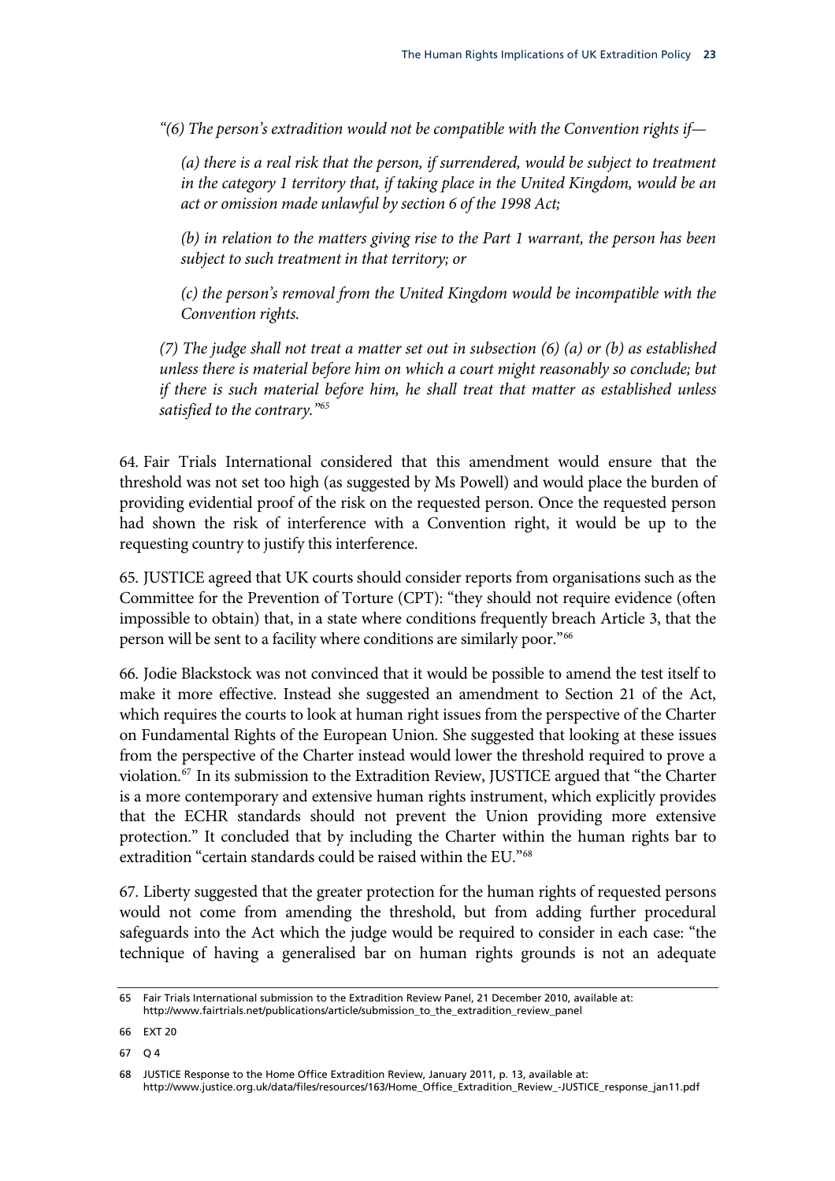*"(6) The person's extradition would not be compatible with the Convention rights if—*

> *(a) there is a real risk that the person, if surrendered, would be subject to treatment in the category 1 territory that, if taking place in the United Kingdom, would be an act or omission made unlawful by section 6 of the 1998 Act;*
>
> *(b) in relation to the matters giving rise to the Part 1 warrant, the person has been subject to such treatment in that territory; or*
>
> *(c) the person's removal from the United Kingdom would be incompatible with the Convention rights.*

*(7) The judge shall not treat a matter set out in subsection (6) (a) or (b) as established unless there is material before him on which a court might reasonably so conclude; but if there is such material before him, he shall treat that matter as established unless satisfied to the contrary."*[65]

64. Fair Trials International considered that this amendment would ensure that the threshold was not set too high (as suggested by Ms Powell) and would place the burden of providing evidential proof of the risk on the requested person. Once the requested person had shown the risk of interference with a Convention right, it would be up to the requesting country to justify this interference.

65. JUSTICE agreed that UK courts should consider reports from organisations such as the Committee for the Prevention of Torture (CPT): "they should not require evidence (often impossible to obtain) that, in a state where conditions frequently breach Article 3, that the person will be sent to a facility where conditions are similarly poor."[66]

66. Jodie Blackstock was not convinced that it would be possible to amend the test itself to make it more effective. Instead she suggested an amendment to Section 21 of the Act, which requires the courts to look at human right issues from the perspective of the Charter on Fundamental Rights of the European Union. She suggested that looking at these issues from the perspective of the Charter instead would lower the threshold required to prove a violation.[67] In its submission to the Extradition Review, JUSTICE argued that "the Charter is a more contemporary and extensive human rights instrument, which explicitly provides that the ECHR standards should not prevent the Union providing more extensive protection." It concluded that by including the Charter within the human rights bar to extradition "certain standards could be raised within the EU."[68]

67. Liberty suggested that the greater protection for the human rights of requested persons would not come from amending the threshold, but from adding further procedural safeguards into the Act which the judge would be required to consider in each case: "the technique of having a generalised bar on human rights grounds is not an adequate

---

65 Fair Trials International submission to the Extradition Review Panel, 21 December 2010, available at: http://www.fairtrials.net/publications/article/submission_to_the_extradition_review_panel

66 EXT 20

67 Q 4

68 JUSTICE Response to the Home Office Extradition Review, January 2011, p. 13, available at: http://www.justice.org.uk/data/files/resources/163/Home_Office_Extradition_Review_-JUSTICE_response_jan11.pdf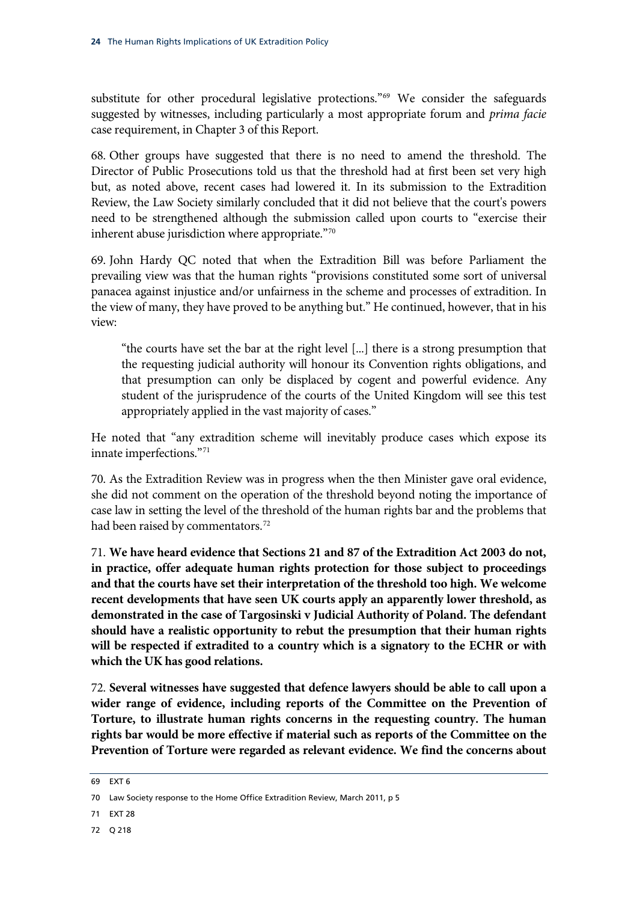substitute for other procedural legislative protections."[69] We consider the safeguards suggested by witnesses, including particularly a most appropriate forum and *prima facie* case requirement, in Chapter 3 of this Report.

68. Other groups have suggested that there is no need to amend the threshold. The Director of Public Prosecutions told us that the threshold had at first been set very high but, as noted above, recent cases had lowered it. In its submission to the Extradition Review, the Law Society similarly concluded that it did not believe that the court's powers need to be strengthened although the submission called upon courts to "exercise their inherent abuse jurisdiction where appropriate."[70]

69. John Hardy QC noted that when the Extradition Bill was before Parliament the prevailing view was that the human rights "provisions constituted some sort of universal panacea against injustice and/or unfairness in the scheme and processes of extradition. In the view of many, they have proved to be anything but." He continued, however, that in his view:

> "the courts have set the bar at the right level [...] there is a strong presumption that the requesting judicial authority will honour its Convention rights obligations, and that presumption can only be displaced by cogent and powerful evidence. Any student of the jurisprudence of the courts of the United Kingdom will see this test appropriately applied in the vast majority of cases."

He noted that "any extradition scheme will inevitably produce cases which expose its innate imperfections."[71]

70. As the Extradition Review was in progress when the then Minister gave oral evidence, she did not comment on the operation of the threshold beyond noting the importance of case law in setting the level of the threshold of the human rights bar and the problems that had been raised by commentators.[72]

71. **We have heard evidence that Sections 21 and 87 of the Extradition Act 2003 do not, in practice, offer adequate human rights protection for those subject to proceedings and that the courts have set their interpretation of the threshold too high. We welcome recent developments that have seen UK courts apply an apparently lower threshold, as demonstrated in the case of Targosinski v Judicial Authority of Poland. The defendant should have a realistic opportunity to rebut the presumption that their human rights will be respected if extradited to a country which is a signatory to the ECHR or with which the UK has good relations.**

72. **Several witnesses have suggested that defence lawyers should be able to call upon a wider range of evidence, including reports of the Committee on the Prevention of Torture, to illustrate human rights concerns in the requesting country. The human rights bar would be more effective if material such as reports of the Committee on the Prevention of Torture were regarded as relevant evidence. We find the concerns about**

---

69 EXT 6

70 Law Society response to the Home Office Extradition Review, March 2011, p 5

71 EXT 28

72 Q 218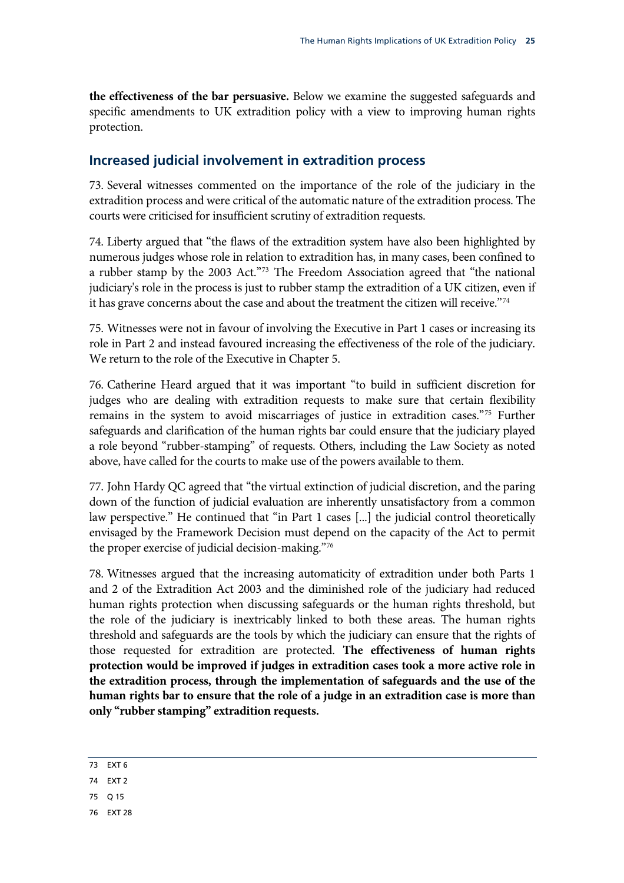**the effectiveness of the bar persuasive.** Below we examine the suggested safeguards and specific amendments to UK extradition policy with a view to improving human rights protection.

## Increased judicial involvement in extradition process

73. Several witnesses commented on the importance of the role of the judiciary in the extradition process and were critical of the automatic nature of the extradition process. The courts were criticised for insufficient scrutiny of extradition requests.

74. Liberty argued that "the flaws of the extradition system have also been highlighted by numerous judges whose role in relation to extradition has, in many cases, been confined to a rubber stamp by the 2003 Act."[73] The Freedom Association agreed that "the national judiciary's role in the process is just to rubber stamp the extradition of a UK citizen, even if it has grave concerns about the case and about the treatment the citizen will receive."[74]

75. Witnesses were not in favour of involving the Executive in Part 1 cases or increasing its role in Part 2 and instead favoured increasing the effectiveness of the role of the judiciary. We return to the role of the Executive in Chapter 5.

76. Catherine Heard argued that it was important "to build in sufficient discretion for judges who are dealing with extradition requests to make sure that certain flexibility remains in the system to avoid miscarriages of justice in extradition cases."[75] Further safeguards and clarification of the human rights bar could ensure that the judiciary played a role beyond "rubber-stamping" of requests. Others, including the Law Society as noted above, have called for the courts to make use of the powers available to them.

77. John Hardy QC agreed that "the virtual extinction of judicial discretion, and the paring down of the function of judicial evaluation are inherently unsatisfactory from a common law perspective." He continued that "in Part 1 cases [...] the judicial control theoretically envisaged by the Framework Decision must depend on the capacity of the Act to permit the proper exercise of judicial decision-making."[76]

78. Witnesses argued that the increasing automaticity of extradition under both Parts 1 and 2 of the Extradition Act 2003 and the diminished role of the judiciary had reduced human rights protection when discussing safeguards or the human rights threshold, but the role of the judiciary is inextricably linked to both these areas. The human rights threshold and safeguards are the tools by which the judiciary can ensure that the rights of those requested for extradition are protected. **The effectiveness of human rights protection would be improved if judges in extradition cases took a more active role in the extradition process, through the implementation of safeguards and the use of the human rights bar to ensure that the role of a judge in an extradition case is more than only "rubber stamping" extradition requests.**

---

73 EXT 6

74 EXT 2

75 Q 15

76 EXT 28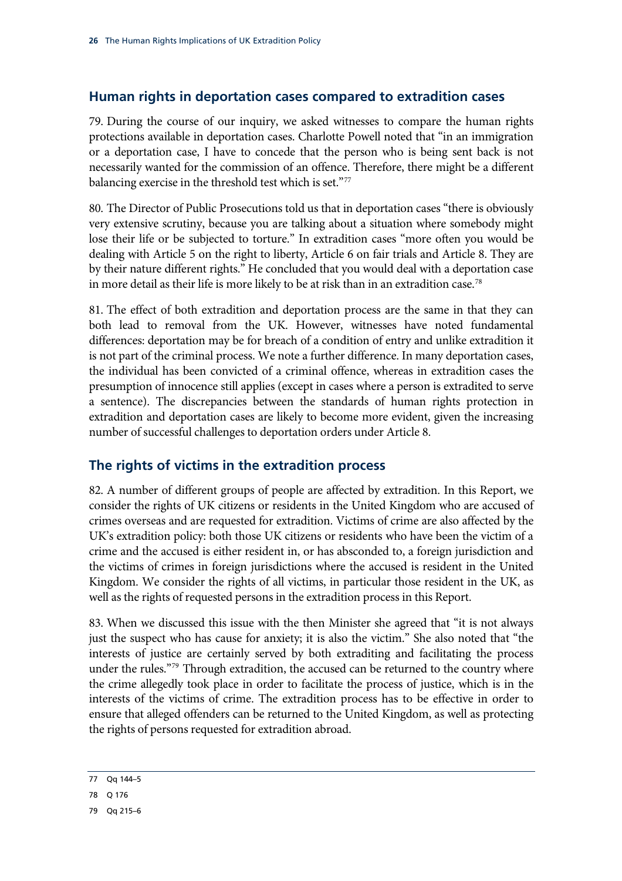## Human rights in deportation cases compared to extradition cases

79. During the course of our inquiry, we asked witnesses to compare the human rights protections available in deportation cases. Charlotte Powell noted that "in an immigration or a deportation case, I have to concede that the person who is being sent back is not necessarily wanted for the commission of an offence. Therefore, there might be a different balancing exercise in the threshold test which is set."[77]

80. The Director of Public Prosecutions told us that in deportation cases "there is obviously very extensive scrutiny, because you are talking about a situation where somebody might lose their life or be subjected to torture." In extradition cases "more often you would be dealing with Article 5 on the right to liberty, Article 6 on fair trials and Article 8. They are by their nature different rights." He concluded that you would deal with a deportation case in more detail as their life is more likely to be at risk than in an extradition case.[78]

81. The effect of both extradition and deportation process are the same in that they can both lead to removal from the UK. However, witnesses have noted fundamental differences: deportation may be for breach of a condition of entry and unlike extradition it is not part of the criminal process. We note a further difference. In many deportation cases, the individual has been convicted of a criminal offence, whereas in extradition cases the presumption of innocence still applies (except in cases where a person is extradited to serve a sentence). The discrepancies between the standards of human rights protection in extradition and deportation cases are likely to become more evident, given the increasing number of successful challenges to deportation orders under Article 8.

## The rights of victims in the extradition process

82. A number of different groups of people are affected by extradition. In this Report, we consider the rights of UK citizens or residents in the United Kingdom who are accused of crimes overseas and are requested for extradition. Victims of crime are also affected by the UK's extradition policy: both those UK citizens or residents who have been the victim of a crime and the accused is either resident in, or has absconded to, a foreign jurisdiction and the victims of crimes in foreign jurisdictions where the accused is resident in the United Kingdom. We consider the rights of all victims, in particular those resident in the UK, as well as the rights of requested persons in the extradition process in this Report.

83. When we discussed this issue with the then Minister she agreed that "it is not always just the suspect who has cause for anxiety; it is also the victim." She also noted that "the interests of justice are certainly served by both extraditing and facilitating the process under the rules."[79] Through extradition, the accused can be returned to the country where the crime allegedly took place in order to facilitate the process of justice, which is in the interests of the victims of crime. The extradition process has to be effective in order to ensure that alleged offenders can be returned to the United Kingdom, as well as protecting the rights of persons requested for extradition abroad.

77 Qq 144–5

78 Q 176

79 Qq 215–6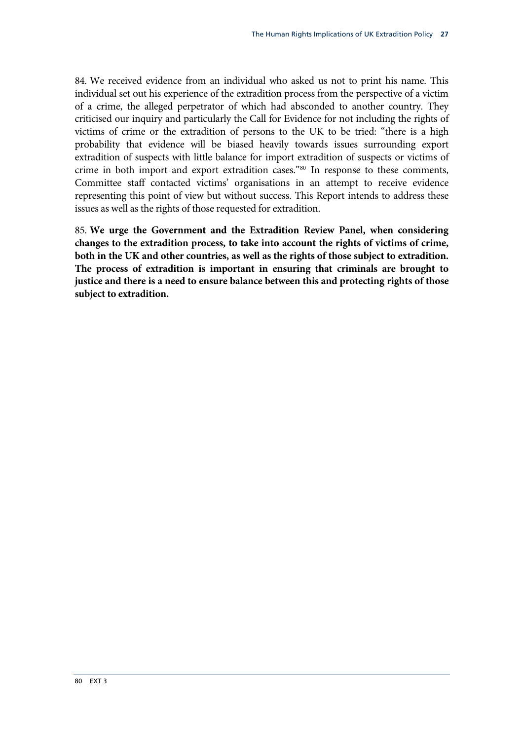84. We received evidence from an individual who asked us not to print his name. This individual set out his experience of the extradition process from the perspective of a victim of a crime, the alleged perpetrator of which had absconded to another country. They criticised our inquiry and particularly the Call for Evidence for not including the rights of victims of crime or the extradition of persons to the UK to be tried: "there is a high probability that evidence will be biased heavily towards issues surrounding export extradition of suspects with little balance for import extradition of suspects or victims of crime in both import and export extradition cases."[80] In response to these comments, Committee staff contacted victims' organisations in an attempt to receive evidence representing this point of view but without success. This Report intends to address these issues as well as the rights of those requested for extradition.

85. **We urge the Government and the Extradition Review Panel, when considering changes to the extradition process, to take into account the rights of victims of crime, both in the UK and other countries, as well as the rights of those subject to extradition. The process of extradition is important in ensuring that criminals are brought to justice and there is a need to ensure balance between this and protecting rights of those subject to extradition.**

80 EXT 3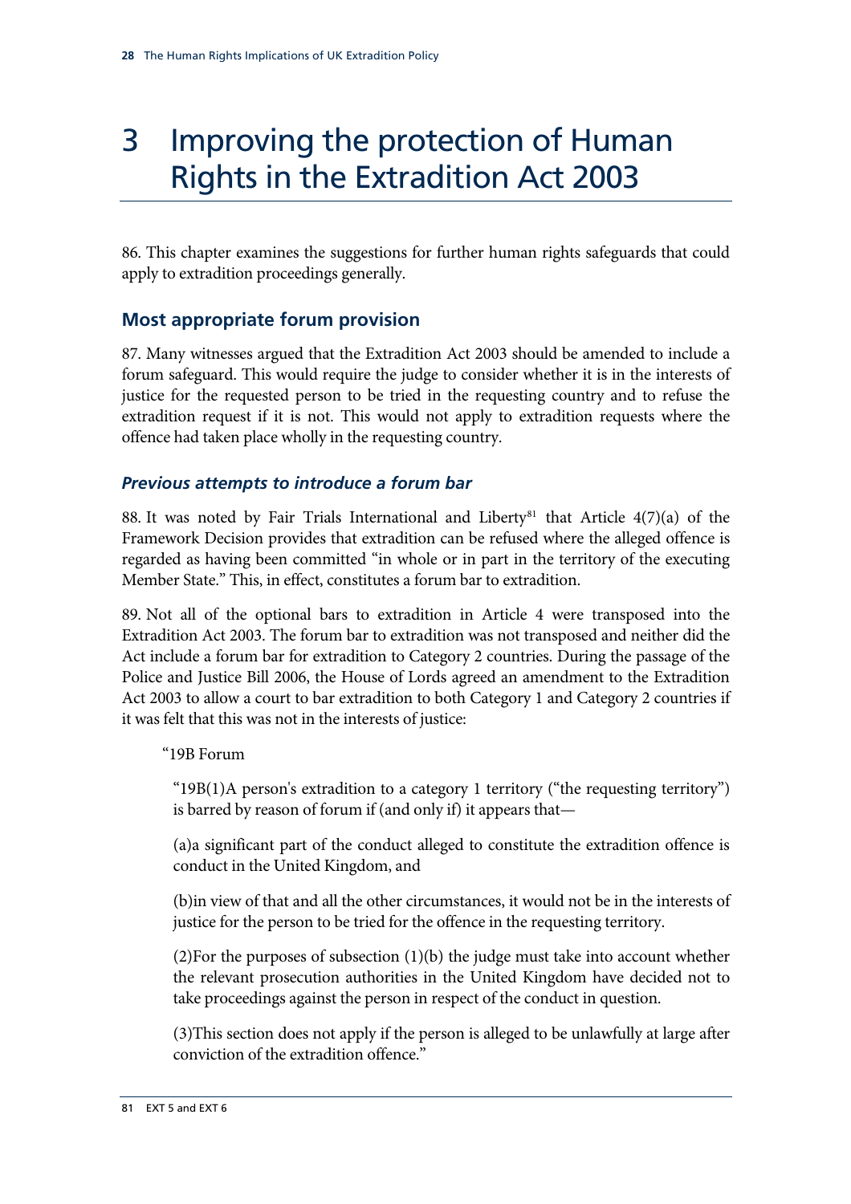# 3 Improving the protection of Human Rights in the Extradition Act 2003

86. This chapter examines the suggestions for further human rights safeguards that could apply to extradition proceedings generally.

## Most appropriate forum provision

87. Many witnesses argued that the Extradition Act 2003 should be amended to include a forum safeguard. This would require the judge to consider whether it is in the interests of justice for the requested person to be tried in the requesting country and to refuse the extradition request if it is not. This would not apply to extradition requests where the offence had taken place wholly in the requesting country.

### *Previous attempts to introduce a forum bar*

88. It was noted by Fair Trials International and Liberty[81] that Article 4(7)(a) of the Framework Decision provides that extradition can be refused where the alleged offence is regarded as having been committed "in whole or in part in the territory of the executing Member State." This, in effect, constitutes a forum bar to extradition.

89. Not all of the optional bars to extradition in Article 4 were transposed into the Extradition Act 2003. The forum bar to extradition was not transposed and neither did the Act include a forum bar for extradition to Category 2 countries. During the passage of the Police and Justice Bill 2006, the House of Lords agreed an amendment to the Extradition Act 2003 to allow a court to bar extradition to both Category 1 and Category 2 countries if it was felt that this was not in the interests of justice:

> "19B Forum
>
> "19B(1)A person's extradition to a category 1 territory ("the requesting territory") is barred by reason of forum if (and only if) it appears that—
>
> (a)a significant part of the conduct alleged to constitute the extradition offence is conduct in the United Kingdom, and
>
> (b)in view of that and all the other circumstances, it would not be in the interests of justice for the person to be tried for the offence in the requesting territory.
>
> (2)For the purposes of subsection (1)(b) the judge must take into account whether the relevant prosecution authorities in the United Kingdom have decided not to take proceedings against the person in respect of the conduct in question.
>
> (3)This section does not apply if the person is alleged to be unlawfully at large after conviction of the extradition offence."

81 EXT 5 and EXT 6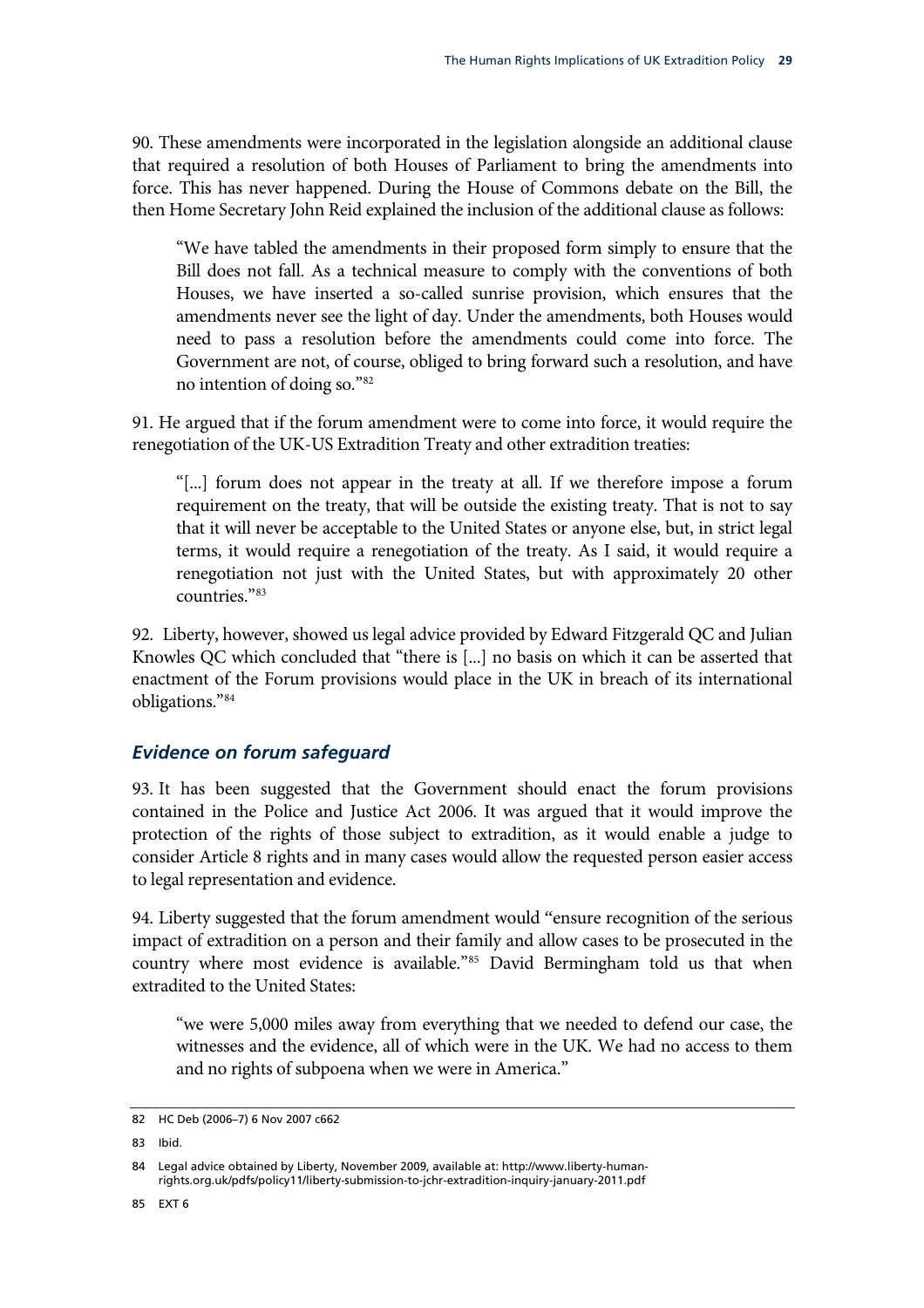90. These amendments were incorporated in the legislation alongside an additional clause that required a resolution of both Houses of Parliament to bring the amendments into force. This has never happened. During the House of Commons debate on the Bill, the then Home Secretary John Reid explained the inclusion of the additional clause as follows:

> "We have tabled the amendments in their proposed form simply to ensure that the Bill does not fall. As a technical measure to comply with the conventions of both Houses, we have inserted a so-called sunrise provision, which ensures that the amendments never see the light of day. Under the amendments, both Houses would need to pass a resolution before the amendments could come into force. The Government are not, of course, obliged to bring forward such a resolution, and have no intention of doing so."[82]

91. He argued that if the forum amendment were to come into force, it would require the renegotiation of the UK-US Extradition Treaty and other extradition treaties:

> "[...] forum does not appear in the treaty at all. If we therefore impose a forum requirement on the treaty, that will be outside the existing treaty. That is not to say that it will never be acceptable to the United States or anyone else, but, in strict legal terms, it would require a renegotiation of the treaty. As I said, it would require a renegotiation not just with the United States, but with approximately 20 other countries."[83]

92. Liberty, however, showed us legal advice provided by Edward Fitzgerald QC and Julian Knowles QC which concluded that "there is [...] no basis on which it can be asserted that enactment of the Forum provisions would place in the UK in breach of its international obligations."[84]

### *Evidence on forum safeguard*

93. It has been suggested that the Government should enact the forum provisions contained in the Police and Justice Act 2006. It was argued that it would improve the protection of the rights of those subject to extradition, as it would enable a judge to consider Article 8 rights and in many cases would allow the requested person easier access to legal representation and evidence.

94. Liberty suggested that the forum amendment would "ensure recognition of the serious impact of extradition on a person and their family and allow cases to be prosecuted in the country where most evidence is available."[85] David Bermingham told us that when extradited to the United States:

> "we were 5,000 miles away from everything that we needed to defend our case, the witnesses and the evidence, all of which were in the UK. We had no access to them and no rights of subpoena when we were in America."

---

82 HC Deb (2006–7) 6 Nov 2007 c662

83 Ibid.

84 Legal advice obtained by Liberty, November 2009, available at: http://www.liberty-human-rights.org.uk/pdfs/policy11/liberty-submission-to-jchr-extradition-inquiry-january-2011.pdf

85 EXT 6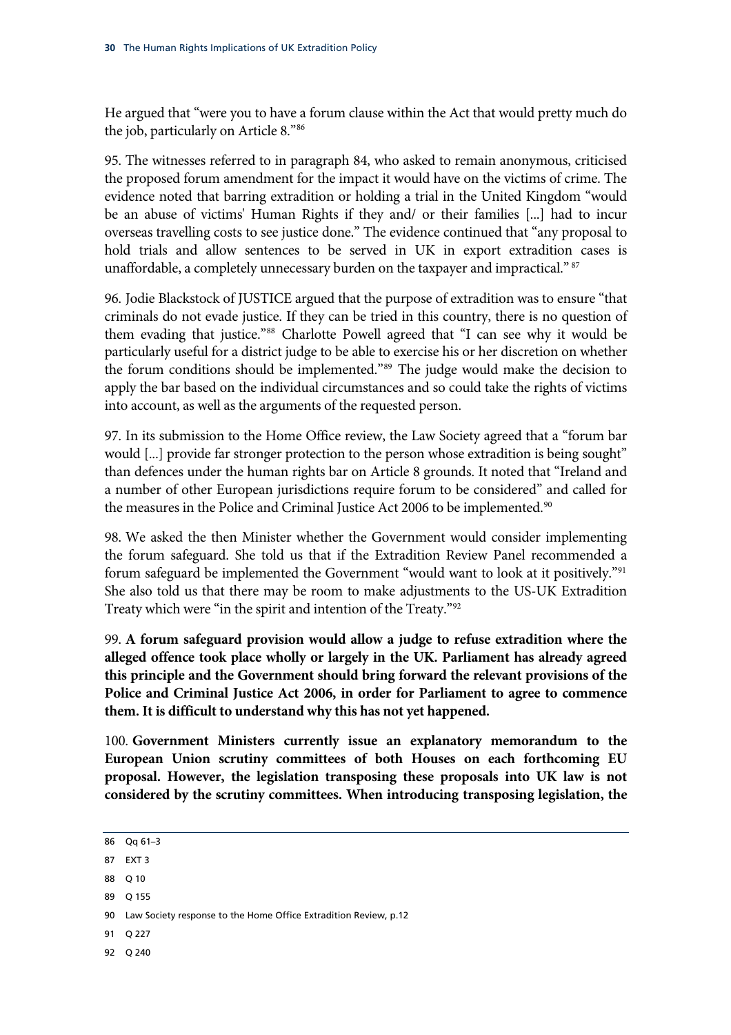He argued that "were you to have a forum clause within the Act that would pretty much do the job, particularly on Article 8."[86]

95. The witnesses referred to in paragraph 84, who asked to remain anonymous, criticised the proposed forum amendment for the impact it would have on the victims of crime. The evidence noted that barring extradition or holding a trial in the United Kingdom "would be an abuse of victims' Human Rights if they and/ or their families [...] had to incur overseas travelling costs to see justice done." The evidence continued that "any proposal to hold trials and allow sentences to be served in UK in export extradition cases is unaffordable, a completely unnecessary burden on the taxpayer and impractical."[87]

96. Jodie Blackstock of JUSTICE argued that the purpose of extradition was to ensure "that criminals do not evade justice. If they can be tried in this country, there is no question of them evading that justice."[88] Charlotte Powell agreed that "I can see why it would be particularly useful for a district judge to be able to exercise his or her discretion on whether the forum conditions should be implemented."[89] The judge would make the decision to apply the bar based on the individual circumstances and so could take the rights of victims into account, as well as the arguments of the requested person.

97. In its submission to the Home Office review, the Law Society agreed that a "forum bar would [...] provide far stronger protection to the person whose extradition is being sought" than defences under the human rights bar on Article 8 grounds. It noted that "Ireland and a number of other European jurisdictions require forum to be considered" and called for the measures in the Police and Criminal Justice Act 2006 to be implemented.[90]

98. We asked the then Minister whether the Government would consider implementing the forum safeguard. She told us that if the Extradition Review Panel recommended a forum safeguard be implemented the Government "would want to look at it positively."[91] She also told us that there may be room to make adjustments to the US-UK Extradition Treaty which were "in the spirit and intention of the Treaty."[92]

99. **A forum safeguard provision would allow a judge to refuse extradition where the alleged offence took place wholly or largely in the UK. Parliament has already agreed this principle and the Government should bring forward the relevant provisions of the Police and Criminal Justice Act 2006, in order for Parliament to agree to commence them. It is difficult to understand why this has not yet happened.**

100. **Government Ministers currently issue an explanatory memorandum to the European Union scrutiny committees of both Houses on each forthcoming EU proposal. However, the legislation transposing these proposals into UK law is not considered by the scrutiny committees. When introducing transposing legislation, the**

86 Qq 61–3

87 EXT 3

88 Q 10

89 Q 155

90 Law Society response to the Home Office Extradition Review, p.12

91 Q 227

92 Q 240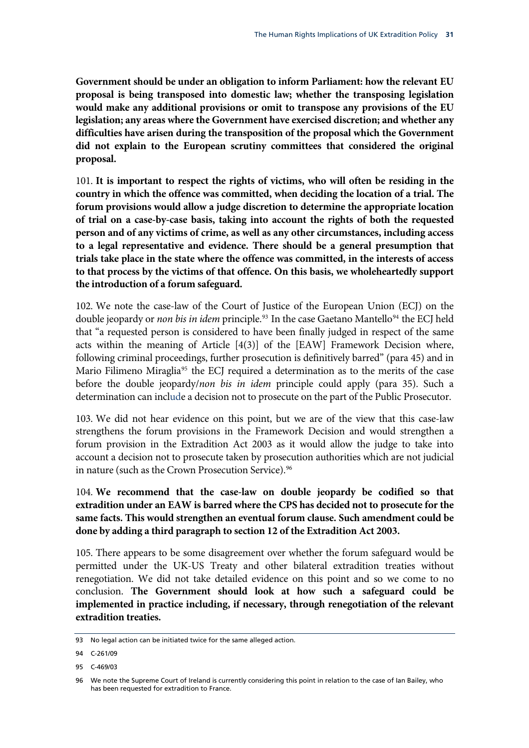**Government should be under an obligation to inform Parliament: how the relevant EU proposal is being transposed into domestic law; whether the transposing legislation would make any additional provisions or omit to transpose any provisions of the EU legislation; any areas where the Government have exercised discretion; and whether any difficulties have arisen during the transposition of the proposal which the Government did not explain to the European scrutiny committees that considered the original proposal.**

101. **It is important to respect the rights of victims, who will often be residing in the country in which the offence was committed, when deciding the location of a trial. The forum provisions would allow a judge discretion to determine the appropriate location of trial on a case-by-case basis, taking into account the rights of both the requested person and of any victims of crime, as well as any other circumstances, including access to a legal representative and evidence. There should be a general presumption that trials take place in the state where the offence was committed, in the interests of access to that process by the victims of that offence. On this basis, we wholeheartedly support the introduction of a forum safeguard.**

102. We note the case-law of the Court of Justice of the European Union (ECJ) on the double jeopardy or *non bis in idem* principle.[93] In the case Gaetano Mantello[94] the ECJ held that "a requested person is considered to have been finally judged in respect of the same acts within the meaning of Article [4(3)] of the [EAW] Framework Decision where, following criminal proceedings, further prosecution is definitively barred" (para 45) and in Mario Filimeno Miraglia[95] the ECJ required a determination as to the merits of the case before the double jeopardy/*non bis in idem* principle could apply (para 35). Such a determination can include a decision not to prosecute on the part of the Public Prosecutor.

103. We did not hear evidence on this point, but we are of the view that this case-law strengthens the forum provisions in the Framework Decision and would strengthen a forum provision in the Extradition Act 2003 as it would allow the judge to take into account a decision not to prosecute taken by prosecution authorities which are not judicial in nature (such as the Crown Prosecution Service).[96]

104. **We recommend that the case-law on double jeopardy be codified so that extradition under an EAW is barred where the CPS has decided not to prosecute for the same facts. This would strengthen an eventual forum clause. Such amendment could be done by adding a third paragraph to section 12 of the Extradition Act 2003.**

105. There appears to be some disagreement over whether the forum safeguard would be permitted under the UK-US Treaty and other bilateral extradition treaties without renegotiation. We did not take detailed evidence on this point and so we come to no conclusion. **The Government should look at how such a safeguard could be implemented in practice including, if necessary, through renegotiation of the relevant extradition treaties.**

---

93 No legal action can be initiated twice for the same alleged action.

94 C-261/09

95 C-469/03

96 We note the Supreme Court of Ireland is currently considering this point in relation to the case of Ian Bailey, who has been requested for extradition to France.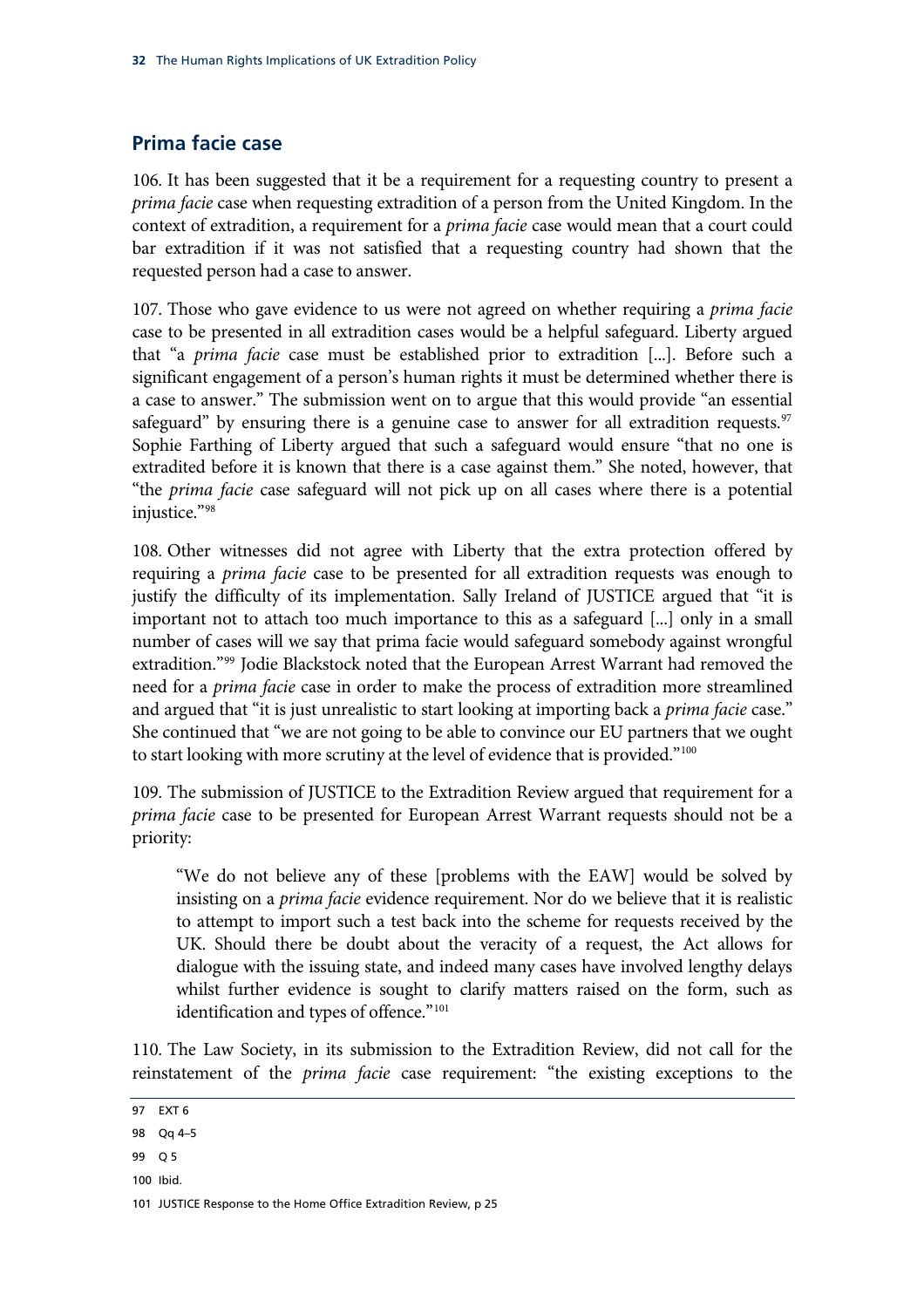## Prima facie case

106. It has been suggested that it be a requirement for a requesting country to present a *prima facie* case when requesting extradition of a person from the United Kingdom. In the context of extradition, a requirement for a *prima facie* case would mean that a court could bar extradition if it was not satisfied that a requesting country had shown that the requested person had a case to answer.

107. Those who gave evidence to us were not agreed on whether requiring a *prima facie* case to be presented in all extradition cases would be a helpful safeguard. Liberty argued that "a *prima facie* case must be established prior to extradition [...]. Before such a significant engagement of a person's human rights it must be determined whether there is a case to answer." The submission went on to argue that this would provide "an essential safeguard" by ensuring there is a genuine case to answer for all extradition requests.[97] Sophie Farthing of Liberty argued that such a safeguard would ensure "that no one is extradited before it is known that there is a case against them." She noted, however, that "the *prima facie* case safeguard will not pick up on all cases where there is a potential injustice."[98]

108. Other witnesses did not agree with Liberty that the extra protection offered by requiring a *prima facie* case to be presented for all extradition requests was enough to justify the difficulty of its implementation. Sally Ireland of JUSTICE argued that "it is important not to attach too much importance to this as a safeguard [...] only in a small number of cases will we say that prima facie would safeguard somebody against wrongful extradition."[99] Jodie Blackstock noted that the European Arrest Warrant had removed the need for a *prima facie* case in order to make the process of extradition more streamlined and argued that "it is just unrealistic to start looking at importing back a *prima facie* case." She continued that "we are not going to be able to convince our EU partners that we ought to start looking with more scrutiny at the level of evidence that is provided."[100]

109. The submission of JUSTICE to the Extradition Review argued that requirement for a *prima facie* case to be presented for European Arrest Warrant requests should not be a priority:

> "We do not believe any of these [problems with the EAW] would be solved by insisting on a *prima facie* evidence requirement. Nor do we believe that it is realistic to attempt to import such a test back into the scheme for requests received by the UK. Should there be doubt about the veracity of a request, the Act allows for dialogue with the issuing state, and indeed many cases have involved lengthy delays whilst further evidence is sought to clarify matters raised on the form, such as identification and types of offence."[101]

110. The Law Society, in its submission to the Extradition Review, did not call for the reinstatement of the *prima facie* case requirement: "the existing exceptions to the

---

97 EXT 6

98 Qq 4–5

99 Q 5

100 Ibid.

101 JUSTICE Response to the Home Office Extradition Review, p 25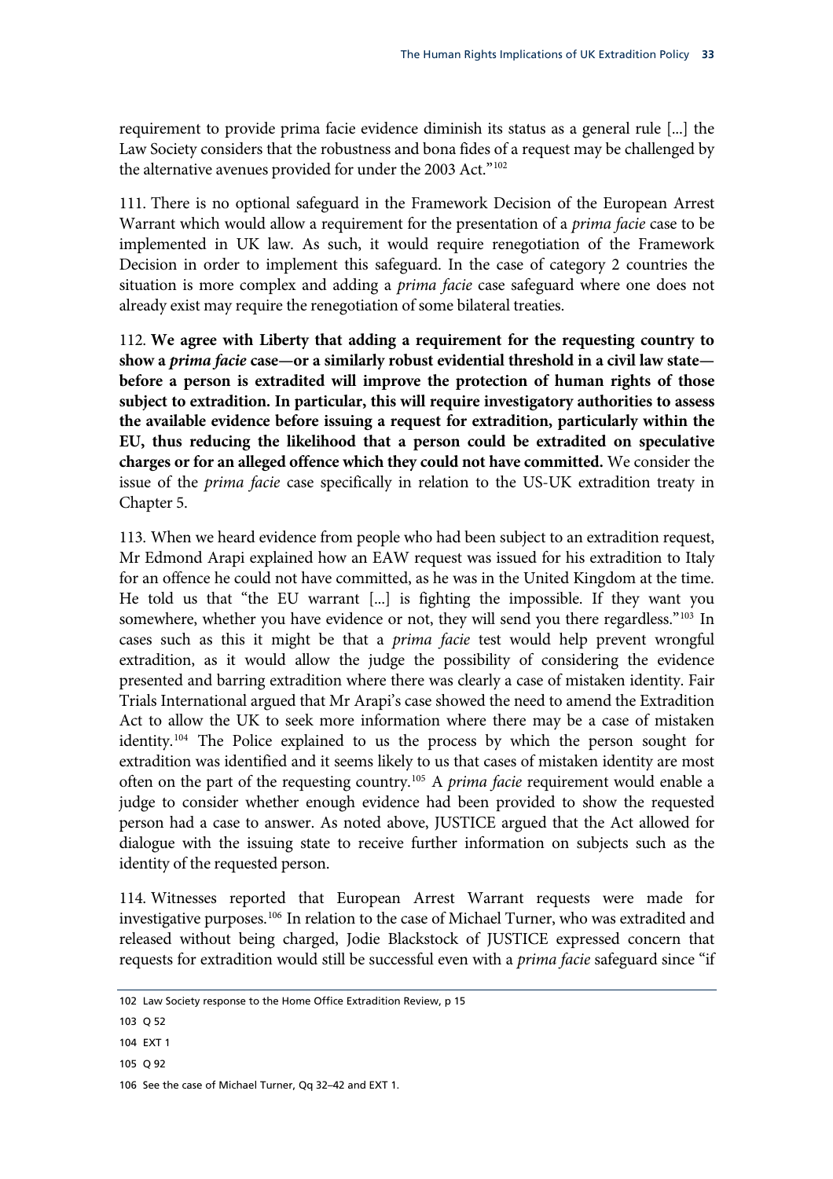requirement to provide prima facie evidence diminish its status as a general rule [...] the Law Society considers that the robustness and bona fides of a request may be challenged by the alternative avenues provided for under the 2003 Act."[102]

111. There is no optional safeguard in the Framework Decision of the European Arrest Warrant which would allow a requirement for the presentation of a *prima facie* case to be implemented in UK law. As such, it would require renegotiation of the Framework Decision in order to implement this safeguard. In the case of category 2 countries the situation is more complex and adding a *prima facie* case safeguard where one does not already exist may require the renegotiation of some bilateral treaties.

112. **We agree with Liberty that adding a requirement for the requesting country to show a *prima facie* case—or a similarly robust evidential threshold in a civil law state—before a person is extradited will improve the protection of human rights of those subject to extradition. In particular, this will require investigatory authorities to assess the available evidence before issuing a request for extradition, particularly within the EU, thus reducing the likelihood that a person could be extradited on speculative charges or for an alleged offence which they could not have committed.** We consider the issue of the *prima facie* case specifically in relation to the US-UK extradition treaty in Chapter 5.

113. When we heard evidence from people who had been subject to an extradition request, Mr Edmond Arapi explained how an EAW request was issued for his extradition to Italy for an offence he could not have committed, as he was in the United Kingdom at the time. He told us that "the EU warrant [...] is fighting the impossible. If they want you somewhere, whether you have evidence or not, they will send you there regardless."[103] In cases such as this it might be that a *prima facie* test would help prevent wrongful extradition, as it would allow the judge the possibility of considering the evidence presented and barring extradition where there was clearly a case of mistaken identity. Fair Trials International argued that Mr Arapi's case showed the need to amend the Extradition Act to allow the UK to seek more information where there may be a case of mistaken identity.[104] The Police explained to us the process by which the person sought for extradition was identified and it seems likely to us that cases of mistaken identity are most often on the part of the requesting country.[105] A *prima facie* requirement would enable a judge to consider whether enough evidence had been provided to show the requested person had a case to answer. As noted above, JUSTICE argued that the Act allowed for dialogue with the issuing state to receive further information on subjects such as the identity of the requested person.

114. Witnesses reported that European Arrest Warrant requests were made for investigative purposes.[106] In relation to the case of Michael Turner, who was extradited and released without being charged, Jodie Blackstock of JUSTICE expressed concern that requests for extradition would still be successful even with a *prima facie* safeguard since "if

---

102 Law Society response to the Home Office Extradition Review, p 15

103 Q 52

104 EXT 1

105 Q 92

106 See the case of Michael Turner, Qq 32–42 and EXT 1.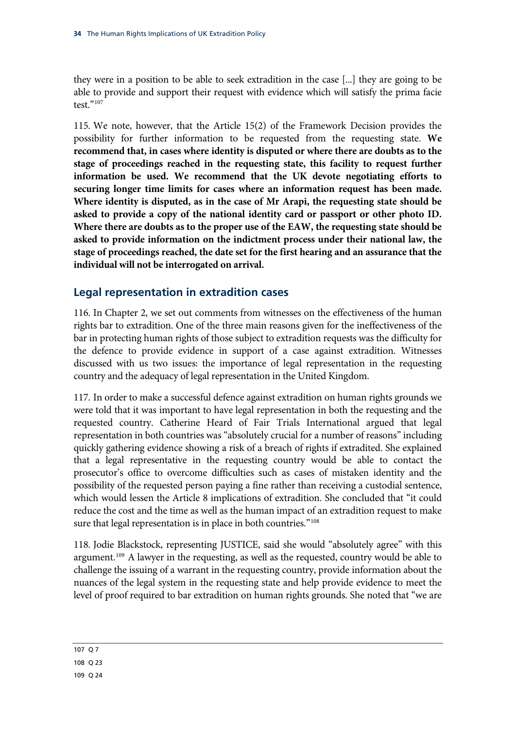they were in a position to be able to seek extradition in the case [...] they are going to be able to provide and support their request with evidence which will satisfy the prima facie test."[107]

115. We note, however, that the Article 15(2) of the Framework Decision provides the possibility for further information to be requested from the requesting state. **We recommend that, in cases where identity is disputed or where there are doubts as to the stage of proceedings reached in the requesting state, this facility to request further information be used. We recommend that the UK devote negotiating efforts to securing longer time limits for cases where an information request has been made. Where identity is disputed, as in the case of Mr Arapi, the requesting state should be asked to provide a copy of the national identity card or passport or other photo ID. Where there are doubts as to the proper use of the EAW, the requesting state should be asked to provide information on the indictment process under their national law, the stage of proceedings reached, the date set for the first hearing and an assurance that the individual will not be interrogated on arrival.**

## Legal representation in extradition cases

116. In Chapter 2, we set out comments from witnesses on the effectiveness of the human rights bar to extradition. One of the three main reasons given for the ineffectiveness of the bar in protecting human rights of those subject to extradition requests was the difficulty for the defence to provide evidence in support of a case against extradition. Witnesses discussed with us two issues: the importance of legal representation in the requesting country and the adequacy of legal representation in the United Kingdom.

117. In order to make a successful defence against extradition on human rights grounds we were told that it was important to have legal representation in both the requesting and the requested country. Catherine Heard of Fair Trials International argued that legal representation in both countries was "absolutely crucial for a number of reasons" including quickly gathering evidence showing a risk of a breach of rights if extradited. She explained that a legal representative in the requesting country would be able to contact the prosecutor's office to overcome difficulties such as cases of mistaken identity and the possibility of the requested person paying a fine rather than receiving a custodial sentence, which would lessen the Article 8 implications of extradition. She concluded that "it could reduce the cost and the time as well as the human impact of an extradition request to make sure that legal representation is in place in both countries."[108]

118. Jodie Blackstock, representing JUSTICE, said she would "absolutely agree" with this argument.[109] A lawyer in the requesting, as well as the requested, country would be able to challenge the issuing of a warrant in the requesting country, provide information about the nuances of the legal system in the requesting state and help provide evidence to meet the level of proof required to bar extradition on human rights grounds. She noted that "we are

107 Q 7

108 Q 23

109 Q 24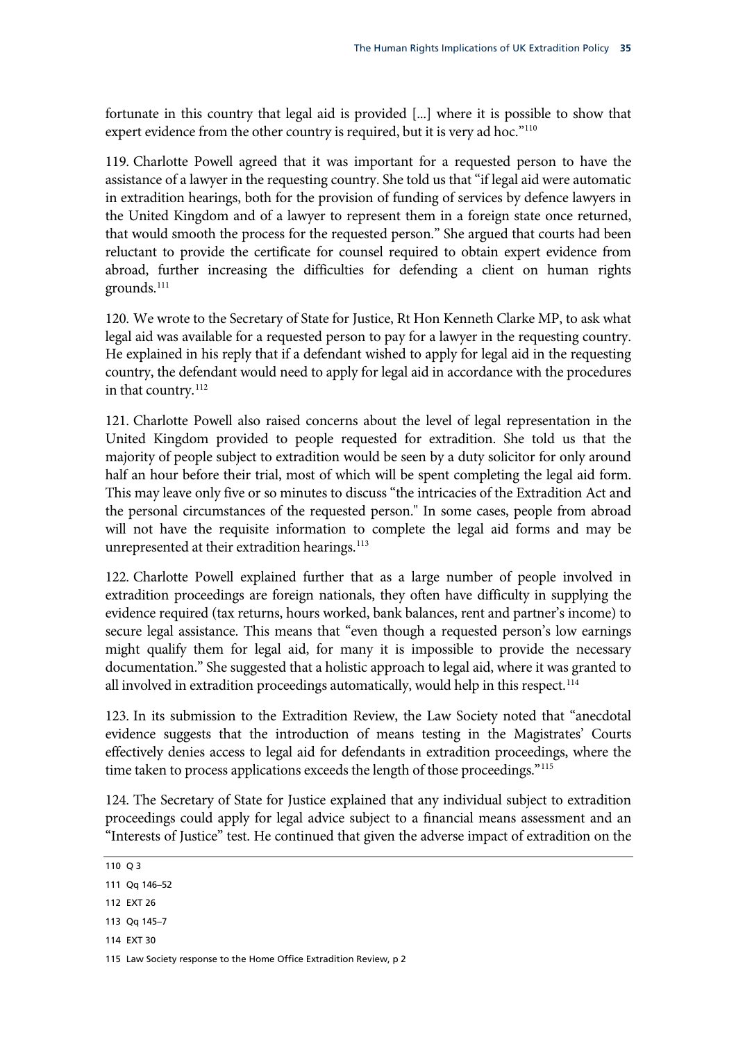fortunate in this country that legal aid is provided [...] where it is possible to show that expert evidence from the other country is required, but it is very ad hoc."[110]

119. Charlotte Powell agreed that it was important for a requested person to have the assistance of a lawyer in the requesting country. She told us that "if legal aid were automatic in extradition hearings, both for the provision of funding of services by defence lawyers in the United Kingdom and of a lawyer to represent them in a foreign state once returned, that would smooth the process for the requested person." She argued that courts had been reluctant to provide the certificate for counsel required to obtain expert evidence from abroad, further increasing the difficulties for defending a client on human rights grounds.[111]

120. We wrote to the Secretary of State for Justice, Rt Hon Kenneth Clarke MP, to ask what legal aid was available for a requested person to pay for a lawyer in the requesting country. He explained in his reply that if a defendant wished to apply for legal aid in the requesting country, the defendant would need to apply for legal aid in accordance with the procedures in that country.[112]

121. Charlotte Powell also raised concerns about the level of legal representation in the United Kingdom provided to people requested for extradition. She told us that the majority of people subject to extradition would be seen by a duty solicitor for only around half an hour before their trial, most of which will be spent completing the legal aid form. This may leave only five or so minutes to discuss "the intricacies of the Extradition Act and the personal circumstances of the requested person." In some cases, people from abroad will not have the requisite information to complete the legal aid forms and may be unrepresented at their extradition hearings.[113]

122. Charlotte Powell explained further that as a large number of people involved in extradition proceedings are foreign nationals, they often have difficulty in supplying the evidence required (tax returns, hours worked, bank balances, rent and partner's income) to secure legal assistance. This means that "even though a requested person's low earnings might qualify them for legal aid, for many it is impossible to provide the necessary documentation." She suggested that a holistic approach to legal aid, where it was granted to all involved in extradition proceedings automatically, would help in this respect.[114]

123. In its submission to the Extradition Review, the Law Society noted that "anecdotal evidence suggests that the introduction of means testing in the Magistrates' Courts effectively denies access to legal aid for defendants in extradition proceedings, where the time taken to process applications exceeds the length of those proceedings."[115]

124. The Secretary of State for Justice explained that any individual subject to extradition proceedings could apply for legal advice subject to a financial means assessment and an "Interests of Justice" test. He continued that given the adverse impact of extradition on the

---

110 Q 3

111 Qq 146–52

112 EXT 26

113 Qq 145–7

114 EXT 30

115 Law Society response to the Home Office Extradition Review, p 2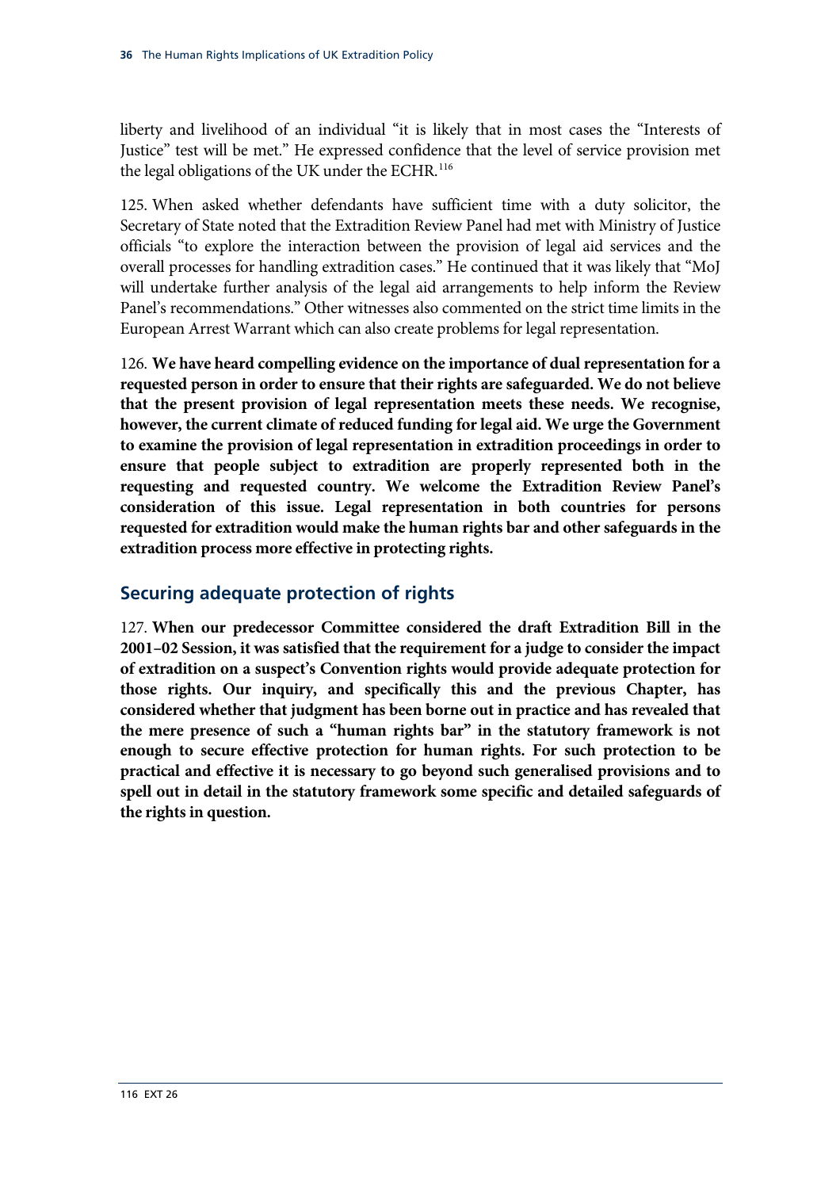liberty and livelihood of an individual "it is likely that in most cases the "Interests of Justice" test will be met." He expressed confidence that the level of service provision met the legal obligations of the UK under the ECHR.[116]

125. When asked whether defendants have sufficient time with a duty solicitor, the Secretary of State noted that the Extradition Review Panel had met with Ministry of Justice officials "to explore the interaction between the provision of legal aid services and the overall processes for handling extradition cases." He continued that it was likely that "MoJ will undertake further analysis of the legal aid arrangements to help inform the Review Panel's recommendations." Other witnesses also commented on the strict time limits in the European Arrest Warrant which can also create problems for legal representation.

126. **We have heard compelling evidence on the importance of dual representation for a requested person in order to ensure that their rights are safeguarded. We do not believe that the present provision of legal representation meets these needs. We recognise, however, the current climate of reduced funding for legal aid. We urge the Government to examine the provision of legal representation in extradition proceedings in order to ensure that people subject to extradition are properly represented both in the requesting and requested country. We welcome the Extradition Review Panel's consideration of this issue. Legal representation in both countries for persons requested for extradition would make the human rights bar and other safeguards in the extradition process more effective in protecting rights.**

## Securing adequate protection of rights

127. **When our predecessor Committee considered the draft Extradition Bill in the 2001–02 Session, it was satisfied that the requirement for a judge to consider the impact of extradition on a suspect's Convention rights would provide adequate protection for those rights. Our inquiry, and specifically this and the previous Chapter, has considered whether that judgment has been borne out in practice and has revealed that the mere presence of such a "human rights bar" in the statutory framework is not enough to secure effective protection for human rights. For such protection to be practical and effective it is necessary to go beyond such generalised provisions and to spell out in detail in the statutory framework some specific and detailed safeguards of the rights in question.**

116 EXT 26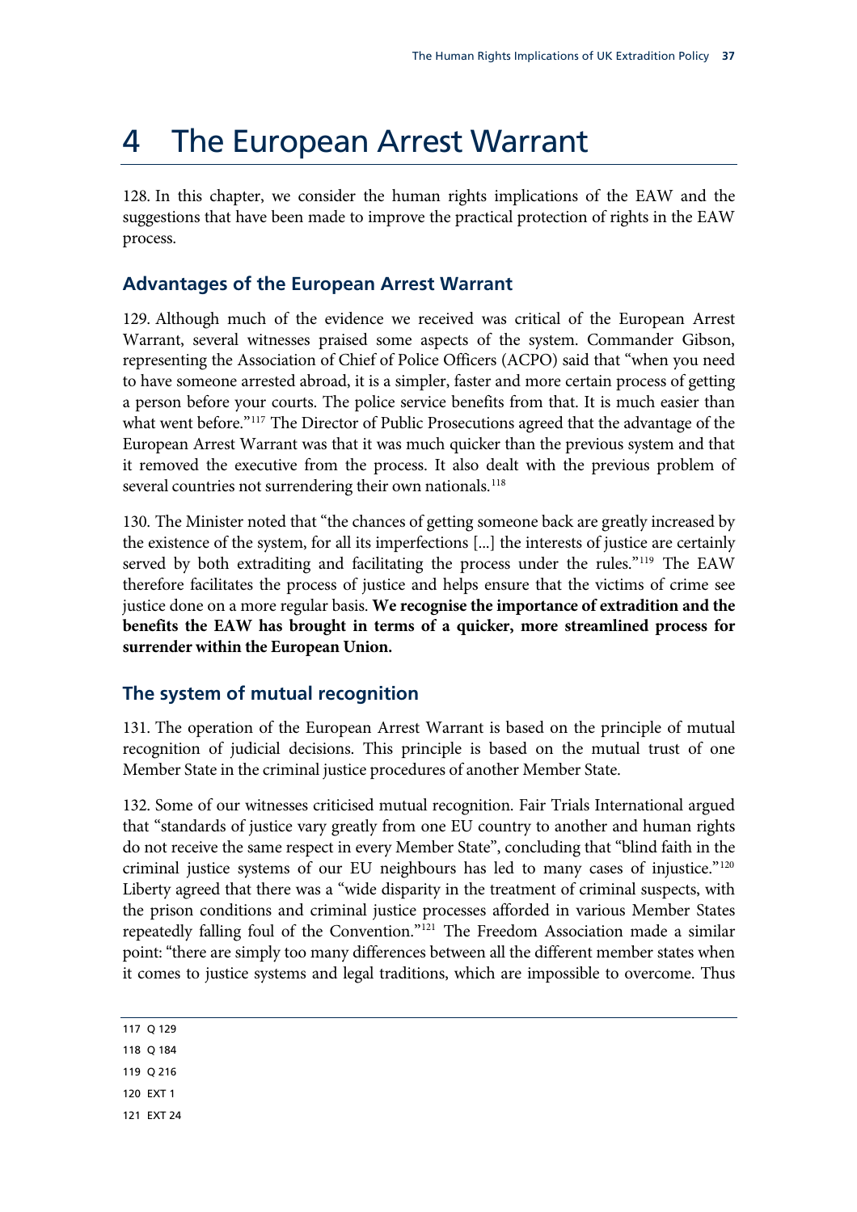# 4 The European Arrest Warrant

128. In this chapter, we consider the human rights implications of the EAW and the suggestions that have been made to improve the practical protection of rights in the EAW process.

## Advantages of the European Arrest Warrant

129. Although much of the evidence we received was critical of the European Arrest Warrant, several witnesses praised some aspects of the system. Commander Gibson, representing the Association of Chief of Police Officers (ACPO) said that "when you need to have someone arrested abroad, it is a simpler, faster and more certain process of getting a person before your courts. The police service benefits from that. It is much easier than what went before."[117] The Director of Public Prosecutions agreed that the advantage of the European Arrest Warrant was that it was much quicker than the previous system and that it removed the executive from the process. It also dealt with the previous problem of several countries not surrendering their own nationals.[118]

130. The Minister noted that "the chances of getting someone back are greatly increased by the existence of the system, for all its imperfections [...] the interests of justice are certainly served by both extraditing and facilitating the process under the rules."[119] The EAW therefore facilitates the process of justice and helps ensure that the victims of crime see justice done on a more regular basis. **We recognise the importance of extradition and the benefits the EAW has brought in terms of a quicker, more streamlined process for surrender within the European Union.**

## The system of mutual recognition

131. The operation of the European Arrest Warrant is based on the principle of mutual recognition of judicial decisions. This principle is based on the mutual trust of one Member State in the criminal justice procedures of another Member State.

132. Some of our witnesses criticised mutual recognition. Fair Trials International argued that "standards of justice vary greatly from one EU country to another and human rights do not receive the same respect in every Member State", concluding that "blind faith in the criminal justice systems of our EU neighbours has led to many cases of injustice."[120] Liberty agreed that there was a "wide disparity in the treatment of criminal suspects, with the prison conditions and criminal justice processes afforded in various Member States repeatedly falling foul of the Convention."[121] The Freedom Association made a similar point: "there are simply too many differences between all the different member states when it comes to justice systems and legal traditions, which are impossible to overcome. Thus

---

117 Q 129

118 Q 184

119 Q 216

120 EXT 1

121 EXT 24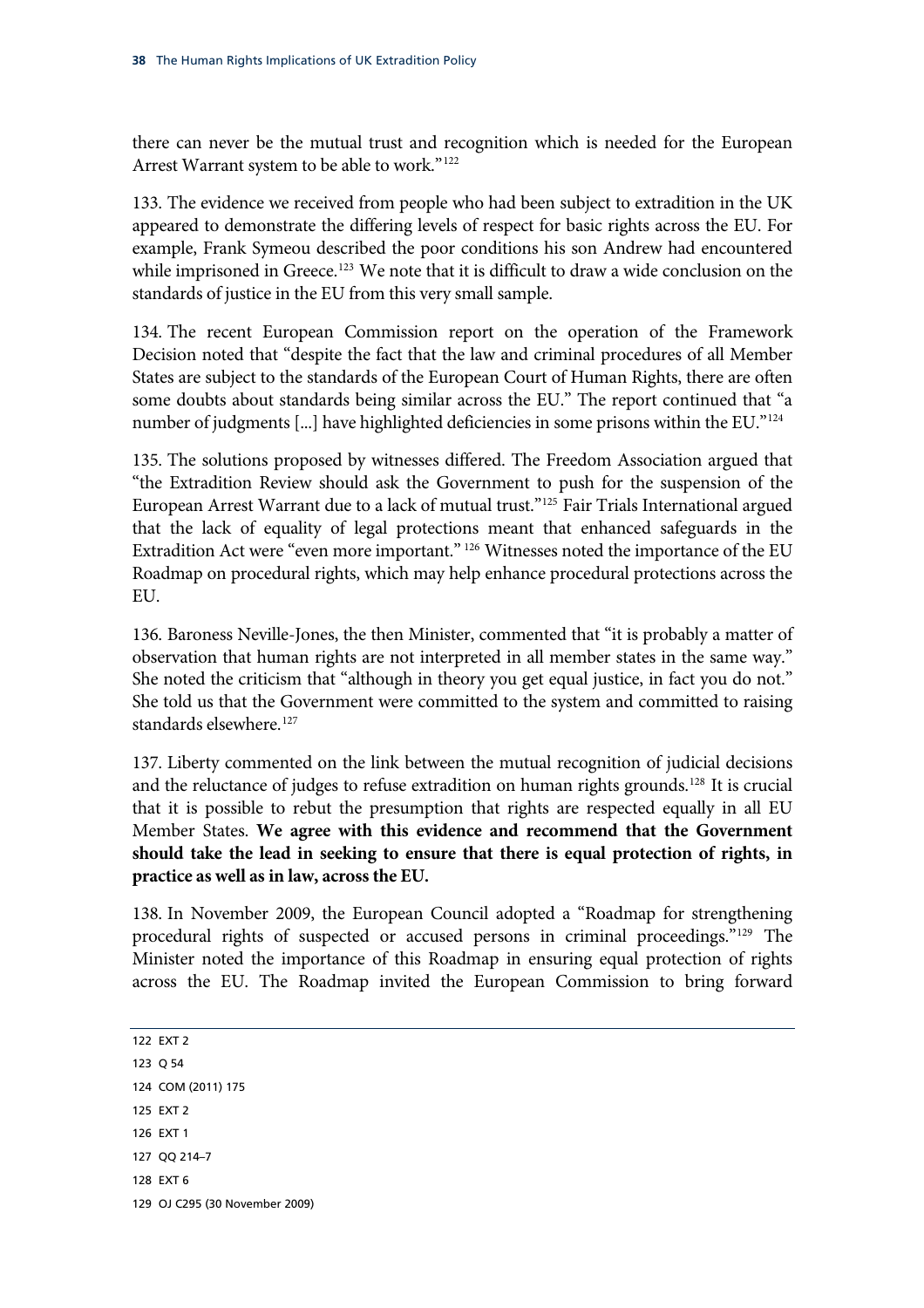there can never be the mutual trust and recognition which is needed for the European Arrest Warrant system to be able to work."[122]

133. The evidence we received from people who had been subject to extradition in the UK appeared to demonstrate the differing levels of respect for basic rights across the EU. For example, Frank Symeou described the poor conditions his son Andrew had encountered while imprisoned in Greece.[123] We note that it is difficult to draw a wide conclusion on the standards of justice in the EU from this very small sample.

134. The recent European Commission report on the operation of the Framework Decision noted that "despite the fact that the law and criminal procedures of all Member States are subject to the standards of the European Court of Human Rights, there are often some doubts about standards being similar across the EU." The report continued that "a number of judgments [...] have highlighted deficiencies in some prisons within the EU."[124]

135. The solutions proposed by witnesses differed. The Freedom Association argued that "the Extradition Review should ask the Government to push for the suspension of the European Arrest Warrant due to a lack of mutual trust."[125] Fair Trials International argued that the lack of equality of legal protections meant that enhanced safeguards in the Extradition Act were "even more important." [126] Witnesses noted the importance of the EU Roadmap on procedural rights, which may help enhance procedural protections across the EU.

136. Baroness Neville-Jones, the then Minister, commented that "it is probably a matter of observation that human rights are not interpreted in all member states in the same way." She noted the criticism that "although in theory you get equal justice, in fact you do not." She told us that the Government were committed to the system and committed to raising standards elsewhere.[127]

137. Liberty commented on the link between the mutual recognition of judicial decisions and the reluctance of judges to refuse extradition on human rights grounds.[128] It is crucial that it is possible to rebut the presumption that rights are respected equally in all EU Member States. **We agree with this evidence and recommend that the Government should take the lead in seeking to ensure that there is equal protection of rights, in practice as well as in law, across the EU.**

138. In November 2009, the European Council adopted a "Roadmap for strengthening procedural rights of suspected or accused persons in criminal proceedings."[129] The Minister noted the importance of this Roadmap in ensuring equal protection of rights across the EU. The Roadmap invited the European Commission to bring forward

---

122 EXT 2

123 Q 54

124 COM (2011) 175

125 EXT 2

126 EXT 1

127 QQ 214–7

128 EXT 6

129 OJ C295 (30 November 2009)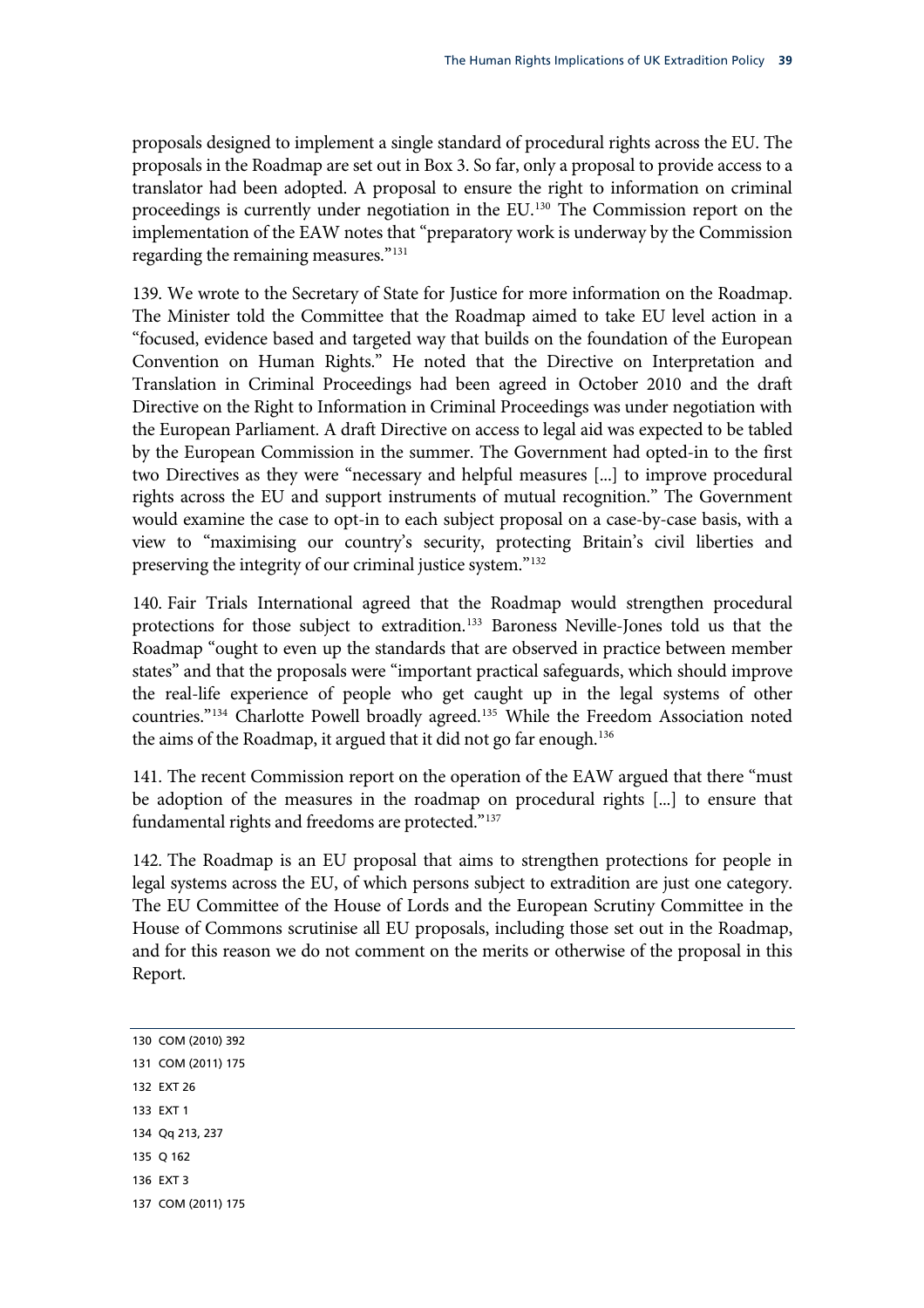proposals designed to implement a single standard of procedural rights across the EU. The proposals in the Roadmap are set out in Box 3. So far, only a proposal to provide access to a translator had been adopted. A proposal to ensure the right to information on criminal proceedings is currently under negotiation in the EU.[130] The Commission report on the implementation of the EAW notes that "preparatory work is underway by the Commission regarding the remaining measures."[131]

139. We wrote to the Secretary of State for Justice for more information on the Roadmap. The Minister told the Committee that the Roadmap aimed to take EU level action in a "focused, evidence based and targeted way that builds on the foundation of the European Convention on Human Rights." He noted that the Directive on Interpretation and Translation in Criminal Proceedings had been agreed in October 2010 and the draft Directive on the Right to Information in Criminal Proceedings was under negotiation with the European Parliament. A draft Directive on access to legal aid was expected to be tabled by the European Commission in the summer. The Government had opted-in to the first two Directives as they were "necessary and helpful measures [...] to improve procedural rights across the EU and support instruments of mutual recognition." The Government would examine the case to opt-in to each subject proposal on a case-by-case basis, with a view to "maximising our country's security, protecting Britain's civil liberties and preserving the integrity of our criminal justice system."[132]

140. Fair Trials International agreed that the Roadmap would strengthen procedural protections for those subject to extradition.[133] Baroness Neville-Jones told us that the Roadmap "ought to even up the standards that are observed in practice between member states" and that the proposals were "important practical safeguards, which should improve the real-life experience of people who get caught up in the legal systems of other countries."[134] Charlotte Powell broadly agreed.[135] While the Freedom Association noted the aims of the Roadmap, it argued that it did not go far enough.[136]

141. The recent Commission report on the operation of the EAW argued that there "must be adoption of the measures in the roadmap on procedural rights [...] to ensure that fundamental rights and freedoms are protected."[137]

142. The Roadmap is an EU proposal that aims to strengthen protections for people in legal systems across the EU, of which persons subject to extradition are just one category. The EU Committee of the House of Lords and the European Scrutiny Committee in the House of Commons scrutinise all EU proposals, including those set out in the Roadmap, and for this reason we do not comment on the merits or otherwise of the proposal in this Report.

---

130 COM (2010) 392

131 COM (2011) 175

132 EXT 26

133 EXT 1

134 Qq 213, 237

135 Q 162

136 EXT 3

137 COM (2011) 175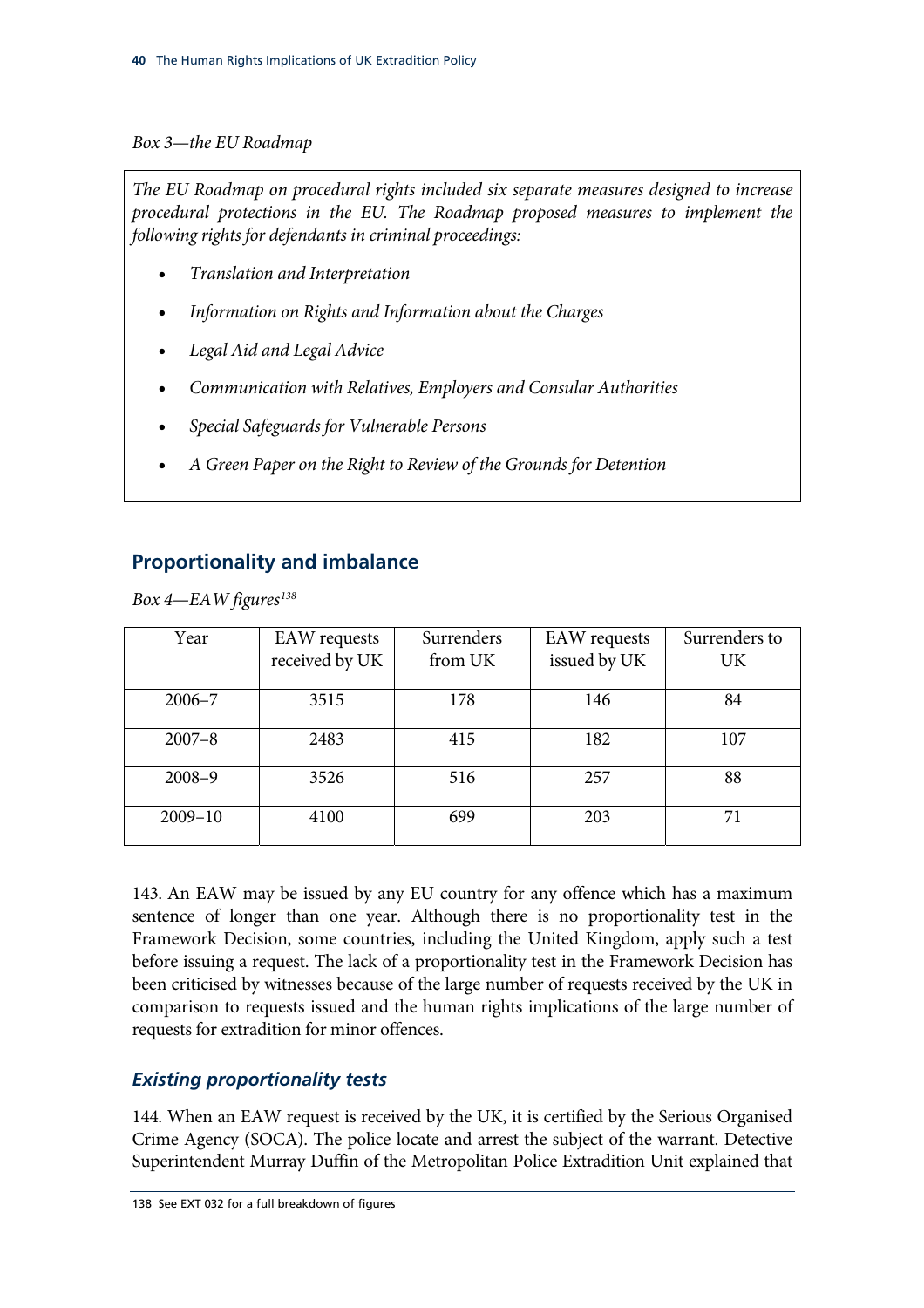*Box 3—the EU Roadmap*

*The EU Roadmap on procedural rights included six separate measures designed to increase procedural protections in the EU. The Roadmap proposed measures to implement the following rights for defendants in criminal proceedings:*

- *Translation and Interpretation*
- *Information on Rights and Information about the Charges*
- *Legal Aid and Legal Advice*
- *Communication with Relatives, Employers and Consular Authorities*
- *Special Safeguards for Vulnerable Persons*
- *A Green Paper on the Right to Review of the Grounds for Detention*

## Proportionality and imbalance

*Box 4—EAW figures*[138]

| Year | EAW requests received by UK | Surrenders from UK | EAW requests issued by UK | Surrenders to UK |
|---|---|---|---|---|
| 2006–7 | 3515 | 178 | 146 | 84 |
| 2007–8 | 2483 | 415 | 182 | 107 |
| 2008–9 | 3526 | 516 | 257 | 88 |
| 2009–10 | 4100 | 699 | 203 | 71 |

143. An EAW may be issued by any EU country for any offence which has a maximum sentence of longer than one year. Although there is no proportionality test in the Framework Decision, some countries, including the United Kingdom, apply such a test before issuing a request. The lack of a proportionality test in the Framework Decision has been criticised by witnesses because of the large number of requests received by the UK in comparison to requests issued and the human rights implications of the large number of requests for extradition for minor offences.

### *Existing proportionality tests*

144. When an EAW request is received by the UK, it is certified by the Serious Organised Crime Agency (SOCA). The police locate and arrest the subject of the warrant. Detective Superintendent Murray Duffin of the Metropolitan Police Extradition Unit explained that

138 See EXT 032 for a full breakdown of figures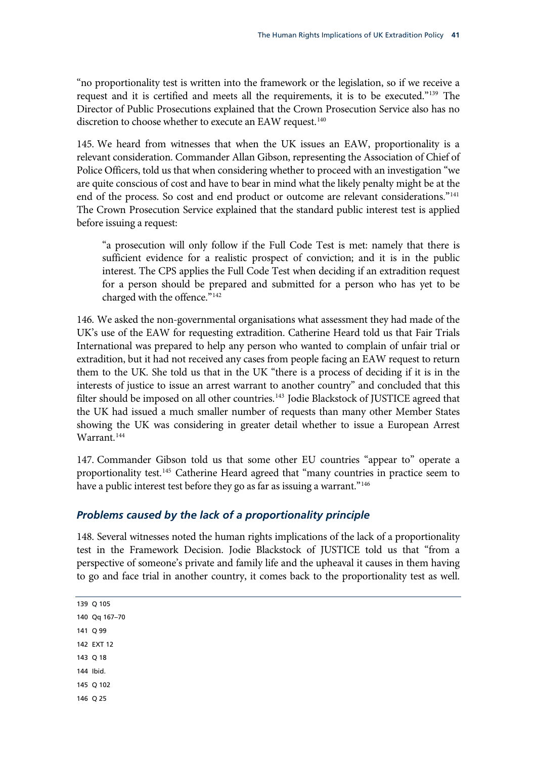"no proportionality test is written into the framework or the legislation, so if we receive a request and it is certified and meets all the requirements, it is to be executed."[139] The Director of Public Prosecutions explained that the Crown Prosecution Service also has no discretion to choose whether to execute an EAW request.[140]

145. We heard from witnesses that when the UK issues an EAW, proportionality is a relevant consideration. Commander Allan Gibson, representing the Association of Chief of Police Officers, told us that when considering whether to proceed with an investigation "we are quite conscious of cost and have to bear in mind what the likely penalty might be at the end of the process. So cost and end product or outcome are relevant considerations."[141] The Crown Prosecution Service explained that the standard public interest test is applied before issuing a request:

> "a prosecution will only follow if the Full Code Test is met: namely that there is sufficient evidence for a realistic prospect of conviction; and it is in the public interest. The CPS applies the Full Code Test when deciding if an extradition request for a person should be prepared and submitted for a person who has yet to be charged with the offence."[142]

146. We asked the non-governmental organisations what assessment they had made of the UK's use of the EAW for requesting extradition. Catherine Heard told us that Fair Trials International was prepared to help any person who wanted to complain of unfair trial or extradition, but it had not received any cases from people facing an EAW request to return them to the UK. She told us that in the UK "there is a process of deciding if it is in the interests of justice to issue an arrest warrant to another country" and concluded that this filter should be imposed on all other countries.[143] Jodie Blackstock of JUSTICE agreed that the UK had issued a much smaller number of requests than many other Member States showing the UK was considering in greater detail whether to issue a European Arrest Warrant.[144]

147. Commander Gibson told us that some other EU countries "appear to" operate a proportionality test.[145] Catherine Heard agreed that "many countries in practice seem to have a public interest test before they go as far as issuing a warrant."[146]

### *Problems caused by the lack of a proportionality principle*

148. Several witnesses noted the human rights implications of the lack of a proportionality test in the Framework Decision. Jodie Blackstock of JUSTICE told us that "from a perspective of someone's private and family life and the upheaval it causes in them having to go and face trial in another country, it comes back to the proportionality test as well.

---

139 Q 105

140 Qq 167–70

141 Q 99

142 EXT 12

143 Q 18

144 Ibid.

145 Q 102

146 Q 25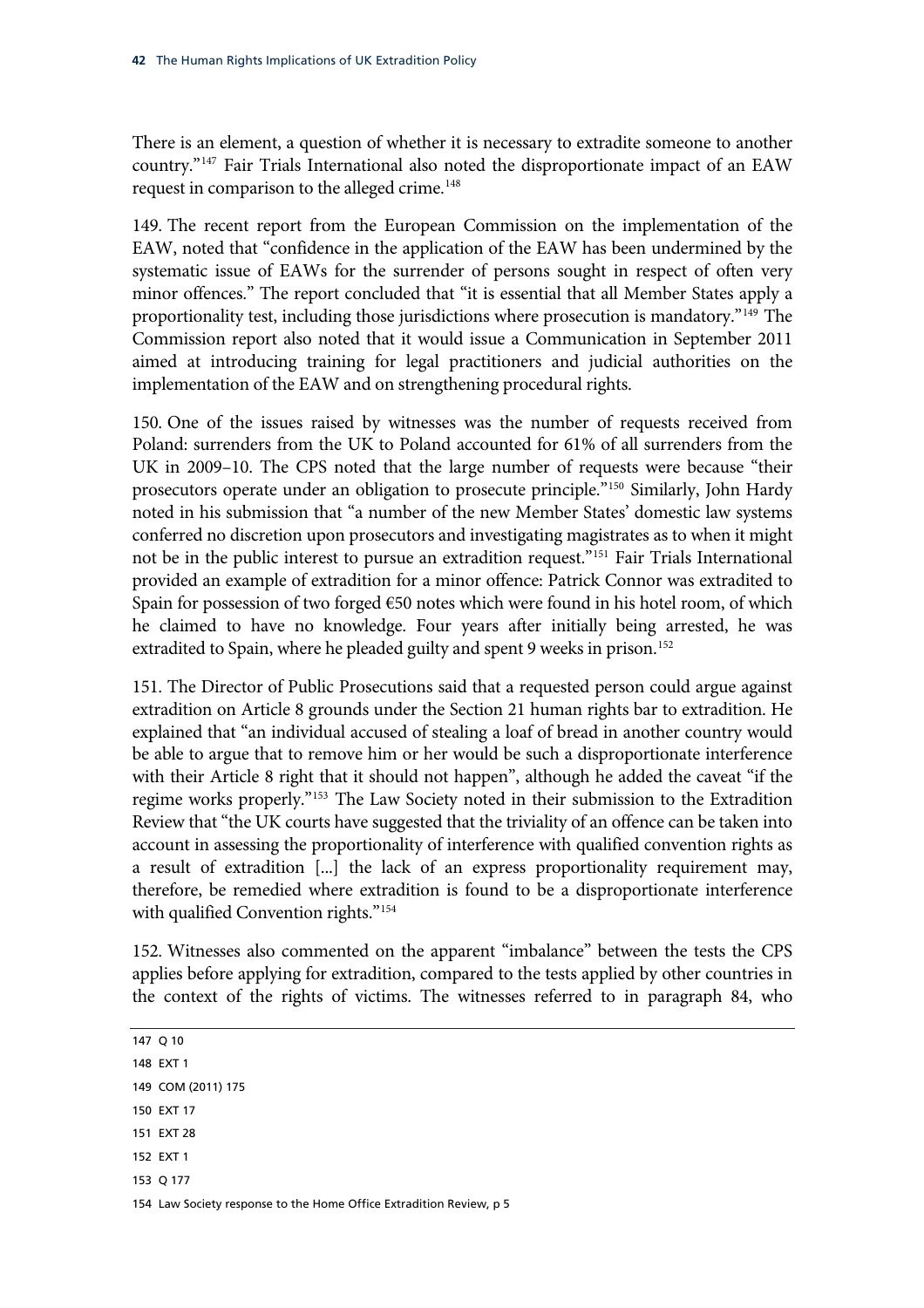There is an element, a question of whether it is necessary to extradite someone to another country."[147] Fair Trials International also noted the disproportionate impact of an EAW request in comparison to the alleged crime.[148]

149. The recent report from the European Commission on the implementation of the EAW, noted that "confidence in the application of the EAW has been undermined by the systematic issue of EAWs for the surrender of persons sought in respect of often very minor offences." The report concluded that "it is essential that all Member States apply a proportionality test, including those jurisdictions where prosecution is mandatory."[149] The Commission report also noted that it would issue a Communication in September 2011 aimed at introducing training for legal practitioners and judicial authorities on the implementation of the EAW and on strengthening procedural rights.

150. One of the issues raised by witnesses was the number of requests received from Poland: surrenders from the UK to Poland accounted for 61% of all surrenders from the UK in 2009–10. The CPS noted that the large number of requests were because "their prosecutors operate under an obligation to prosecute principle."[150] Similarly, John Hardy noted in his submission that "a number of the new Member States' domestic law systems conferred no discretion upon prosecutors and investigating magistrates as to when it might not be in the public interest to pursue an extradition request."[151] Fair Trials International provided an example of extradition for a minor offence: Patrick Connor was extradited to Spain for possession of two forged €50 notes which were found in his hotel room, of which he claimed to have no knowledge. Four years after initially being arrested, he was extradited to Spain, where he pleaded guilty and spent 9 weeks in prison.[152]

151. The Director of Public Prosecutions said that a requested person could argue against extradition on Article 8 grounds under the Section 21 human rights bar to extradition. He explained that "an individual accused of stealing a loaf of bread in another country would be able to argue that to remove him or her would be such a disproportionate interference with their Article 8 right that it should not happen", although he added the caveat "if the regime works properly."[153] The Law Society noted in their submission to the Extradition Review that "the UK courts have suggested that the triviality of an offence can be taken into account in assessing the proportionality of interference with qualified convention rights as a result of extradition [...] the lack of an express proportionality requirement may, therefore, be remedied where extradition is found to be a disproportionate interference with qualified Convention rights."[154]

152. Witnesses also commented on the apparent "imbalance" between the tests the CPS applies before applying for extradition, compared to the tests applied by other countries in the context of the rights of victims. The witnesses referred to in paragraph 84, who

---

147 Q 10

148 EXT 1

149 COM (2011) 175

150 EXT 17

151 EXT 28

152 EXT 1

153 Q 177

154 Law Society response to the Home Office Extradition Review, p 5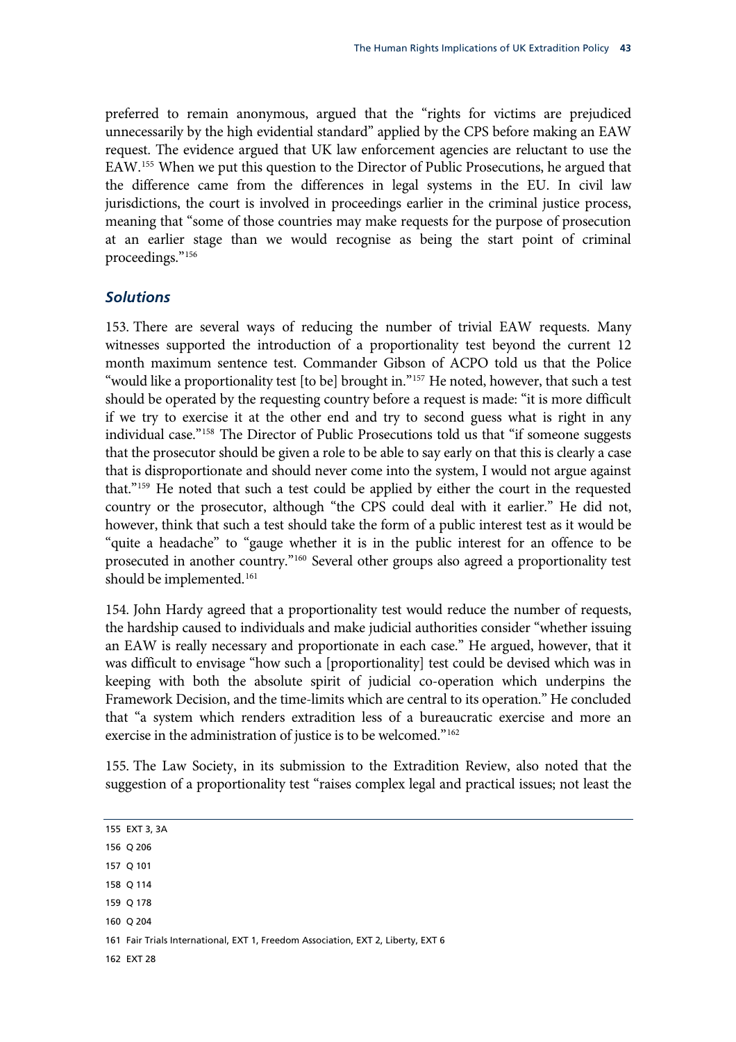preferred to remain anonymous, argued that the "rights for victims are prejudiced unnecessarily by the high evidential standard" applied by the CPS before making an EAW request. The evidence argued that UK law enforcement agencies are reluctant to use the EAW.[155] When we put this question to the Director of Public Prosecutions, he argued that the difference came from the differences in legal systems in the EU. In civil law jurisdictions, the court is involved in proceedings earlier in the criminal justice process, meaning that "some of those countries may make requests for the purpose of prosecution at an earlier stage than we would recognise as being the start point of criminal proceedings."[156]

### *Solutions*

153. There are several ways of reducing the number of trivial EAW requests. Many witnesses supported the introduction of a proportionality test beyond the current 12 month maximum sentence test. Commander Gibson of ACPO told us that the Police "would like a proportionality test [to be] brought in."[157] He noted, however, that such a test should be operated by the requesting country before a request is made: "it is more difficult if we try to exercise it at the other end and try to second guess what is right in any individual case."[158] The Director of Public Prosecutions told us that "if someone suggests that the prosecutor should be given a role to be able to say early on that this is clearly a case that is disproportionate and should never come into the system, I would not argue against that."[159] He noted that such a test could be applied by either the court in the requested country or the prosecutor, although "the CPS could deal with it earlier." He did not, however, think that such a test should take the form of a public interest test as it would be "quite a headache" to "gauge whether it is in the public interest for an offence to be prosecuted in another country."[160] Several other groups also agreed a proportionality test should be implemented.[161]

154. John Hardy agreed that a proportionality test would reduce the number of requests, the hardship caused to individuals and make judicial authorities consider "whether issuing an EAW is really necessary and proportionate in each case." He argued, however, that it was difficult to envisage "how such a [proportionality] test could be devised which was in keeping with both the absolute spirit of judicial co-operation which underpins the Framework Decision, and the time-limits which are central to its operation." He concluded that "a system which renders extradition less of a bureaucratic exercise and more an exercise in the administration of justice is to be welcomed."[162]

155. The Law Society, in its submission to the Extradition Review, also noted that the suggestion of a proportionality test "raises complex legal and practical issues; not least the

155 EXT 3, 3A

156 Q 206

157 Q 101

158 Q 114

159 Q 178

160 Q 204

161 Fair Trials International, EXT 1, Freedom Association, EXT 2, Liberty, EXT 6

162 EXT 28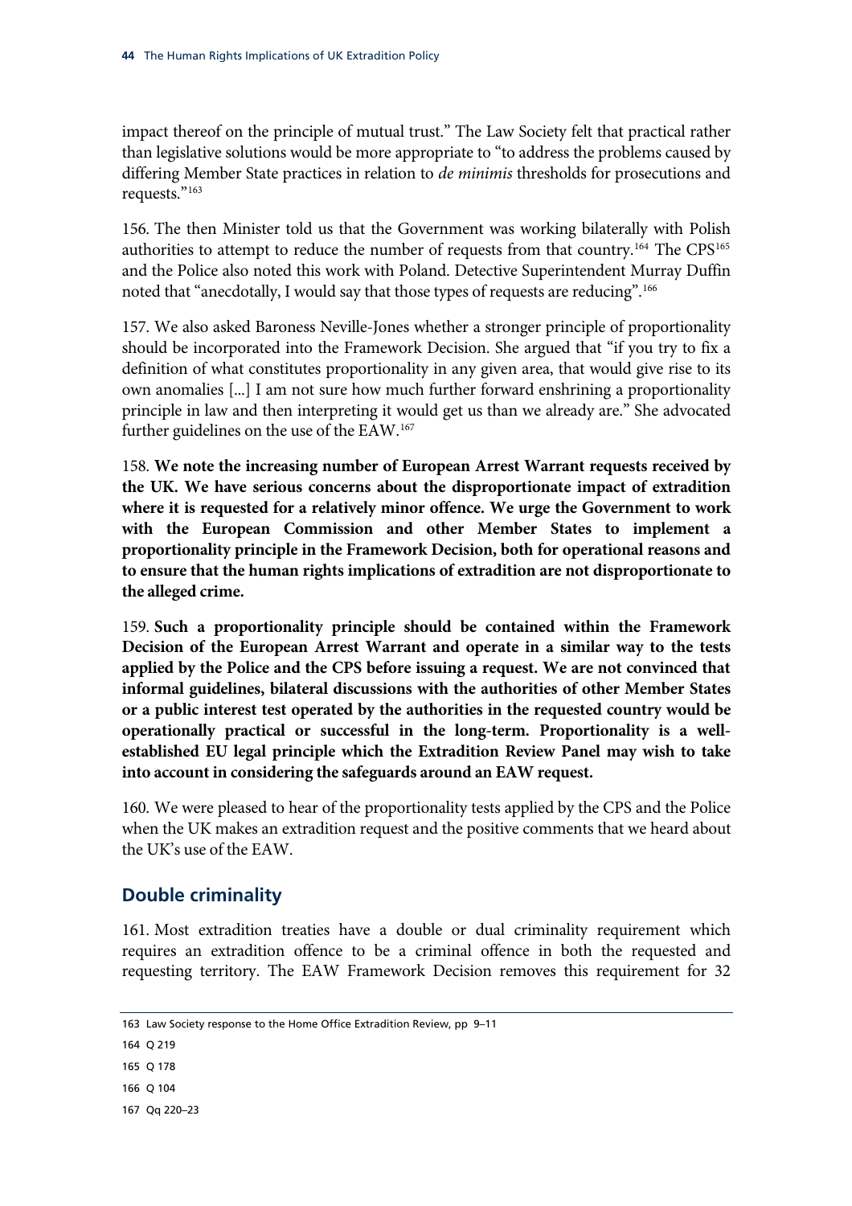impact thereof on the principle of mutual trust." The Law Society felt that practical rather than legislative solutions would be more appropriate to "to address the problems caused by differing Member State practices in relation to *de minimis* thresholds for prosecutions and requests."[163]

156. The then Minister told us that the Government was working bilaterally with Polish authorities to attempt to reduce the number of requests from that country.[164] The CPS[165] and the Police also noted this work with Poland. Detective Superintendent Murray Duffin noted that "anecdotally, I would say that those types of requests are reducing".[166]

157. We also asked Baroness Neville-Jones whether a stronger principle of proportionality should be incorporated into the Framework Decision. She argued that "if you try to fix a definition of what constitutes proportionality in any given area, that would give rise to its own anomalies [...] I am not sure how much further forward enshrining a proportionality principle in law and then interpreting it would get us than we already are." She advocated further guidelines on the use of the EAW.[167]

158. **We note the increasing number of European Arrest Warrant requests received by the UK. We have serious concerns about the disproportionate impact of extradition where it is requested for a relatively minor offence. We urge the Government to work with the European Commission and other Member States to implement a proportionality principle in the Framework Decision, both for operational reasons and to ensure that the human rights implications of extradition are not disproportionate to the alleged crime.**

159. **Such a proportionality principle should be contained within the Framework Decision of the European Arrest Warrant and operate in a similar way to the tests applied by the Police and the CPS before issuing a request. We are not convinced that informal guidelines, bilateral discussions with the authorities of other Member States or a public interest test operated by the authorities in the requested country would be operationally practical or successful in the long-term. Proportionality is a well-established EU legal principle which the Extradition Review Panel may wish to take into account in considering the safeguards around an EAW request.**

160. We were pleased to hear of the proportionality tests applied by the CPS and the Police when the UK makes an extradition request and the positive comments that we heard about the UK's use of the EAW.

## Double criminality

161. Most extradition treaties have a double or dual criminality requirement which requires an extradition offence to be a criminal offence in both the requested and requesting territory. The EAW Framework Decision removes this requirement for 32

---

163 Law Society response to the Home Office Extradition Review, pp 9–11

164 Q 219

165 Q 178

166 Q 104

167 Qq 220–23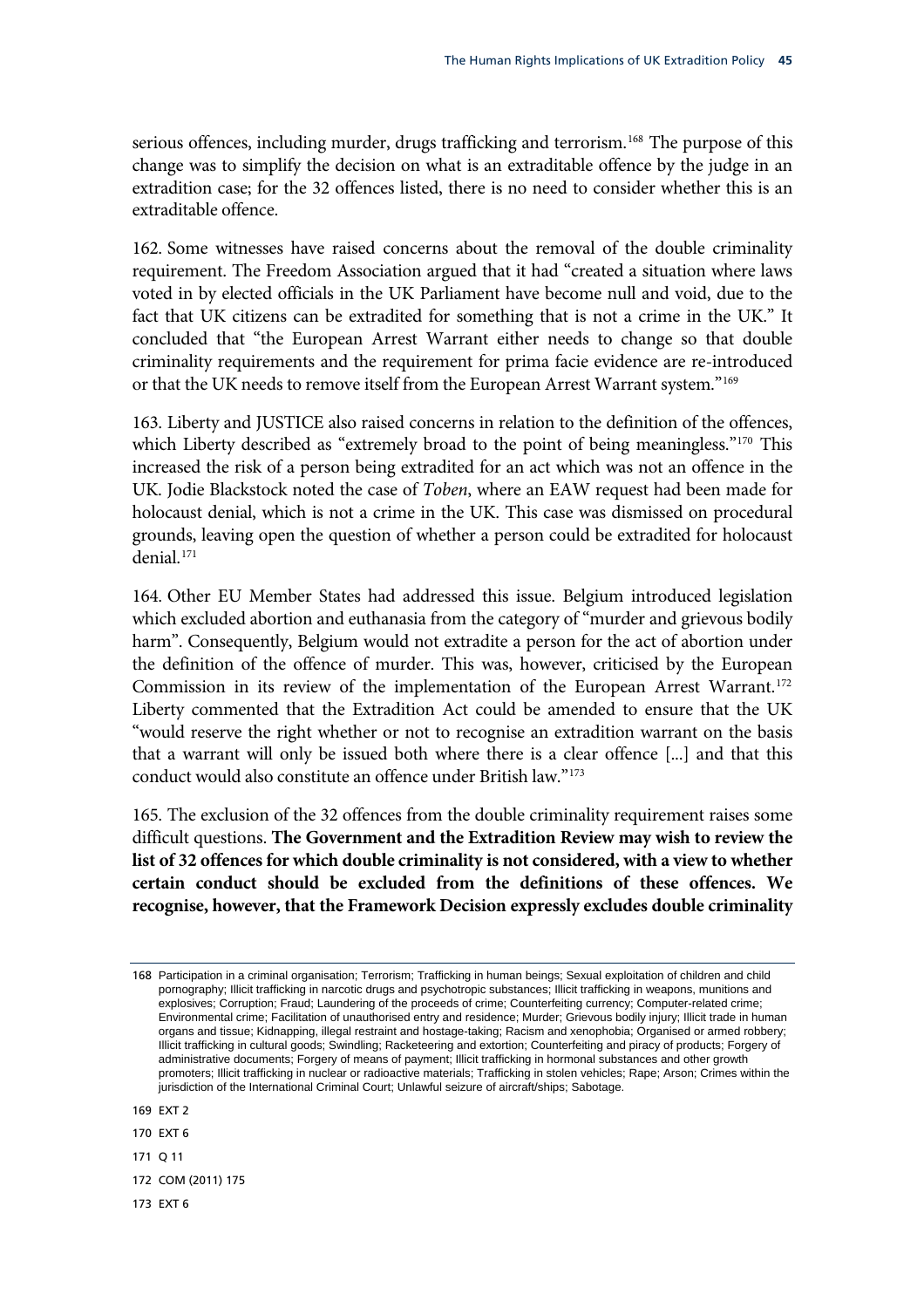serious offences, including murder, drugs trafficking and terrorism.[168] The purpose of this change was to simplify the decision on what is an extraditable offence by the judge in an extradition case; for the 32 offences listed, there is no need to consider whether this is an extraditable offence.

162. Some witnesses have raised concerns about the removal of the double criminality requirement. The Freedom Association argued that it had "created a situation where laws voted in by elected officials in the UK Parliament have become null and void, due to the fact that UK citizens can be extradited for something that is not a crime in the UK." It concluded that "the European Arrest Warrant either needs to change so that double criminality requirements and the requirement for prima facie evidence are re-introduced or that the UK needs to remove itself from the European Arrest Warrant system."[169]

163. Liberty and JUSTICE also raised concerns in relation to the definition of the offences, which Liberty described as "extremely broad to the point of being meaningless."[170] This increased the risk of a person being extradited for an act which was not an offence in the UK. Jodie Blackstock noted the case of *Toben*, where an EAW request had been made for holocaust denial, which is not a crime in the UK. This case was dismissed on procedural grounds, leaving open the question of whether a person could be extradited for holocaust denial.[171]

164. Other EU Member States had addressed this issue. Belgium introduced legislation which excluded abortion and euthanasia from the category of "murder and grievous bodily harm". Consequently, Belgium would not extradite a person for the act of abortion under the definition of the offence of murder. This was, however, criticised by the European Commission in its review of the implementation of the European Arrest Warrant.[172] Liberty commented that the Extradition Act could be amended to ensure that the UK "would reserve the right whether or not to recognise an extradition warrant on the basis that a warrant will only be issued both where there is a clear offence [...] and that this conduct would also constitute an offence under British law."[173]

165. The exclusion of the 32 offences from the double criminality requirement raises some difficult questions. **The Government and the Extradition Review may wish to review the list of 32 offences for which double criminality is not considered, with a view to whether certain conduct should be excluded from the definitions of these offences. We recognise, however, that the Framework Decision expressly excludes double criminality**

---

168 Participation in a criminal organisation; Terrorism; Trafficking in human beings; Sexual exploitation of children and child pornography; Illicit trafficking in narcotic drugs and psychotropic substances; Illicit trafficking in weapons, munitions and explosives; Corruption; Fraud; Laundering of the proceeds of crime; Counterfeiting currency; Computer-related crime; Environmental crime; Facilitation of unauthorised entry and residence; Murder; Grievous bodily injury; Illicit trade in human organs and tissue; Kidnapping, illegal restraint and hostage-taking; Racism and xenophobia; Organised or armed robbery; Illicit trafficking in cultural goods; Swindling; Racketeering and extortion; Counterfeiting and piracy of products; Forgery of administrative documents; Forgery of means of payment; Illicit trafficking in hormonal substances and other growth promoters; Illicit trafficking in nuclear or radioactive materials; Trafficking in stolen vehicles; Rape; Arson; Crimes within the jurisdiction of the International Criminal Court; Unlawful seizure of aircraft/ships; Sabotage.

169 EXT 2

170 EXT 6

171 Q 11

172 COM (2011) 175

173 EXT 6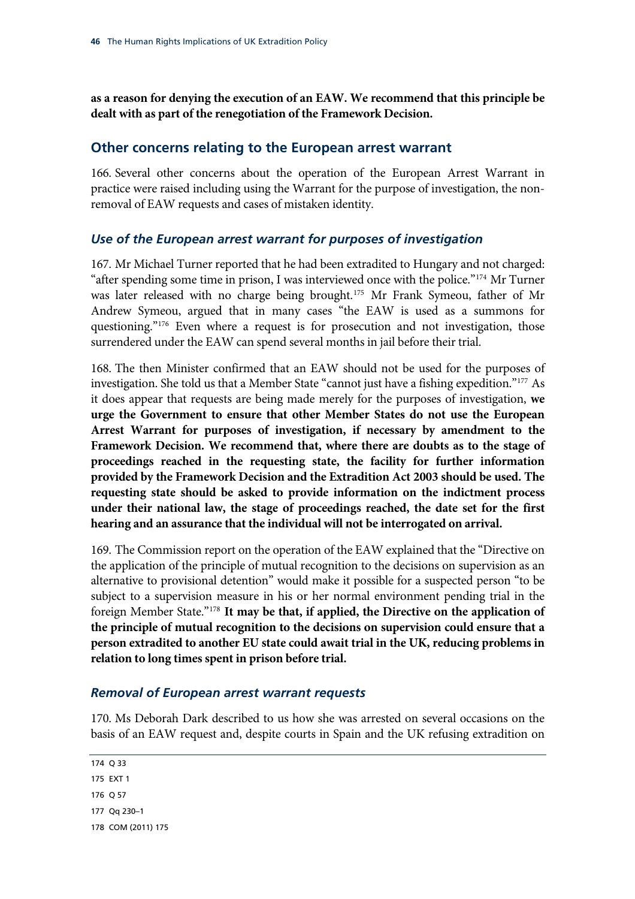**as a reason for denying the execution of an EAW. We recommend that this principle be dealt with as part of the renegotiation of the Framework Decision.**

## Other concerns relating to the European arrest warrant

166. Several other concerns about the operation of the European Arrest Warrant in practice were raised including using the Warrant for the purpose of investigation, the non-removal of EAW requests and cases of mistaken identity.

### *Use of the European arrest warrant for purposes of investigation*

167. Mr Michael Turner reported that he had been extradited to Hungary and not charged: "after spending some time in prison, I was interviewed once with the police."[174] Mr Turner was later released with no charge being brought.[175] Mr Frank Symeou, father of Mr Andrew Symeou, argued that in many cases "the EAW is used as a summons for questioning."[176] Even where a request is for prosecution and not investigation, those surrendered under the EAW can spend several months in jail before their trial.

168. The then Minister confirmed that an EAW should not be used for the purposes of investigation. She told us that a Member State "cannot just have a fishing expedition."[177] As it does appear that requests are being made merely for the purposes of investigation, **we urge the Government to ensure that other Member States do not use the European Arrest Warrant for purposes of investigation, if necessary by amendment to the Framework Decision. We recommend that, where there are doubts as to the stage of proceedings reached in the requesting state, the facility for further information provided by the Framework Decision and the Extradition Act 2003 should be used. The requesting state should be asked to provide information on the indictment process under their national law, the stage of proceedings reached, the date set for the first hearing and an assurance that the individual will not be interrogated on arrival.**

169. The Commission report on the operation of the EAW explained that the "Directive on the application of the principle of mutual recognition to the decisions on supervision as an alternative to provisional detention" would make it possible for a suspected person "to be subject to a supervision measure in his or her normal environment pending trial in the foreign Member State."[178] **It may be that, if applied, the Directive on the application of the principle of mutual recognition to the decisions on supervision could ensure that a person extradited to another EU state could await trial in the UK, reducing problems in relation to long times spent in prison before trial.**

### *Removal of European arrest warrant requests*

170. Ms Deborah Dark described to us how she was arrested on several occasions on the basis of an EAW request and, despite courts in Spain and the UK refusing extradition on

---

174 Q 33

175 EXT 1

176 Q 57

177 Qq 230–1

178 COM (2011) 175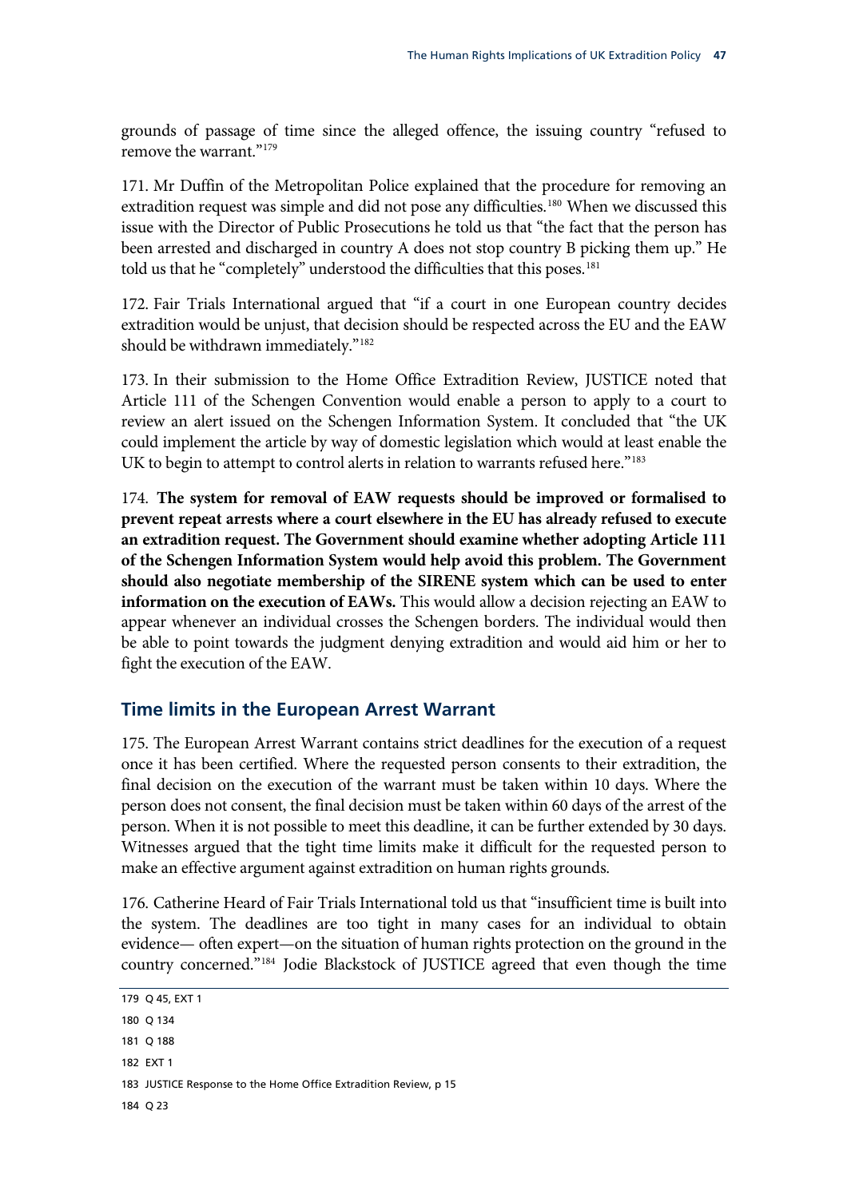grounds of passage of time since the alleged offence, the issuing country "refused to remove the warrant."[179]

171. Mr Duffin of the Metropolitan Police explained that the procedure for removing an extradition request was simple and did not pose any difficulties.[180] When we discussed this issue with the Director of Public Prosecutions he told us that "the fact that the person has been arrested and discharged in country A does not stop country B picking them up." He told us that he "completely" understood the difficulties that this poses.[181]

172. Fair Trials International argued that "if a court in one European country decides extradition would be unjust, that decision should be respected across the EU and the EAW should be withdrawn immediately."[182]

173. In their submission to the Home Office Extradition Review, JUSTICE noted that Article 111 of the Schengen Convention would enable a person to apply to a court to review an alert issued on the Schengen Information System. It concluded that "the UK could implement the article by way of domestic legislation which would at least enable the UK to begin to attempt to control alerts in relation to warrants refused here."[183]

174. **The system for removal of EAW requests should be improved or formalised to prevent repeat arrests where a court elsewhere in the EU has already refused to execute an extradition request. The Government should examine whether adopting Article 111 of the Schengen Information System would help avoid this problem. The Government should also negotiate membership of the SIRENE system which can be used to enter information on the execution of EAWs.** This would allow a decision rejecting an EAW to appear whenever an individual crosses the Schengen borders. The individual would then be able to point towards the judgment denying extradition and would aid him or her to fight the execution of the EAW.

## Time limits in the European Arrest Warrant

175. The European Arrest Warrant contains strict deadlines for the execution of a request once it has been certified. Where the requested person consents to their extradition, the final decision on the execution of the warrant must be taken within 10 days. Where the person does not consent, the final decision must be taken within 60 days of the arrest of the person. When it is not possible to meet this deadline, it can be further extended by 30 days. Witnesses argued that the tight time limits make it difficult for the requested person to make an effective argument against extradition on human rights grounds.

176. Catherine Heard of Fair Trials International told us that "insufficient time is built into the system. The deadlines are too tight in many cases for an individual to obtain evidence— often expert—on the situation of human rights protection on the ground in the country concerned."[184] Jodie Blackstock of JUSTICE agreed that even though the time

179 Q 45, EXT 1

180 Q 134

181 Q 188

182 EXT 1

183 JUSTICE Response to the Home Office Extradition Review, p 15

184 Q 23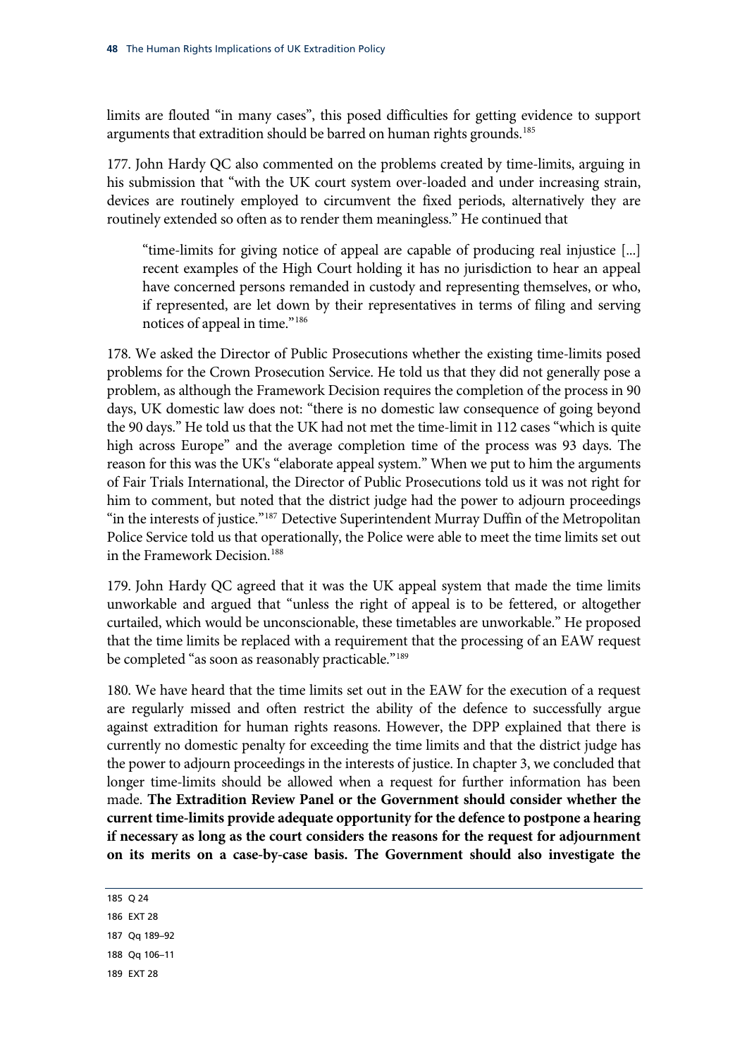limits are flouted "in many cases", this posed difficulties for getting evidence to support arguments that extradition should be barred on human rights grounds.[185]

177. John Hardy QC also commented on the problems created by time-limits, arguing in his submission that "with the UK court system over-loaded and under increasing strain, devices are routinely employed to circumvent the fixed periods, alternatively they are routinely extended so often as to render them meaningless." He continued that

> "time-limits for giving notice of appeal are capable of producing real injustice [...] recent examples of the High Court holding it has no jurisdiction to hear an appeal have concerned persons remanded in custody and representing themselves, or who, if represented, are let down by their representatives in terms of filing and serving notices of appeal in time."[186]

178. We asked the Director of Public Prosecutions whether the existing time-limits posed problems for the Crown Prosecution Service. He told us that they did not generally pose a problem, as although the Framework Decision requires the completion of the process in 90 days, UK domestic law does not: "there is no domestic law consequence of going beyond the 90 days." He told us that the UK had not met the time-limit in 112 cases "which is quite high across Europe" and the average completion time of the process was 93 days. The reason for this was the UK's "elaborate appeal system." When we put to him the arguments of Fair Trials International, the Director of Public Prosecutions told us it was not right for him to comment, but noted that the district judge had the power to adjourn proceedings "in the interests of justice."[187] Detective Superintendent Murray Duffin of the Metropolitan Police Service told us that operationally, the Police were able to meet the time limits set out in the Framework Decision.[188]

179. John Hardy QC agreed that it was the UK appeal system that made the time limits unworkable and argued that "unless the right of appeal is to be fettered, or altogether curtailed, which would be unconscionable, these timetables are unworkable." He proposed that the time limits be replaced with a requirement that the processing of an EAW request be completed "as soon as reasonably practicable."[189]

180. We have heard that the time limits set out in the EAW for the execution of a request are regularly missed and often restrict the ability of the defence to successfully argue against extradition for human rights reasons. However, the DPP explained that there is currently no domestic penalty for exceeding the time limits and that the district judge has the power to adjourn proceedings in the interests of justice. In chapter 3, we concluded that longer time-limits should be allowed when a request for further information has been made. **The Extradition Review Panel or the Government should consider whether the current time-limits provide adequate opportunity for the defence to postpone a hearing if necessary as long as the court considers the reasons for the request for adjournment on its merits on a case-by-case basis. The Government should also investigate the**

185 Q 24

186 EXT 28

187 Qq 189–92

188 Qq 106–11

189 EXT 28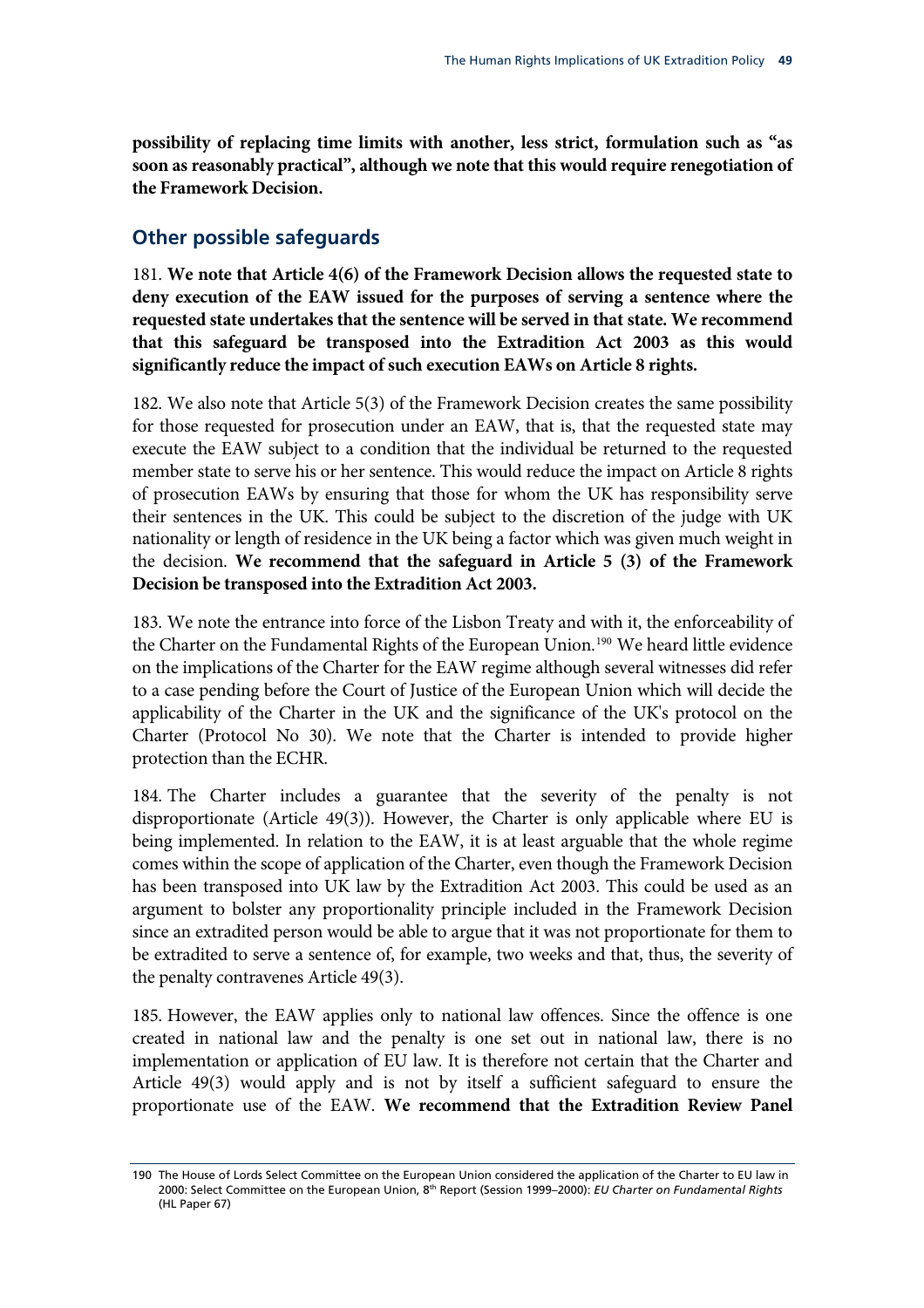**possibility of replacing time limits with another, less strict, formulation such as "as soon as reasonably practical", although we note that this would require renegotiation of the Framework Decision.**

## Other possible safeguards

181. **We note that Article 4(6) of the Framework Decision allows the requested state to deny execution of the EAW issued for the purposes of serving a sentence where the requested state undertakes that the sentence will be served in that state. We recommend that this safeguard be transposed into the Extradition Act 2003 as this would significantly reduce the impact of such execution EAWs on Article 8 rights.**

182. We also note that Article 5(3) of the Framework Decision creates the same possibility for those requested for prosecution under an EAW, that is, that the requested state may execute the EAW subject to a condition that the individual be returned to the requested member state to serve his or her sentence. This would reduce the impact on Article 8 rights of prosecution EAWs by ensuring that those for whom the UK has responsibility serve their sentences in the UK. This could be subject to the discretion of the judge with UK nationality or length of residence in the UK being a factor which was given much weight in the decision. **We recommend that the safeguard in Article 5 (3) of the Framework Decision be transposed into the Extradition Act 2003.**

183. We note the entrance into force of the Lisbon Treaty and with it, the enforceability of the Charter on the Fundamental Rights of the European Union.[190] We heard little evidence on the implications of the Charter for the EAW regime although several witnesses did refer to a case pending before the Court of Justice of the European Union which will decide the applicability of the Charter in the UK and the significance of the UK's protocol on the Charter (Protocol No 30). We note that the Charter is intended to provide higher protection than the ECHR.

184. The Charter includes a guarantee that the severity of the penalty is not disproportionate (Article 49(3)). However, the Charter is only applicable where EU is being implemented. In relation to the EAW, it is at least arguable that the whole regime comes within the scope of application of the Charter, even though the Framework Decision has been transposed into UK law by the Extradition Act 2003. This could be used as an argument to bolster any proportionality principle included in the Framework Decision since an extradited person would be able to argue that it was not proportionate for them to be extradited to serve a sentence of, for example, two weeks and that, thus, the severity of the penalty contravenes Article 49(3).

185. However, the EAW applies only to national law offences. Since the offence is one created in national law and the penalty is one set out in national law, there is no implementation or application of EU law. It is therefore not certain that the Charter and Article 49(3) would apply and is not by itself a sufficient safeguard to ensure the proportionate use of the EAW. **We recommend that the Extradition Review Panel**

---

190 The House of Lords Select Committee on the European Union considered the application of the Charter to EU law in 2000: Select Committee on the European Union, 8th Report (Session 1999–2000): *EU Charter on Fundamental Rights* (HL Paper 67)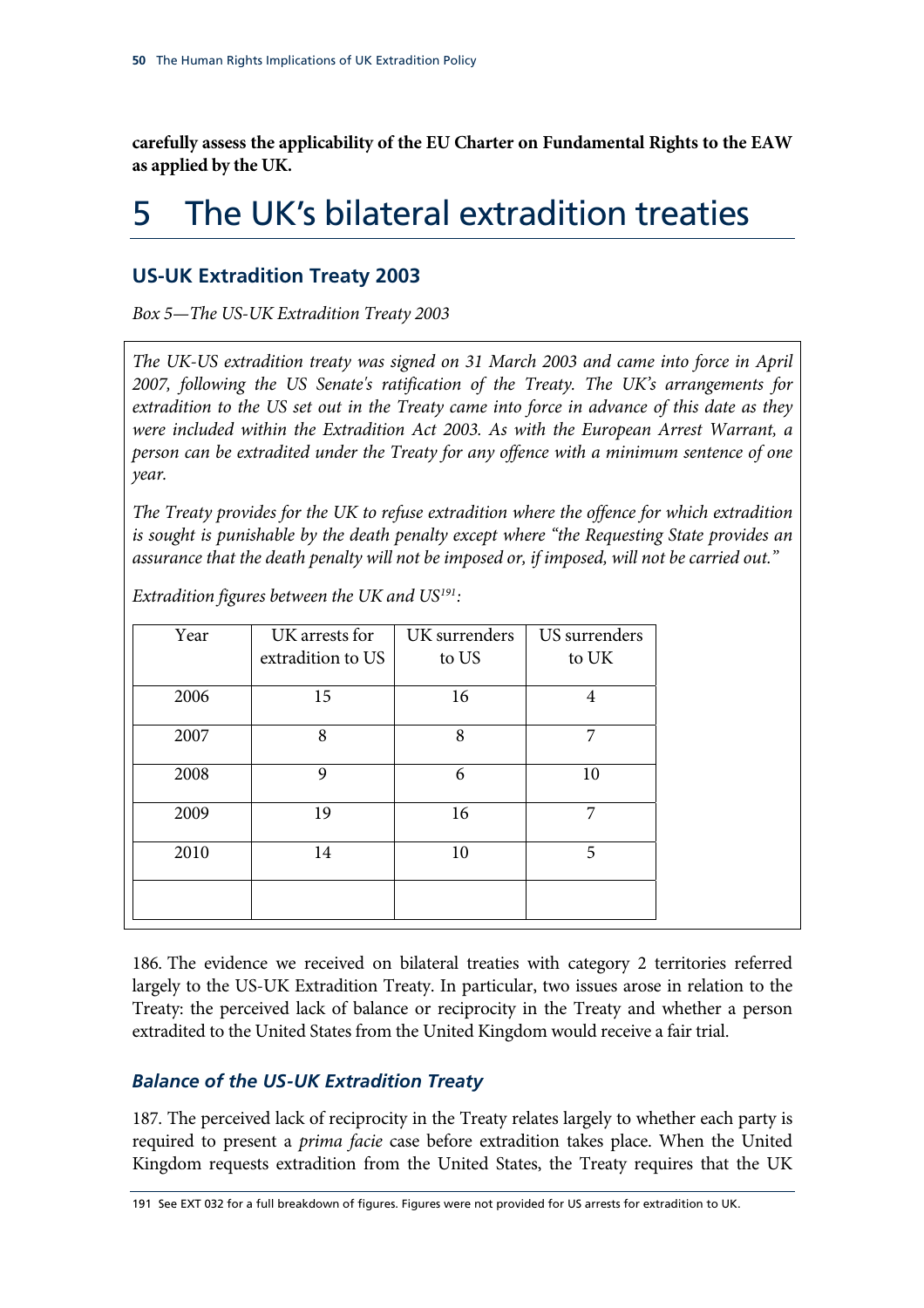**carefully assess the applicability of the EU Charter on Fundamental Rights to the EAW as applied by the UK.**

# 5 The UK's bilateral extradition treaties

## US-UK Extradition Treaty 2003

*Box 5—The US-UK Extradition Treaty 2003*

*The UK-US extradition treaty was signed on 31 March 2003 and came into force in April 2007, following the US Senate's ratification of the Treaty. The UK's arrangements for extradition to the US set out in the Treaty came into force in advance of this date as they were included within the Extradition Act 2003. As with the European Arrest Warrant, a person can be extradited under the Treaty for any offence with a minimum sentence of one year.*

*The Treaty provides for the UK to refuse extradition where the offence for which extradition is punishable by the death penalty except where "the Requesting State provides an assurance that the death penalty will not be imposed or, if imposed, will not be carried out."*

*Extradition figures between the UK and US*[191]*:*

| Year | UK arrests for extradition to US | UK surrenders to US | US surrenders to UK |
|---|---|---|---|
| 2006 | 15 | 16 | 4 |
| 2007 | 8 | 8 | 7 |
| 2008 | 9 | 6 | 10 |
| 2009 | 19 | 16 | 7 |
| 2010 | 14 | 10 | 5 |
| | | | |

186. The evidence we received on bilateral treaties with category 2 territories referred largely to the US-UK Extradition Treaty. In particular, two issues arose in relation to the Treaty: the perceived lack of balance or reciprocity in the Treaty and whether a person extradited to the United States from the United Kingdom would receive a fair trial.

### *Balance of the US-UK Extradition Treaty*

187. The perceived lack of reciprocity in the Treaty relates largely to whether each party is required to present a *prima facie* case before extradition takes place. When the United Kingdom requests extradition from the United States, the Treaty requires that the UK

191 See EXT 032 for a full breakdown of figures. Figures were not provided for US arrests for extradition to UK.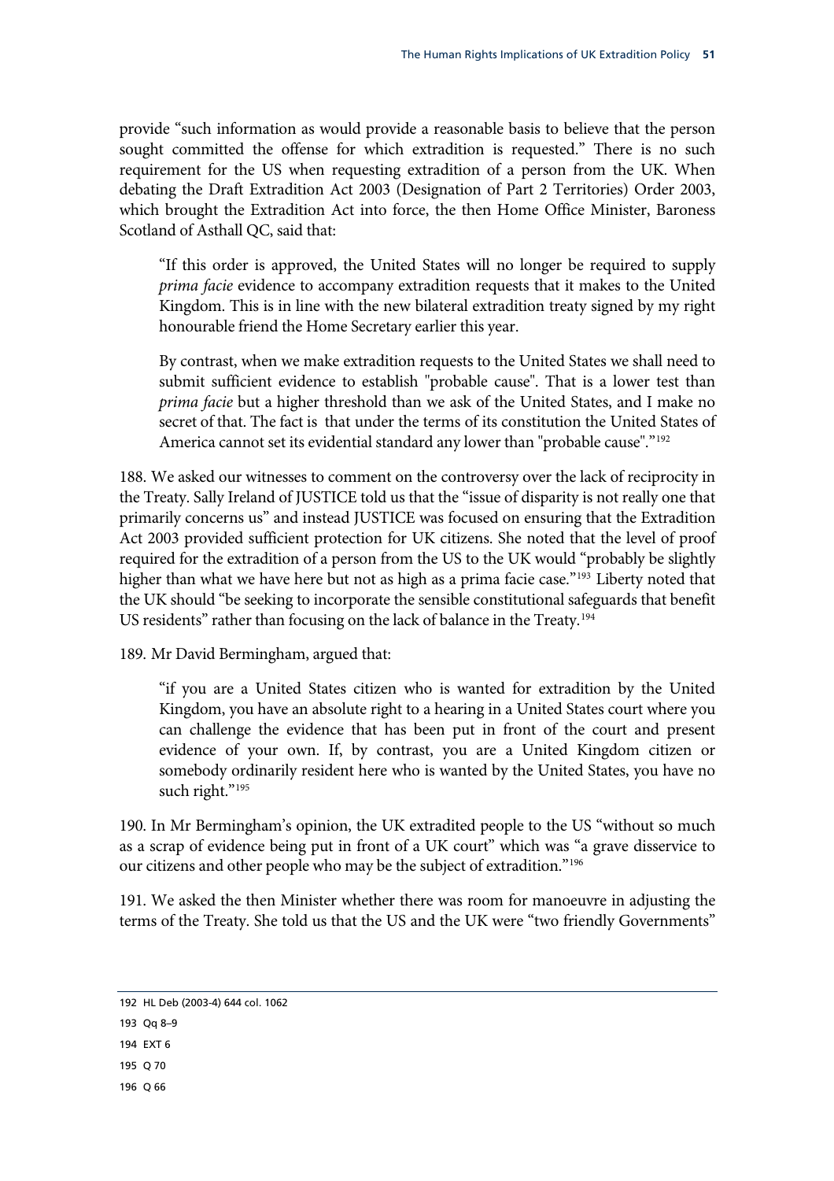provide "such information as would provide a reasonable basis to believe that the person sought committed the offense for which extradition is requested." There is no such requirement for the US when requesting extradition of a person from the UK. When debating the Draft Extradition Act 2003 (Designation of Part 2 Territories) Order 2003, which brought the Extradition Act into force, the then Home Office Minister, Baroness Scotland of Asthall QC, said that:

> "If this order is approved, the United States will no longer be required to supply *prima facie* evidence to accompany extradition requests that it makes to the United Kingdom. This is in line with the new bilateral extradition treaty signed by my right honourable friend the Home Secretary earlier this year.
>
> By contrast, when we make extradition requests to the United States we shall need to submit sufficient evidence to establish "probable cause". That is a lower test than *prima facie* but a higher threshold than we ask of the United States, and I make no secret of that. The fact is that under the terms of its constitution the United States of America cannot set its evidential standard any lower than "probable cause"."[192]

188. We asked our witnesses to comment on the controversy over the lack of reciprocity in the Treaty. Sally Ireland of JUSTICE told us that the "issue of disparity is not really one that primarily concerns us" and instead JUSTICE was focused on ensuring that the Extradition Act 2003 provided sufficient protection for UK citizens. She noted that the level of proof required for the extradition of a person from the US to the UK would "probably be slightly higher than what we have here but not as high as a prima facie case."[193] Liberty noted that the UK should "be seeking to incorporate the sensible constitutional safeguards that benefit US residents" rather than focusing on the lack of balance in the Treaty.[194]

189. Mr David Bermingham, argued that:

> "if you are a United States citizen who is wanted for extradition by the United Kingdom, you have an absolute right to a hearing in a United States court where you can challenge the evidence that has been put in front of the court and present evidence of your own. If, by contrast, you are a United Kingdom citizen or somebody ordinarily resident here who is wanted by the United States, you have no such right."[195]

190. In Mr Bermingham's opinion, the UK extradited people to the US "without so much as a scrap of evidence being put in front of a UK court" which was "a grave disservice to our citizens and other people who may be the subject of extradition."[196]

191. We asked the then Minister whether there was room for manoeuvre in adjusting the terms of the Treaty. She told us that the US and the UK were "two friendly Governments"

---

192 HL Deb (2003-4) 644 col. 1062

193 Qq 8–9

194 EXT 6

195 Q 70

196 Q 66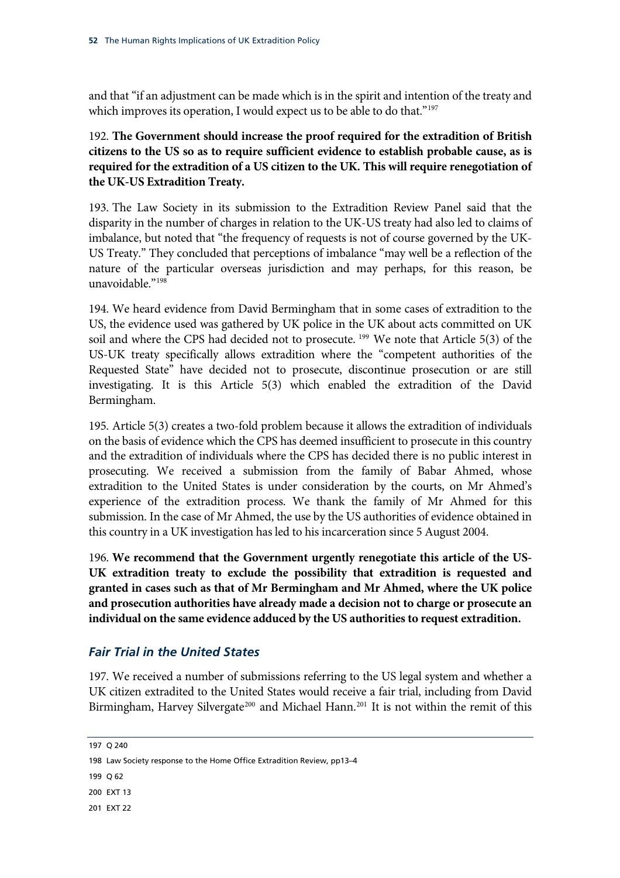and that "if an adjustment can be made which is in the spirit and intention of the treaty and which improves its operation, I would expect us to be able to do that."[197]

192. **The Government should increase the proof required for the extradition of British citizens to the US so as to require sufficient evidence to establish probable cause, as is required for the extradition of a US citizen to the UK. This will require renegotiation of the UK-US Extradition Treaty.**

193. The Law Society in its submission to the Extradition Review Panel said that the disparity in the number of charges in relation to the UK-US treaty had also led to claims of imbalance, but noted that "the frequency of requests is not of course governed by the UK-US Treaty." They concluded that perceptions of imbalance "may well be a reflection of the nature of the particular overseas jurisdiction and may perhaps, for this reason, be unavoidable."[198]

194. We heard evidence from David Bermingham that in some cases of extradition to the US, the evidence used was gathered by UK police in the UK about acts committed on UK soil and where the CPS had decided not to prosecute. [199] We note that Article 5(3) of the US-UK treaty specifically allows extradition where the "competent authorities of the Requested State" have decided not to prosecute, discontinue prosecution or are still investigating. It is this Article 5(3) which enabled the extradition of the David Bermingham.

195. Article 5(3) creates a two-fold problem because it allows the extradition of individuals on the basis of evidence which the CPS has deemed insufficient to prosecute in this country and the extradition of individuals where the CPS has decided there is no public interest in prosecuting. We received a submission from the family of Babar Ahmed, whose extradition to the United States is under consideration by the courts, on Mr Ahmed's experience of the extradition process. We thank the family of Mr Ahmed for this submission. In the case of Mr Ahmed, the use by the US authorities of evidence obtained in this country in a UK investigation has led to his incarceration since 5 August 2004.

196. **We recommend that the Government urgently renegotiate this article of the US-UK extradition treaty to exclude the possibility that extradition is requested and granted in cases such as that of Mr Bermingham and Mr Ahmed, where the UK police and prosecution authorities have already made a decision not to charge or prosecute an individual on the same evidence adduced by the US authorities to request extradition.**

### *Fair Trial in the United States*

197. We received a number of submissions referring to the US legal system and whether a UK citizen extradited to the United States would receive a fair trial, including from David Birmingham, Harvey Silvergate[200] and Michael Hann.[201] It is not within the remit of this

---

197 Q 240

198 Law Society response to the Home Office Extradition Review, pp13–4

199 Q 62

200 EXT 13

201 EXT 22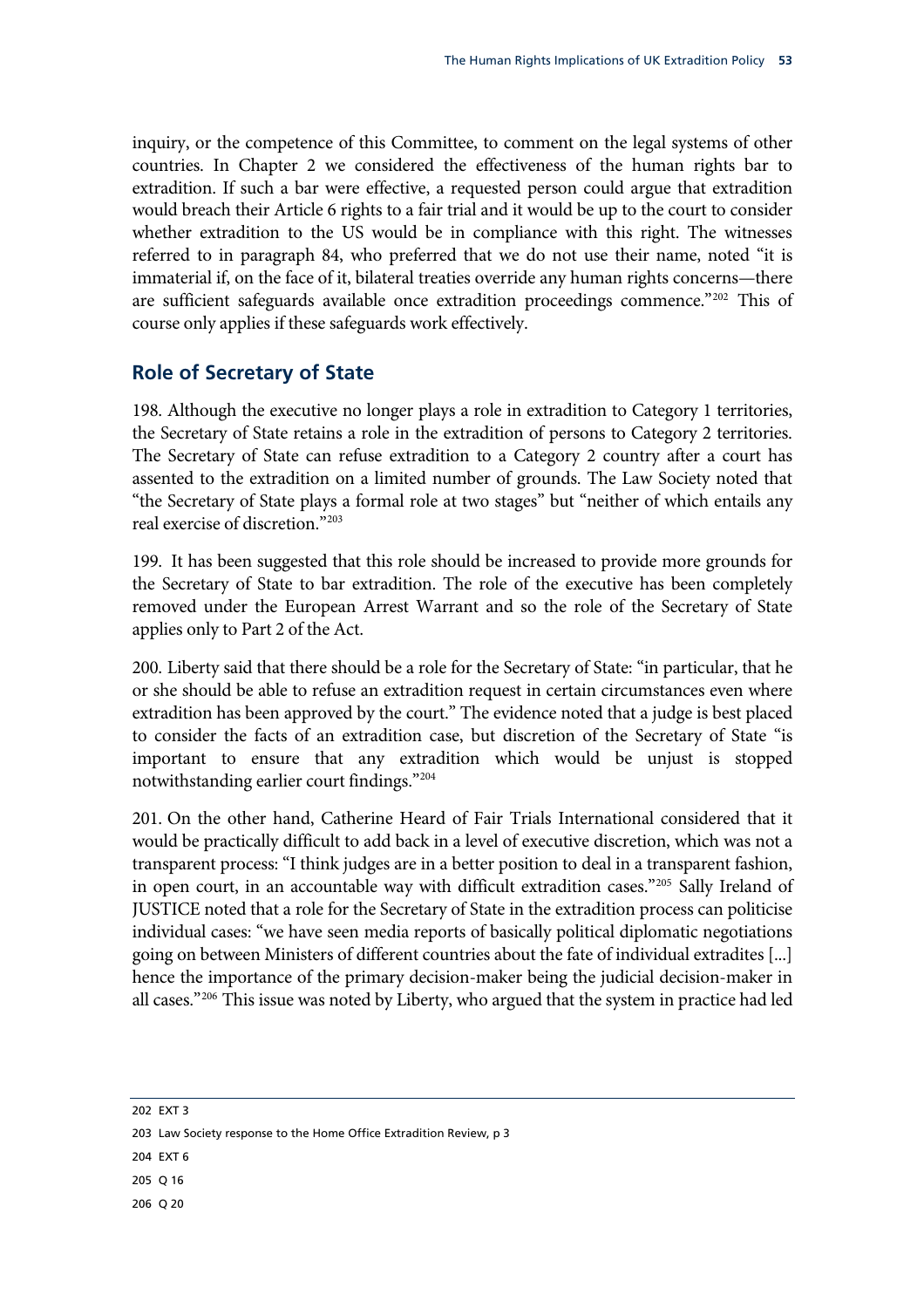inquiry, or the competence of this Committee, to comment on the legal systems of other countries. In Chapter 2 we considered the effectiveness of the human rights bar to extradition. If such a bar were effective, a requested person could argue that extradition would breach their Article 6 rights to a fair trial and it would be up to the court to consider whether extradition to the US would be in compliance with this right. The witnesses referred to in paragraph 84, who preferred that we do not use their name, noted "it is immaterial if, on the face of it, bilateral treaties override any human rights concerns—there are sufficient safeguards available once extradition proceedings commence."[202] This of course only applies if these safeguards work effectively.

## Role of Secretary of State

198. Although the executive no longer plays a role in extradition to Category 1 territories, the Secretary of State retains a role in the extradition of persons to Category 2 territories. The Secretary of State can refuse extradition to a Category 2 country after a court has assented to the extradition on a limited number of grounds. The Law Society noted that "the Secretary of State plays a formal role at two stages" but "neither of which entails any real exercise of discretion."[203]

199. It has been suggested that this role should be increased to provide more grounds for the Secretary of State to bar extradition. The role of the executive has been completely removed under the European Arrest Warrant and so the role of the Secretary of State applies only to Part 2 of the Act.

200. Liberty said that there should be a role for the Secretary of State: "in particular, that he or she should be able to refuse an extradition request in certain circumstances even where extradition has been approved by the court." The evidence noted that a judge is best placed to consider the facts of an extradition case, but discretion of the Secretary of State "is important to ensure that any extradition which would be unjust is stopped notwithstanding earlier court findings."[204]

201. On the other hand, Catherine Heard of Fair Trials International considered that it would be practically difficult to add back in a level of executive discretion, which was not a transparent process: "I think judges are in a better position to deal in a transparent fashion, in open court, in an accountable way with difficult extradition cases."[205] Sally Ireland of JUSTICE noted that a role for the Secretary of State in the extradition process can politicise individual cases: "we have seen media reports of basically political diplomatic negotiations going on between Ministers of different countries about the fate of individual extradites [...] hence the importance of the primary decision-maker being the judicial decision-maker in all cases."[206] This issue was noted by Liberty, who argued that the system in practice had led

---

202 EXT 3

203 Law Society response to the Home Office Extradition Review, p 3

204 EXT 6

205 Q 16

206 Q 20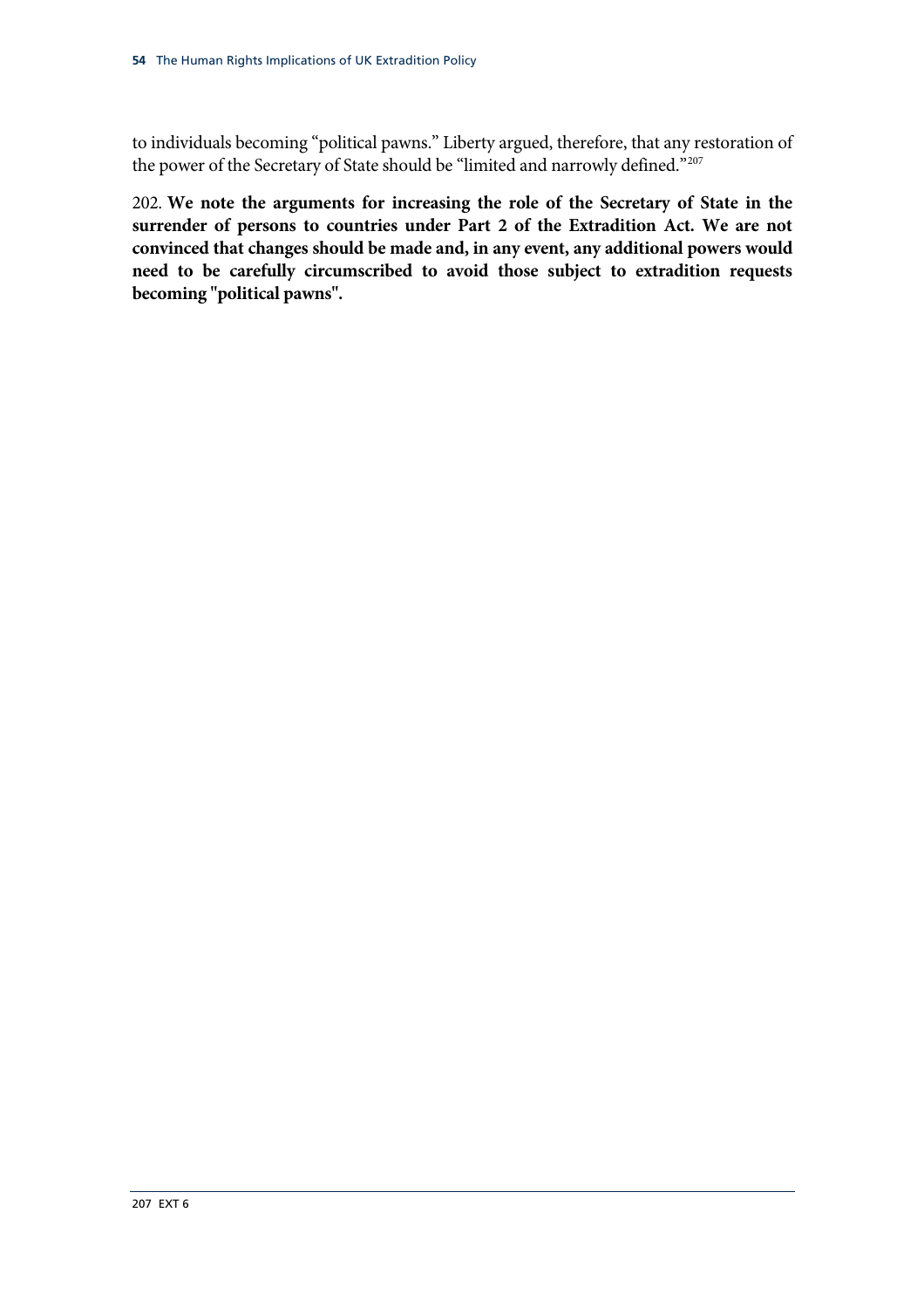to individuals becoming "political pawns." Liberty argued, therefore, that any restoration of the power of the Secretary of State should be "limited and narrowly defined."[207]

202. **We note the arguments for increasing the role of the Secretary of State in the surrender of persons to countries under Part 2 of the Extradition Act. We are not convinced that changes should be made and, in any event, any additional powers would need to be carefully circumscribed to avoid those subject to extradition requests becoming "political pawns".**

207 EXT 6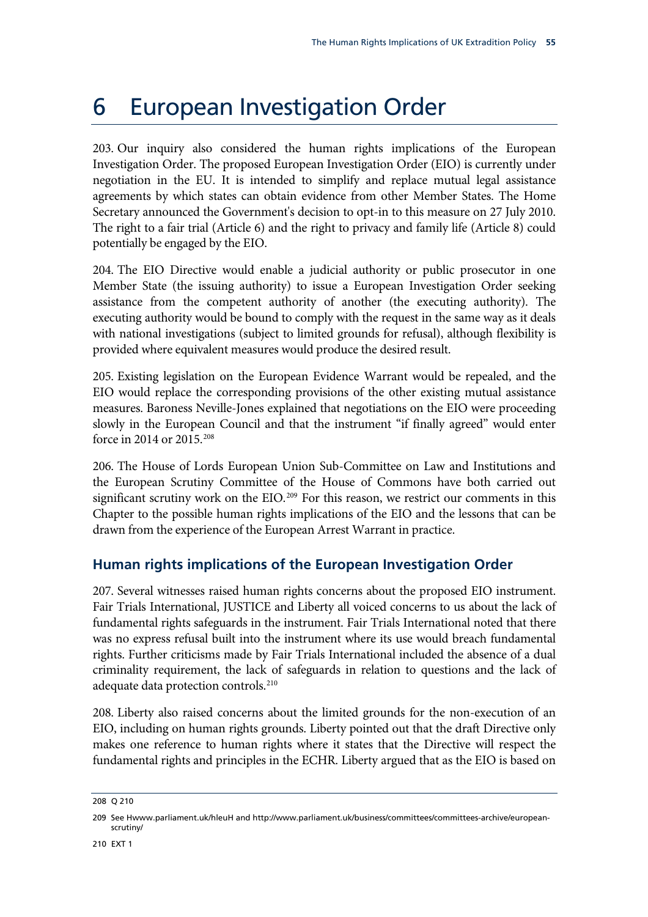# 6 European Investigation Order

203. Our inquiry also considered the human rights implications of the European Investigation Order. The proposed European Investigation Order (EIO) is currently under negotiation in the EU. It is intended to simplify and replace mutual legal assistance agreements by which states can obtain evidence from other Member States. The Home Secretary announced the Government's decision to opt-in to this measure on 27 July 2010. The right to a fair trial (Article 6) and the right to privacy and family life (Article 8) could potentially be engaged by the EIO.

204. The EIO Directive would enable a judicial authority or public prosecutor in one Member State (the issuing authority) to issue a European Investigation Order seeking assistance from the competent authority of another (the executing authority). The executing authority would be bound to comply with the request in the same way as it deals with national investigations (subject to limited grounds for refusal), although flexibility is provided where equivalent measures would produce the desired result.

205. Existing legislation on the European Evidence Warrant would be repealed, and the EIO would replace the corresponding provisions of the other existing mutual assistance measures. Baroness Neville-Jones explained that negotiations on the EIO were proceeding slowly in the European Council and that the instrument "if finally agreed" would enter force in 2014 or 2015.[208]

206. The House of Lords European Union Sub-Committee on Law and Institutions and the European Scrutiny Committee of the House of Commons have both carried out significant scrutiny work on the EIO.[209] For this reason, we restrict our comments in this Chapter to the possible human rights implications of the EIO and the lessons that can be drawn from the experience of the European Arrest Warrant in practice.

## Human rights implications of the European Investigation Order

207. Several witnesses raised human rights concerns about the proposed EIO instrument. Fair Trials International, JUSTICE and Liberty all voiced concerns to us about the lack of fundamental rights safeguards in the instrument. Fair Trials International noted that there was no express refusal built into the instrument where its use would breach fundamental rights. Further criticisms made by Fair Trials International included the absence of a dual criminality requirement, the lack of safeguards in relation to questions and the lack of adequate data protection controls.[210]

208. Liberty also raised concerns about the limited grounds for the non-execution of an EIO, including on human rights grounds. Liberty pointed out that the draft Directive only makes one reference to human rights where it states that the Directive will respect the fundamental rights and principles in the ECHR. Liberty argued that as the EIO is based on

---

208 Q 210

209 See Hwww.parliament.uk/hleuH and http://www.parliament.uk/business/committees/committees-archive/european-scrutiny/

210 EXT 1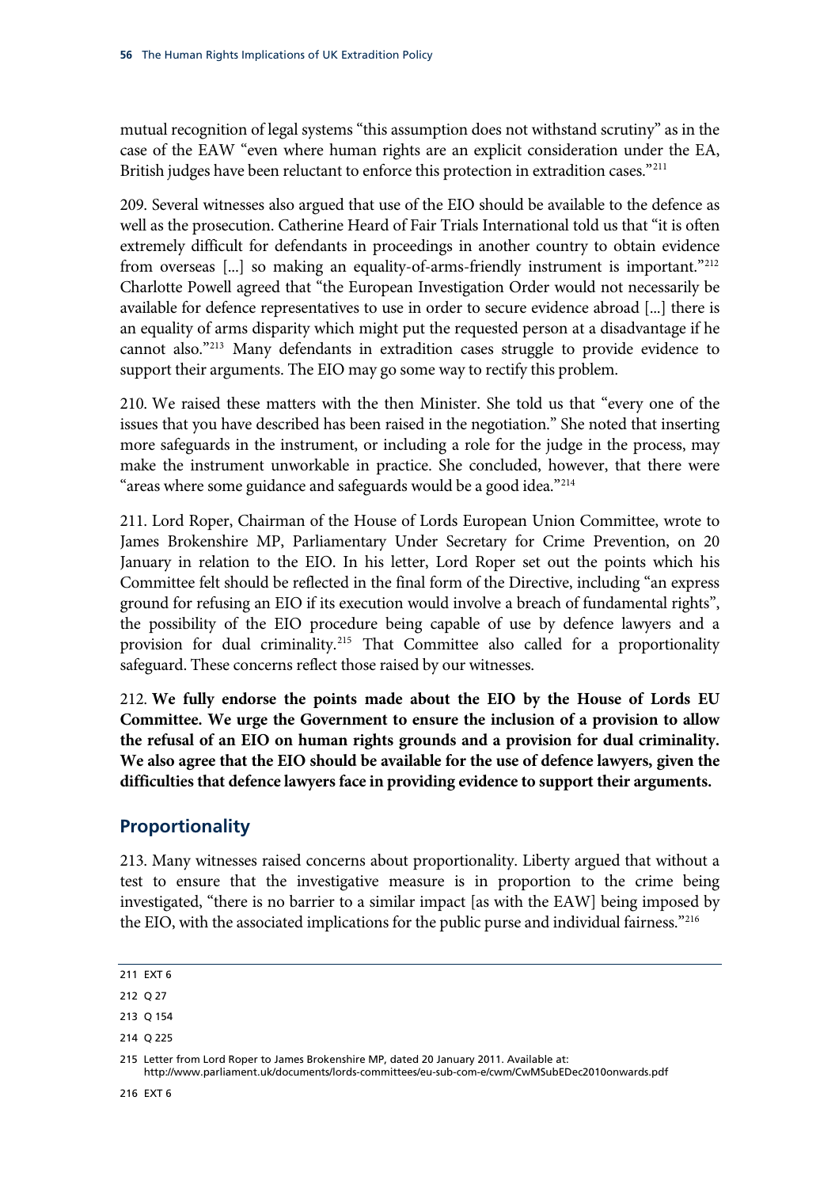mutual recognition of legal systems "this assumption does not withstand scrutiny" as in the case of the EAW "even where human rights are an explicit consideration under the EA, British judges have been reluctant to enforce this protection in extradition cases."[211]

209. Several witnesses also argued that use of the EIO should be available to the defence as well as the prosecution. Catherine Heard of Fair Trials International told us that "it is often extremely difficult for defendants in proceedings in another country to obtain evidence from overseas [...] so making an equality-of-arms-friendly instrument is important."[212] Charlotte Powell agreed that "the European Investigation Order would not necessarily be available for defence representatives to use in order to secure evidence abroad [...] there is an equality of arms disparity which might put the requested person at a disadvantage if he cannot also."[213] Many defendants in extradition cases struggle to provide evidence to support their arguments. The EIO may go some way to rectify this problem.

210. We raised these matters with the then Minister. She told us that "every one of the issues that you have described has been raised in the negotiation." She noted that inserting more safeguards in the instrument, or including a role for the judge in the process, may make the instrument unworkable in practice. She concluded, however, that there were "areas where some guidance and safeguards would be a good idea."[214]

211. Lord Roper, Chairman of the House of Lords European Union Committee, wrote to James Brokenshire MP, Parliamentary Under Secretary for Crime Prevention, on 20 January in relation to the EIO. In his letter, Lord Roper set out the points which his Committee felt should be reflected in the final form of the Directive, including "an express ground for refusing an EIO if its execution would involve a breach of fundamental rights", the possibility of the EIO procedure being capable of use by defence lawyers and a provision for dual criminality.[215] That Committee also called for a proportionality safeguard. These concerns reflect those raised by our witnesses.

212. **We fully endorse the points made about the EIO by the House of Lords EU Committee. We urge the Government to ensure the inclusion of a provision to allow the refusal of an EIO on human rights grounds and a provision for dual criminality. We also agree that the EIO should be available for the use of defence lawyers, given the difficulties that defence lawyers face in providing evidence to support their arguments.**

## Proportionality

213. Many witnesses raised concerns about proportionality. Liberty argued that without a test to ensure that the investigative measure is in proportion to the crime being investigated, "there is no barrier to a similar impact [as with the EAW] being imposed by the EIO, with the associated implications for the public purse and individual fairness."[216]

---

211 EXT 6

212 Q 27

213 Q 154

214 Q 225

215 Letter from Lord Roper to James Brokenshire MP, dated 20 January 2011. Available at: http://www.parliament.uk/documents/lords-committees/eu-sub-com-e/cwm/CwMSubEDec2010onwards.pdf

216 EXT 6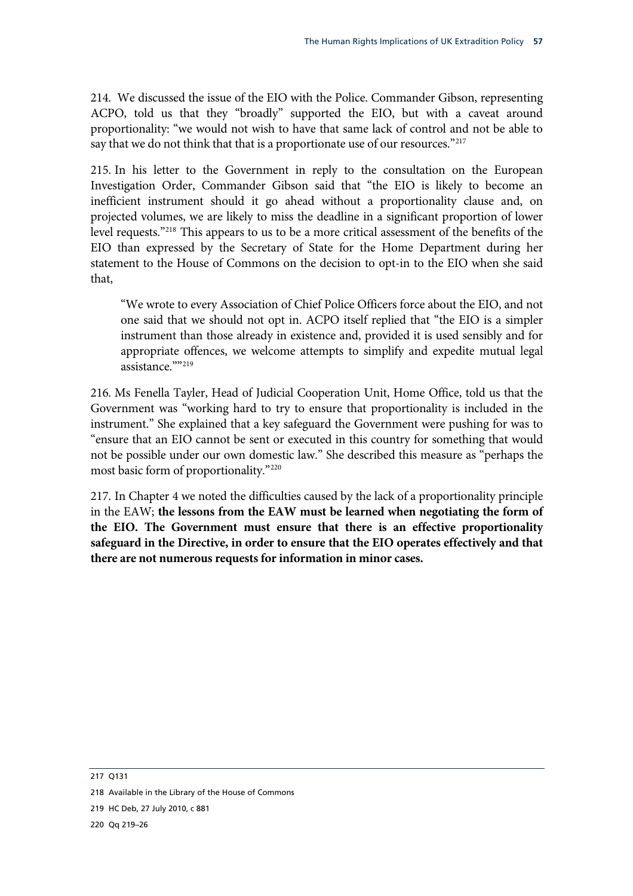214. We discussed the issue of the EIO with the Police. Commander Gibson, representing ACPO, told us that they "broadly" supported the EIO, but with a caveat around proportionality: "we would not wish to have that same lack of control and not be able to say that we do not think that that is a proportionate use of our resources."[217]

215. In his letter to the Government in reply to the consultation on the European Investigation Order, Commander Gibson said that "the EIO is likely to become an inefficient instrument should it go ahead without a proportionality clause and, on projected volumes, we are likely to miss the deadline in a significant proportion of lower level requests."[218] This appears to us to be a more critical assessment of the benefits of the EIO than expressed by the Secretary of State for the Home Department during her statement to the House of Commons on the decision to opt-in to the EIO when she said that,

> "We wrote to every Association of Chief Police Officers force about the EIO, and not one said that we should not opt in. ACPO itself replied that "the EIO is a simpler instrument than those already in existence and, provided it is used sensibly and for appropriate offences, we welcome attempts to simplify and expedite mutual legal assistance.""[219]

216. Ms Fenella Tayler, Head of Judicial Cooperation Unit, Home Office, told us that the Government was "working hard to try to ensure that proportionality is included in the instrument." She explained that a key safeguard the Government were pushing for was to "ensure that an EIO cannot be sent or executed in this country for something that would not be possible under our own domestic law." She described this measure as "perhaps the most basic form of proportionality."[220]

217. In Chapter 4 we noted the difficulties caused by the lack of a proportionality principle in the EAW; **the lessons from the EAW must be learned when negotiating the form of the EIO. The Government must ensure that there is an effective proportionality safeguard in the Directive, in order to ensure that the EIO operates effectively and that there are not numerous requests for information in minor cases.**

---

217 Q131

218 Available in the Library of the House of Commons

219 HC Deb, 27 July 2010, c 881

220 Qq 219–26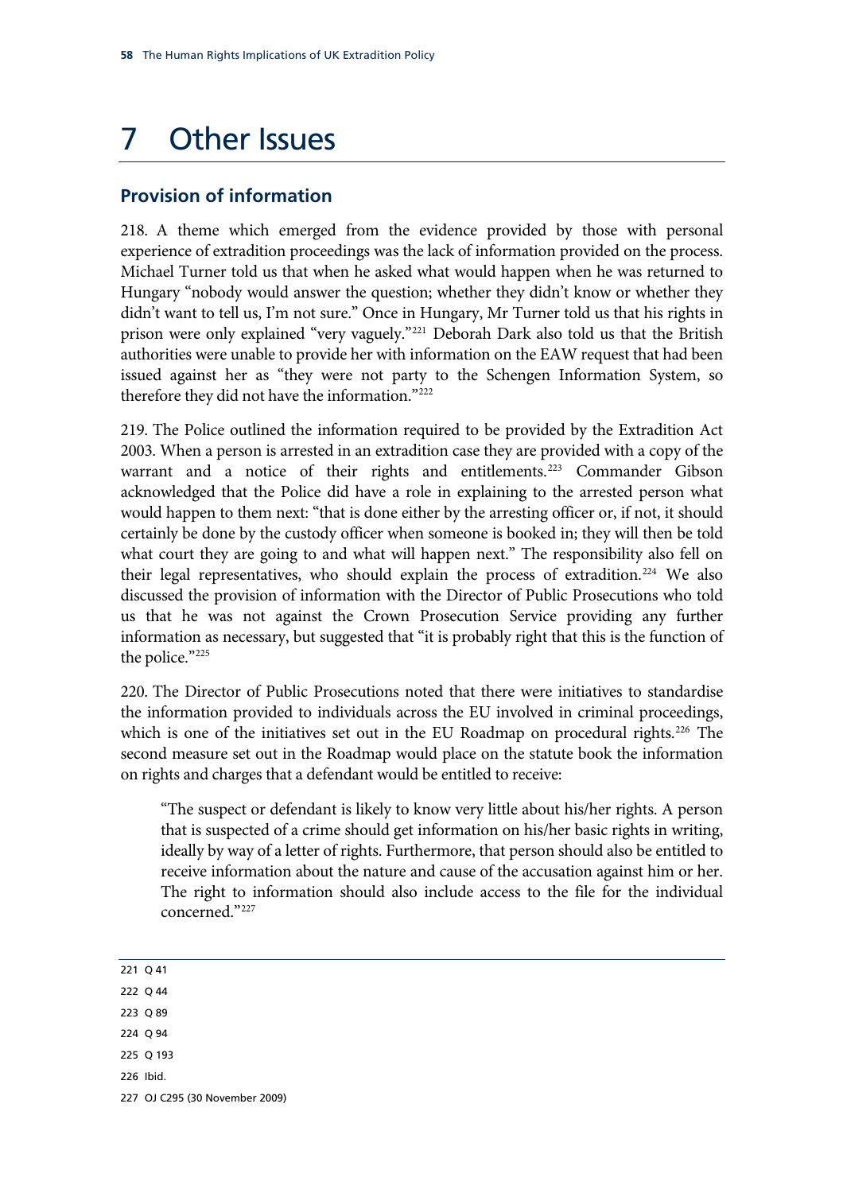# 7 Other Issues

## Provision of information

218. A theme which emerged from the evidence provided by those with personal experience of extradition proceedings was the lack of information provided on the process. Michael Turner told us that when he asked what would happen when he was returned to Hungary "nobody would answer the question; whether they didn't know or whether they didn't want to tell us, I'm not sure." Once in Hungary, Mr Turner told us that his rights in prison were only explained "very vaguely."[221] Deborah Dark also told us that the British authorities were unable to provide her with information on the EAW request that had been issued against her as "they were not party to the Schengen Information System, so therefore they did not have the information."[222]

219. The Police outlined the information required to be provided by the Extradition Act 2003. When a person is arrested in an extradition case they are provided with a copy of the warrant and a notice of their rights and entitlements.[223] Commander Gibson acknowledged that the Police did have a role in explaining to the arrested person what would happen to them next: "that is done either by the arresting officer or, if not, it should certainly be done by the custody officer when someone is booked in; they will then be told what court they are going to and what will happen next." The responsibility also fell on their legal representatives, who should explain the process of extradition.[224] We also discussed the provision of information with the Director of Public Prosecutions who told us that he was not against the Crown Prosecution Service providing any further information as necessary, but suggested that "it is probably right that this is the function of the police."[225]

220. The Director of Public Prosecutions noted that there were initiatives to standardise the information provided to individuals across the EU involved in criminal proceedings, which is one of the initiatives set out in the EU Roadmap on procedural rights.[226] The second measure set out in the Roadmap would place on the statute book the information on rights and charges that a defendant would be entitled to receive:

> "The suspect or defendant is likely to know very little about his/her rights. A person that is suspected of a crime should get information on his/her basic rights in writing, ideally by way of a letter of rights. Furthermore, that person should also be entitled to receive information about the nature and cause of the accusation against him or her. The right to information should also include access to the file for the individual concerned."[227]

---

221 Q 41

222 Q 44

223 Q 89

224 Q 94

225 Q 193

226 Ibid.

227 OJ C295 (30 November 2009)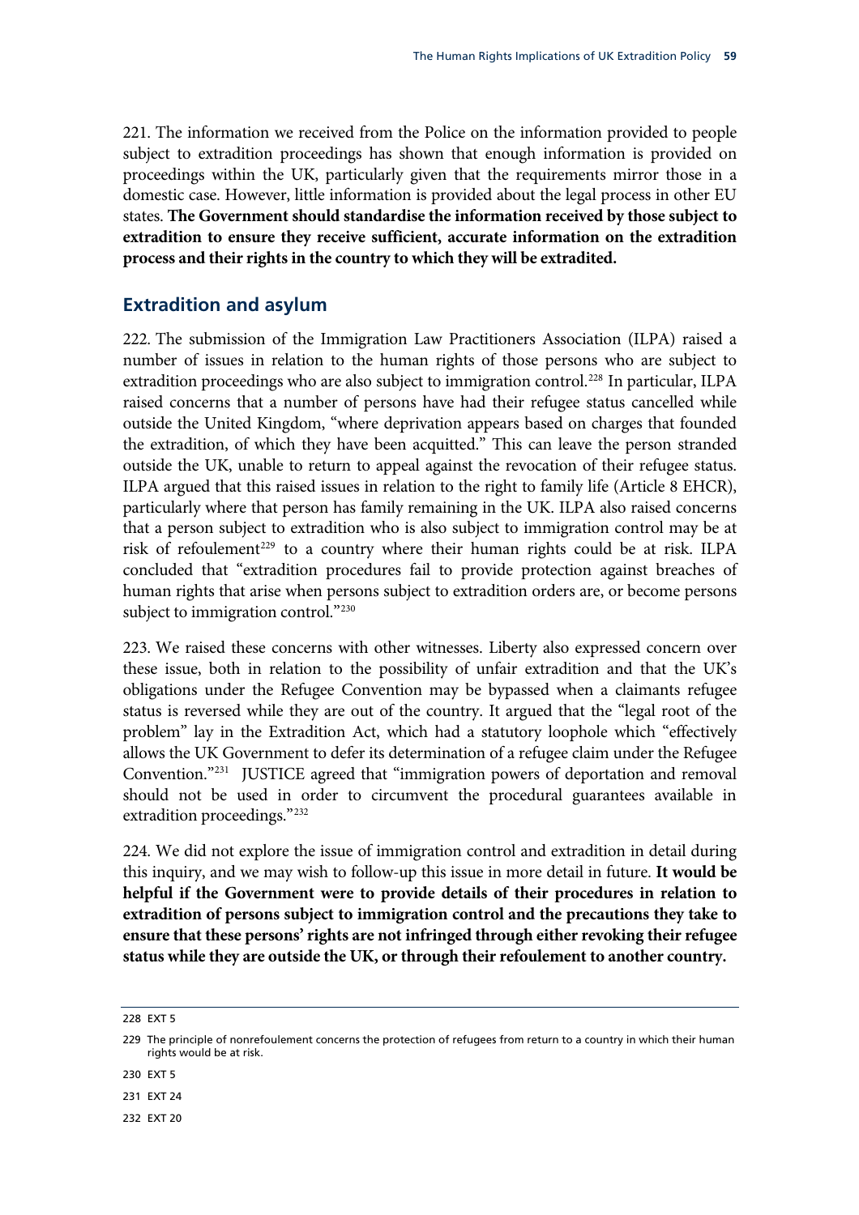221. The information we received from the Police on the information provided to people subject to extradition proceedings has shown that enough information is provided on proceedings within the UK, particularly given that the requirements mirror those in a domestic case. However, little information is provided about the legal process in other EU states. **The Government should standardise the information received by those subject to extradition to ensure they receive sufficient, accurate information on the extradition process and their rights in the country to which they will be extradited.**

## Extradition and asylum

222. The submission of the Immigration Law Practitioners Association (ILPA) raised a number of issues in relation to the human rights of those persons who are subject to extradition proceedings who are also subject to immigration control.[228] In particular, ILPA raised concerns that a number of persons have had their refugee status cancelled while outside the United Kingdom, "where deprivation appears based on charges that founded the extradition, of which they have been acquitted." This can leave the person stranded outside the UK, unable to return to appeal against the revocation of their refugee status. ILPA argued that this raised issues in relation to the right to family life (Article 8 EHCR), particularly where that person has family remaining in the UK. ILPA also raised concerns that a person subject to extradition who is also subject to immigration control may be at risk of refoulement[229] to a country where their human rights could be at risk. ILPA concluded that "extradition procedures fail to provide protection against breaches of human rights that arise when persons subject to extradition orders are, or become persons subject to immigration control."[230]

223. We raised these concerns with other witnesses. Liberty also expressed concern over these issue, both in relation to the possibility of unfair extradition and that the UK's obligations under the Refugee Convention may be bypassed when a claimants refugee status is reversed while they are out of the country. It argued that the "legal root of the problem" lay in the Extradition Act, which had a statutory loophole which "effectively allows the UK Government to defer its determination of a refugee claim under the Refugee Convention."[231] JUSTICE agreed that "immigration powers of deportation and removal should not be used in order to circumvent the procedural guarantees available in extradition proceedings."[232]

224. We did not explore the issue of immigration control and extradition in detail during this inquiry, and we may wish to follow-up this issue in more detail in future. **It would be helpful if the Government were to provide details of their procedures in relation to extradition of persons subject to immigration control and the precautions they take to ensure that these persons' rights are not infringed through either revoking their refugee status while they are outside the UK, or through their refoulement to another country.**

---

228 EXT 5

229 The principle of nonrefoulement concerns the protection of refugees from return to a country in which their human rights would be at risk.

230 EXT 5

231 EXT 24

232 EXT 20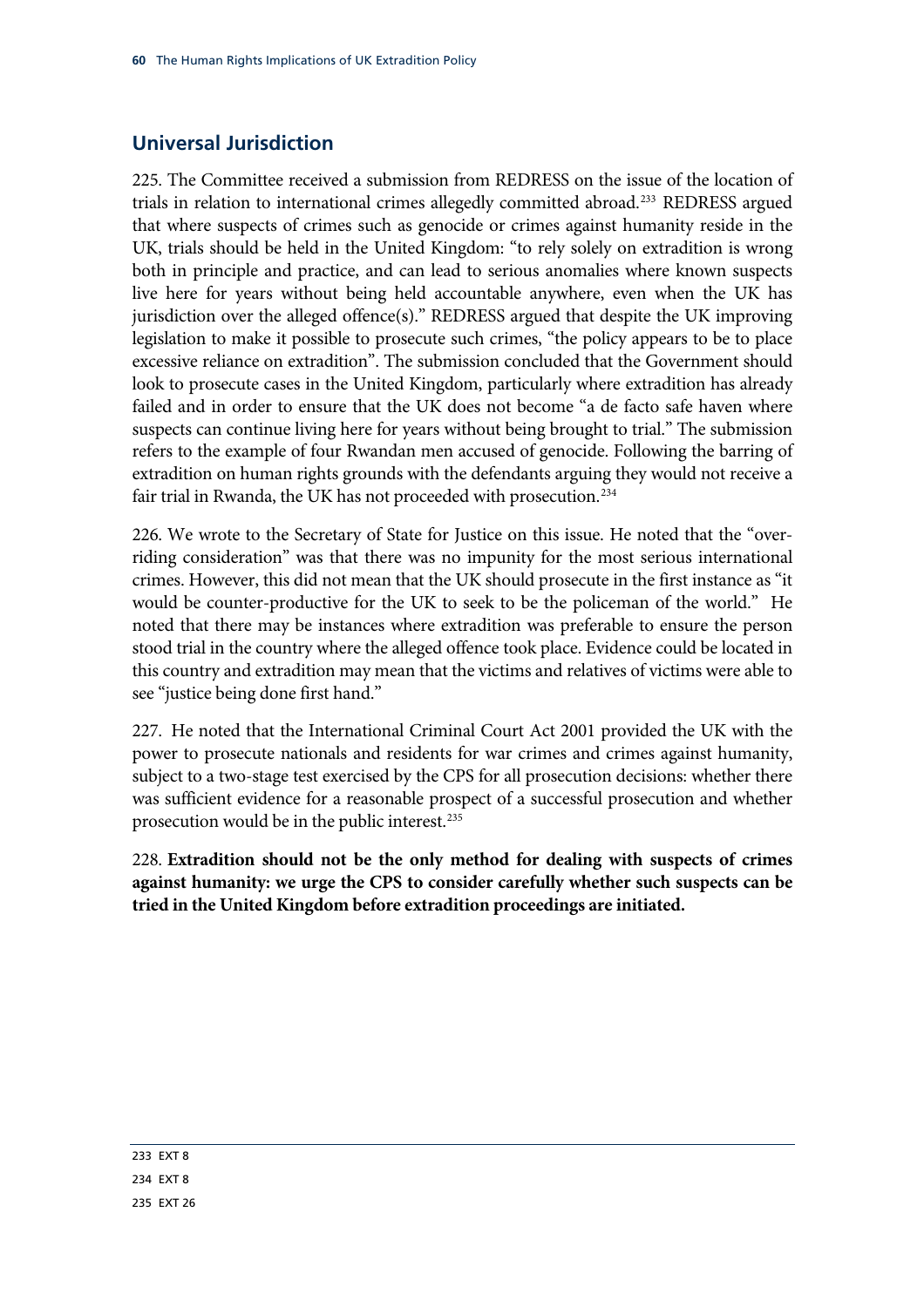## Universal Jurisdiction

225. The Committee received a submission from REDRESS on the issue of the location of trials in relation to international crimes allegedly committed abroad.[233] REDRESS argued that where suspects of crimes such as genocide or crimes against humanity reside in the UK, trials should be held in the United Kingdom: "to rely solely on extradition is wrong both in principle and practice, and can lead to serious anomalies where known suspects live here for years without being held accountable anywhere, even when the UK has jurisdiction over the alleged offence(s)." REDRESS argued that despite the UK improving legislation to make it possible to prosecute such crimes, "the policy appears to be to place excessive reliance on extradition". The submission concluded that the Government should look to prosecute cases in the United Kingdom, particularly where extradition has already failed and in order to ensure that the UK does not become "a de facto safe haven where suspects can continue living here for years without being brought to trial." The submission refers to the example of four Rwandan men accused of genocide. Following the barring of extradition on human rights grounds with the defendants arguing they would not receive a fair trial in Rwanda, the UK has not proceeded with prosecution.[234]

226. We wrote to the Secretary of State for Justice on this issue. He noted that the "over-riding consideration" was that there was no impunity for the most serious international crimes. However, this did not mean that the UK should prosecute in the first instance as "it would be counter-productive for the UK to seek to be the policeman of the world." He noted that there may be instances where extradition was preferable to ensure the person stood trial in the country where the alleged offence took place. Evidence could be located in this country and extradition may mean that the victims and relatives of victims were able to see "justice being done first hand."

227. He noted that the International Criminal Court Act 2001 provided the UK with the power to prosecute nationals and residents for war crimes and crimes against humanity, subject to a two-stage test exercised by the CPS for all prosecution decisions: whether there was sufficient evidence for a reasonable prospect of a successful prosecution and whether prosecution would be in the public interest.[235]

228. **Extradition should not be the only method for dealing with suspects of crimes against humanity: we urge the CPS to consider carefully whether such suspects can be tried in the United Kingdom before extradition proceedings are initiated.**

---

233 EXT 8

234 EXT 8

235 EXT 26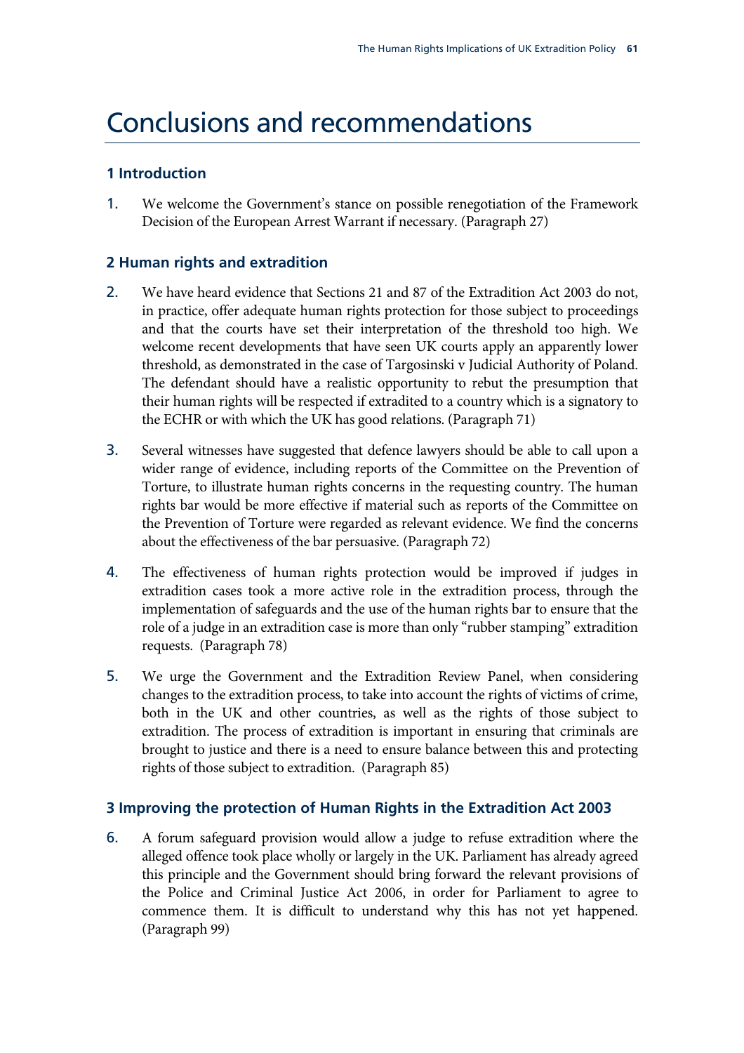# Conclusions and recommendations

### 1 Introduction

1. We welcome the Government's stance on possible renegotiation of the Framework Decision of the European Arrest Warrant if necessary. (Paragraph 27)

### 2 Human rights and extradition

2. We have heard evidence that Sections 21 and 87 of the Extradition Act 2003 do not, in practice, offer adequate human rights protection for those subject to proceedings and that the courts have set their interpretation of the threshold too high. We welcome recent developments that have seen UK courts apply an apparently lower threshold, as demonstrated in the case of Targosinski v Judicial Authority of Poland. The defendant should have a realistic opportunity to rebut the presumption that their human rights will be respected if extradited to a country which is a signatory to the ECHR or with which the UK has good relations. (Paragraph 71)

3. Several witnesses have suggested that defence lawyers should be able to call upon a wider range of evidence, including reports of the Committee on the Prevention of Torture, to illustrate human rights concerns in the requesting country. The human rights bar would be more effective if material such as reports of the Committee on the Prevention of Torture were regarded as relevant evidence. We find the concerns about the effectiveness of the bar persuasive. (Paragraph 72)

4. The effectiveness of human rights protection would be improved if judges in extradition cases took a more active role in the extradition process, through the implementation of safeguards and the use of the human rights bar to ensure that the role of a judge in an extradition case is more than only "rubber stamping" extradition requests. (Paragraph 78)

5. We urge the Government and the Extradition Review Panel, when considering changes to the extradition process, to take into account the rights of victims of crime, both in the UK and other countries, as well as the rights of those subject to extradition. The process of extradition is important in ensuring that criminals are brought to justice and there is a need to ensure balance between this and protecting rights of those subject to extradition. (Paragraph 85)

### 3 Improving the protection of Human Rights in the Extradition Act 2003

6. A forum safeguard provision would allow a judge to refuse extradition where the alleged offence took place wholly or largely in the UK. Parliament has already agreed this principle and the Government should bring forward the relevant provisions of the Police and Criminal Justice Act 2006, in order for Parliament to agree to commence them. It is difficult to understand why this has not yet happened. (Paragraph 99)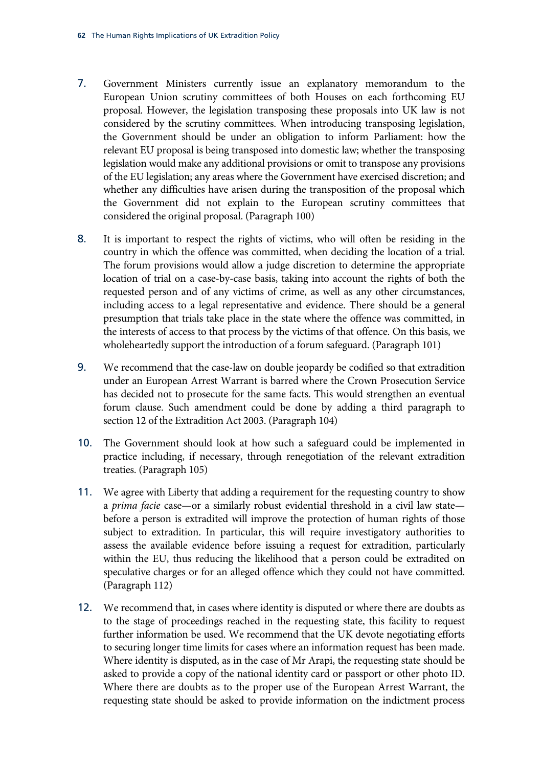7. Government Ministers currently issue an explanatory memorandum to the European Union scrutiny committees of both Houses on each forthcoming EU proposal. However, the legislation transposing these proposals into UK law is not considered by the scrutiny committees. When introducing transposing legislation, the Government should be under an obligation to inform Parliament: how the relevant EU proposal is being transposed into domestic law; whether the transposing legislation would make any additional provisions or omit to transpose any provisions of the EU legislation; any areas where the Government have exercised discretion; and whether any difficulties have arisen during the transposition of the proposal which the Government did not explain to the European scrutiny committees that considered the original proposal. (Paragraph 100)

8. It is important to respect the rights of victims, who will often be residing in the country in which the offence was committed, when deciding the location of a trial. The forum provisions would allow a judge discretion to determine the appropriate location of trial on a case-by-case basis, taking into account the rights of both the requested person and of any victims of crime, as well as any other circumstances, including access to a legal representative and evidence. There should be a general presumption that trials take place in the state where the offence was committed, in the interests of access to that process by the victims of that offence. On this basis, we wholeheartedly support the introduction of a forum safeguard. (Paragraph 101)

9. We recommend that the case-law on double jeopardy be codified so that extradition under an European Arrest Warrant is barred where the Crown Prosecution Service has decided not to prosecute for the same facts. This would strengthen an eventual forum clause. Such amendment could be done by adding a third paragraph to section 12 of the Extradition Act 2003. (Paragraph 104)

10. The Government should look at how such a safeguard could be implemented in practice including, if necessary, through renegotiation of the relevant extradition treaties. (Paragraph 105)

11. We agree with Liberty that adding a requirement for the requesting country to show a *prima facie* case—or a similarly robust evidential threshold in a civil law state—before a person is extradited will improve the protection of human rights of those subject to extradition. In particular, this will require investigatory authorities to assess the available evidence before issuing a request for extradition, particularly within the EU, thus reducing the likelihood that a person could be extradited on speculative charges or for an alleged offence which they could not have committed. (Paragraph 112)

12. We recommend that, in cases where identity is disputed or where there are doubts as to the stage of proceedings reached in the requesting state, this facility to request further information be used. We recommend that the UK devote negotiating efforts to securing longer time limits for cases where an information request has been made. Where identity is disputed, as in the case of Mr Arapi, the requesting state should be asked to provide a copy of the national identity card or passport or other photo ID. Where there are doubts as to the proper use of the European Arrest Warrant, the requesting state should be asked to provide information on the indictment process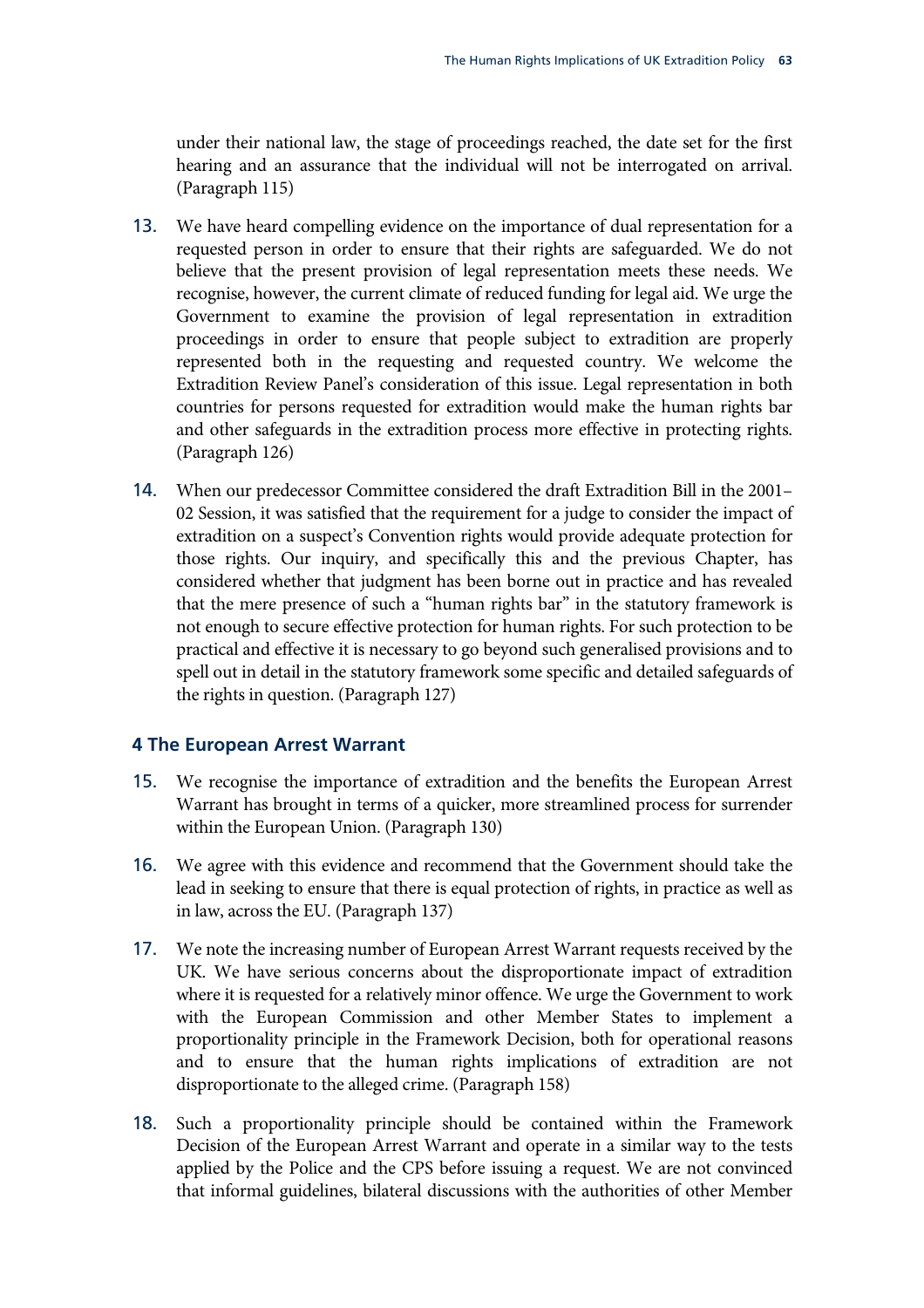under their national law, the stage of proceedings reached, the date set for the first hearing and an assurance that the individual will not be interrogated on arrival. (Paragraph 115)

13. We have heard compelling evidence on the importance of dual representation for a requested person in order to ensure that their rights are safeguarded. We do not believe that the present provision of legal representation meets these needs. We recognise, however, the current climate of reduced funding for legal aid. We urge the Government to examine the provision of legal representation in extradition proceedings in order to ensure that people subject to extradition are properly represented both in the requesting and requested country. We welcome the Extradition Review Panel's consideration of this issue. Legal representation in both countries for persons requested for extradition would make the human rights bar and other safeguards in the extradition process more effective in protecting rights. (Paragraph 126)

14. When our predecessor Committee considered the draft Extradition Bill in the 2001–02 Session, it was satisfied that the requirement for a judge to consider the impact of extradition on a suspect's Convention rights would provide adequate protection for those rights. Our inquiry, and specifically this and the previous Chapter, has considered whether that judgment has been borne out in practice and has revealed that the mere presence of such a "human rights bar" in the statutory framework is not enough to secure effective protection for human rights. For such protection to be practical and effective it is necessary to go beyond such generalised provisions and to spell out in detail in the statutory framework some specific and detailed safeguards of the rights in question. (Paragraph 127)

### 4 The European Arrest Warrant

15. We recognise the importance of extradition and the benefits the European Arrest Warrant has brought in terms of a quicker, more streamlined process for surrender within the European Union. (Paragraph 130)

16. We agree with this evidence and recommend that the Government should take the lead in seeking to ensure that there is equal protection of rights, in practice as well as in law, across the EU. (Paragraph 137)

17. We note the increasing number of European Arrest Warrant requests received by the UK. We have serious concerns about the disproportionate impact of extradition where it is requested for a relatively minor offence. We urge the Government to work with the European Commission and other Member States to implement a proportionality principle in the Framework Decision, both for operational reasons and to ensure that the human rights implications of extradition are not disproportionate to the alleged crime. (Paragraph 158)

18. Such a proportionality principle should be contained within the Framework Decision of the European Arrest Warrant and operate in a similar way to the tests applied by the Police and the CPS before issuing a request. We are not convinced that informal guidelines, bilateral discussions with the authorities of other Member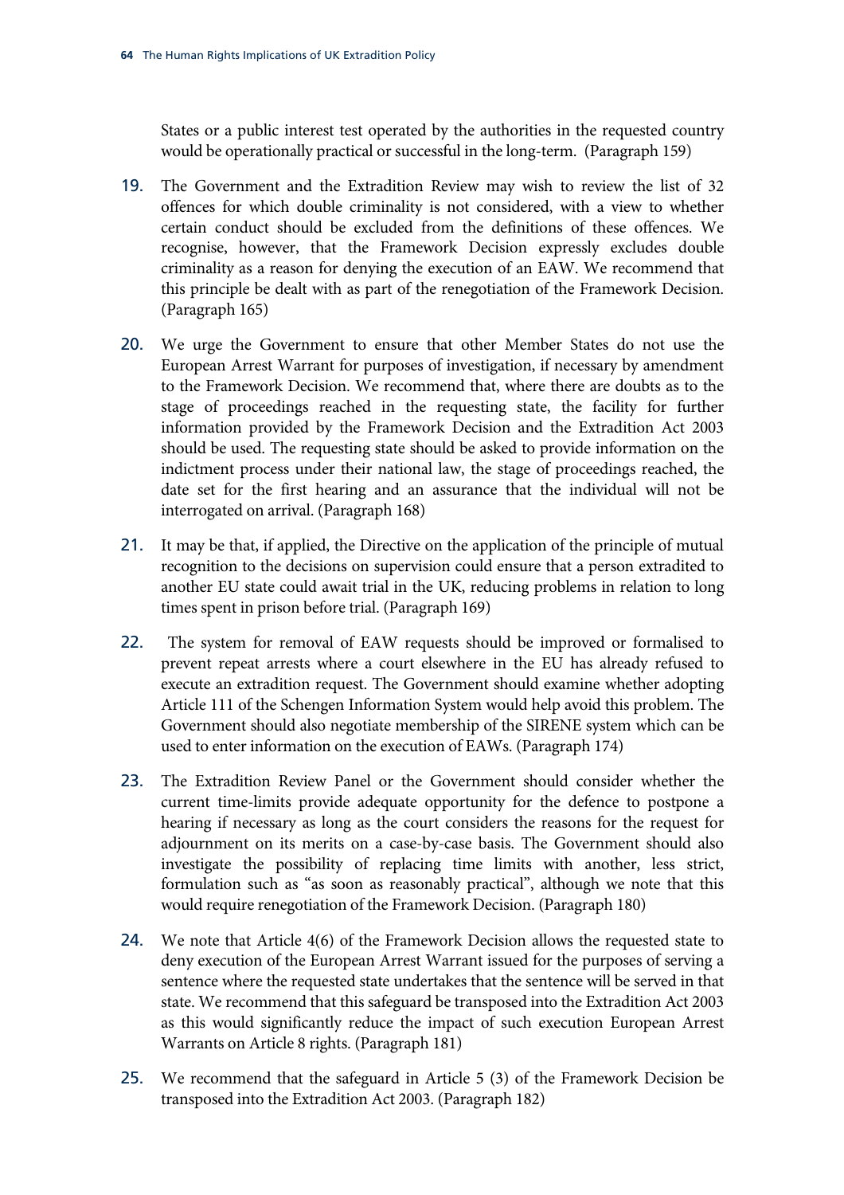States or a public interest test operated by the authorities in the requested country would be operationally practical or successful in the long-term. (Paragraph 159)

19. The Government and the Extradition Review may wish to review the list of 32 offences for which double criminality is not considered, with a view to whether certain conduct should be excluded from the definitions of these offences. We recognise, however, that the Framework Decision expressly excludes double criminality as a reason for denying the execution of an EAW. We recommend that this principle be dealt with as part of the renegotiation of the Framework Decision. (Paragraph 165)

20. We urge the Government to ensure that other Member States do not use the European Arrest Warrant for purposes of investigation, if necessary by amendment to the Framework Decision. We recommend that, where there are doubts as to the stage of proceedings reached in the requesting state, the facility for further information provided by the Framework Decision and the Extradition Act 2003 should be used. The requesting state should be asked to provide information on the indictment process under their national law, the stage of proceedings reached, the date set for the first hearing and an assurance that the individual will not be interrogated on arrival. (Paragraph 168)

21. It may be that, if applied, the Directive on the application of the principle of mutual recognition to the decisions on supervision could ensure that a person extradited to another EU state could await trial in the UK, reducing problems in relation to long times spent in prison before trial. (Paragraph 169)

22. The system for removal of EAW requests should be improved or formalised to prevent repeat arrests where a court elsewhere in the EU has already refused to execute an extradition request. The Government should examine whether adopting Article 111 of the Schengen Information System would help avoid this problem. The Government should also negotiate membership of the SIRENE system which can be used to enter information on the execution of EAWs. (Paragraph 174)

23. The Extradition Review Panel or the Government should consider whether the current time-limits provide adequate opportunity for the defence to postpone a hearing if necessary as long as the court considers the reasons for the request for adjournment on its merits on a case-by-case basis. The Government should also investigate the possibility of replacing time limits with another, less strict, formulation such as "as soon as reasonably practical", although we note that this would require renegotiation of the Framework Decision. (Paragraph 180)

24. We note that Article 4(6) of the Framework Decision allows the requested state to deny execution of the European Arrest Warrant issued for the purposes of serving a sentence where the requested state undertakes that the sentence will be served in that state. We recommend that this safeguard be transposed into the Extradition Act 2003 as this would significantly reduce the impact of such execution European Arrest Warrants on Article 8 rights. (Paragraph 181)

25. We recommend that the safeguard in Article 5 (3) of the Framework Decision be transposed into the Extradition Act 2003. (Paragraph 182)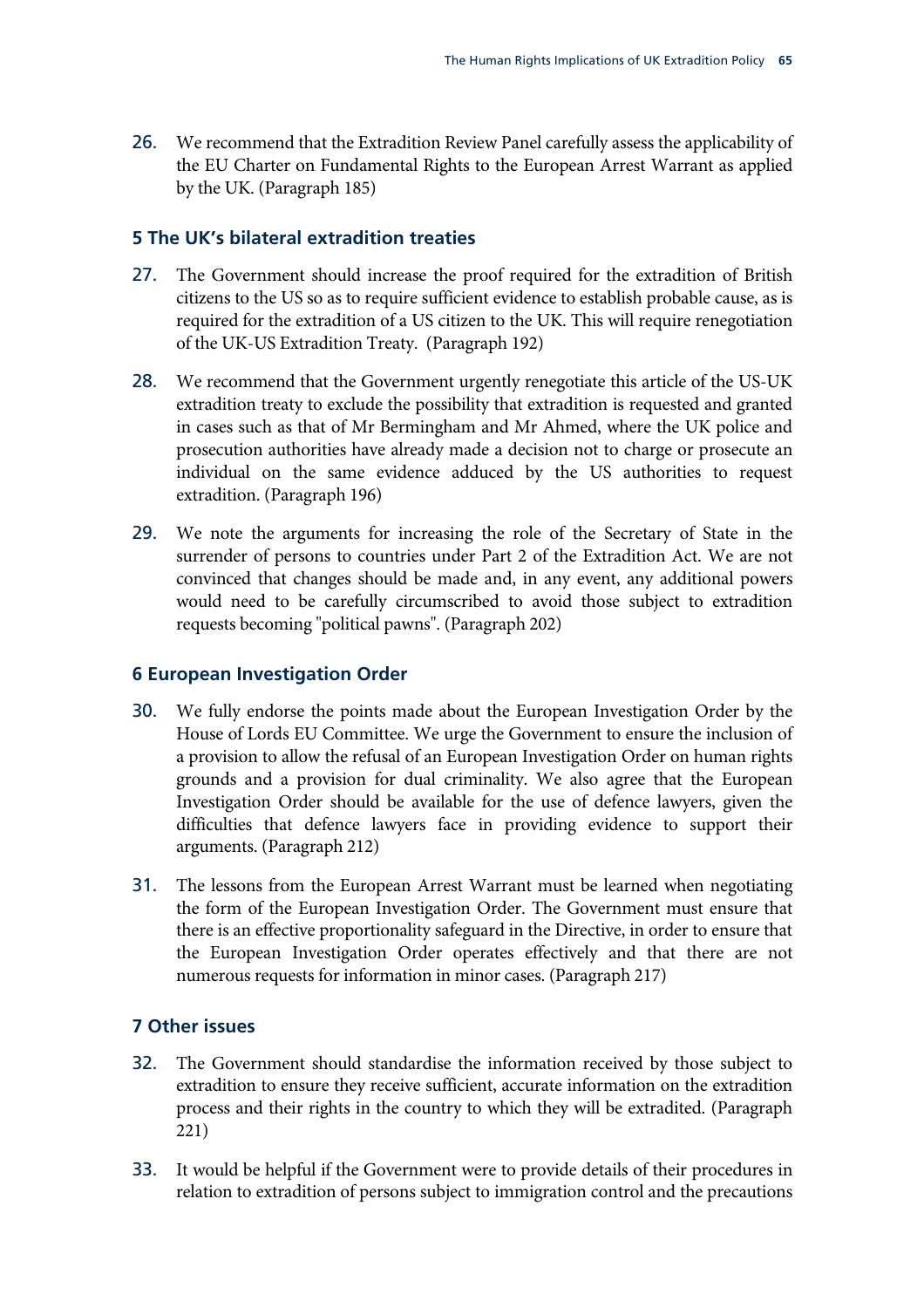26. We recommend that the Extradition Review Panel carefully assess the applicability of the EU Charter on Fundamental Rights to the European Arrest Warrant as applied by the UK. (Paragraph 185)

## 5 The UK's bilateral extradition treaties

27. The Government should increase the proof required for the extradition of British citizens to the US so as to require sufficient evidence to establish probable cause, as is required for the extradition of a US citizen to the UK. This will require renegotiation of the UK-US Extradition Treaty. (Paragraph 192)

28. We recommend that the Government urgently renegotiate this article of the US-UK extradition treaty to exclude the possibility that extradition is requested and granted in cases such as that of Mr Bermingham and Mr Ahmed, where the UK police and prosecution authorities have already made a decision not to charge or prosecute an individual on the same evidence adduced by the US authorities to request extradition. (Paragraph 196)

29. We note the arguments for increasing the role of the Secretary of State in the surrender of persons to countries under Part 2 of the Extradition Act. We are not convinced that changes should be made and, in any event, any additional powers would need to be carefully circumscribed to avoid those subject to extradition requests becoming "political pawns". (Paragraph 202)

## 6 European Investigation Order

30. We fully endorse the points made about the European Investigation Order by the House of Lords EU Committee. We urge the Government to ensure the inclusion of a provision to allow the refusal of an European Investigation Order on human rights grounds and a provision for dual criminality. We also agree that the European Investigation Order should be available for the use of defence lawyers, given the difficulties that defence lawyers face in providing evidence to support their arguments. (Paragraph 212)

31. The lessons from the European Arrest Warrant must be learned when negotiating the form of the European Investigation Order. The Government must ensure that there is an effective proportionality safeguard in the Directive, in order to ensure that the European Investigation Order operates effectively and that there are not numerous requests for information in minor cases. (Paragraph 217)

## 7 Other issues

32. The Government should standardise the information received by those subject to extradition to ensure they receive sufficient, accurate information on the extradition process and their rights in the country to which they will be extradited. (Paragraph 221)

33. It would be helpful if the Government were to provide details of their procedures in relation to extradition of persons subject to immigration control and the precautions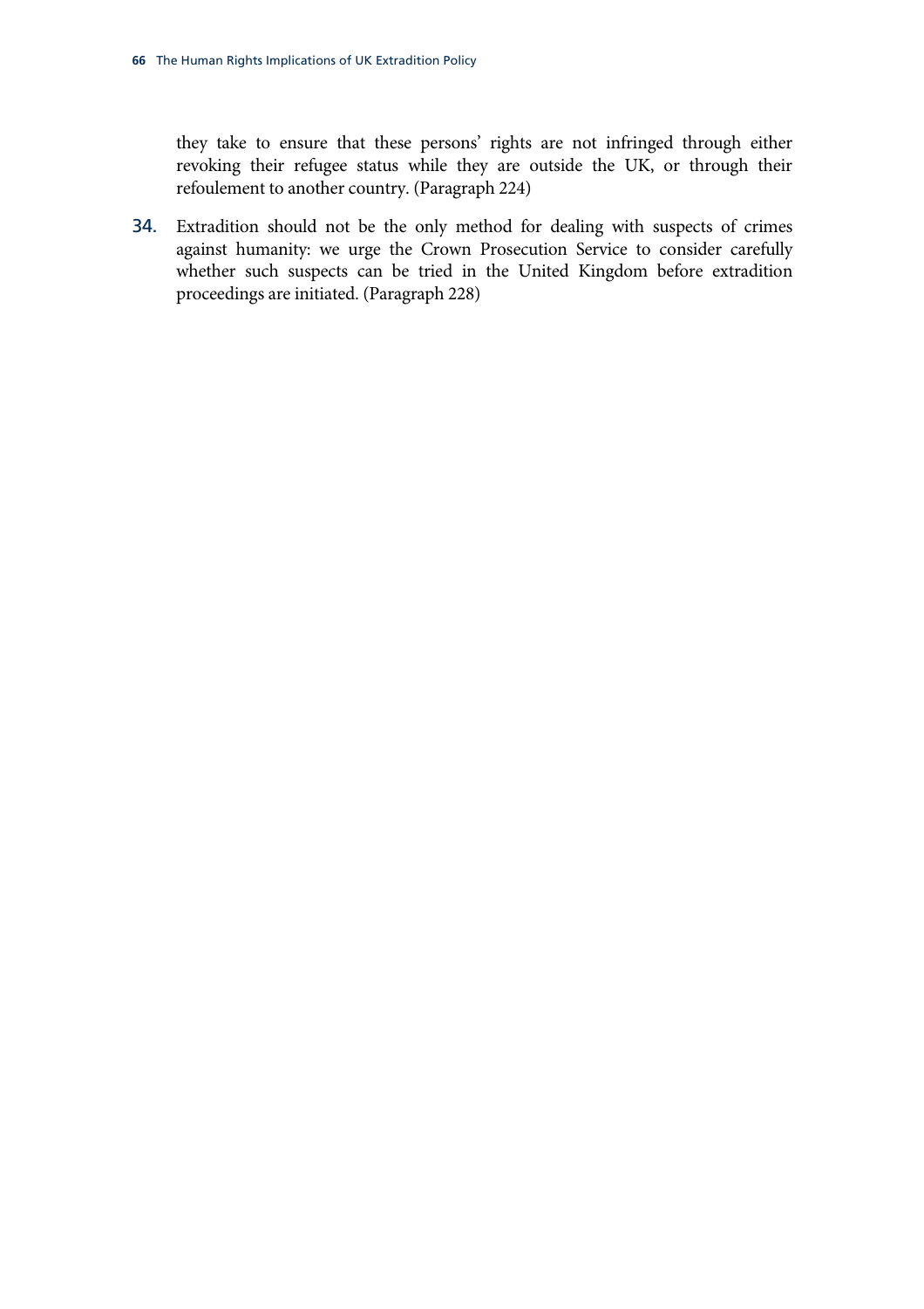they take to ensure that these persons' rights are not infringed through either revoking their refugee status while they are outside the UK, or through their refoulement to another country. (Paragraph 224)

34. Extradition should not be the only method for dealing with suspects of crimes against humanity: we urge the Crown Prosecution Service to consider carefully whether such suspects can be tried in the United Kingdom before extradition proceedings are initiated. (Paragraph 228)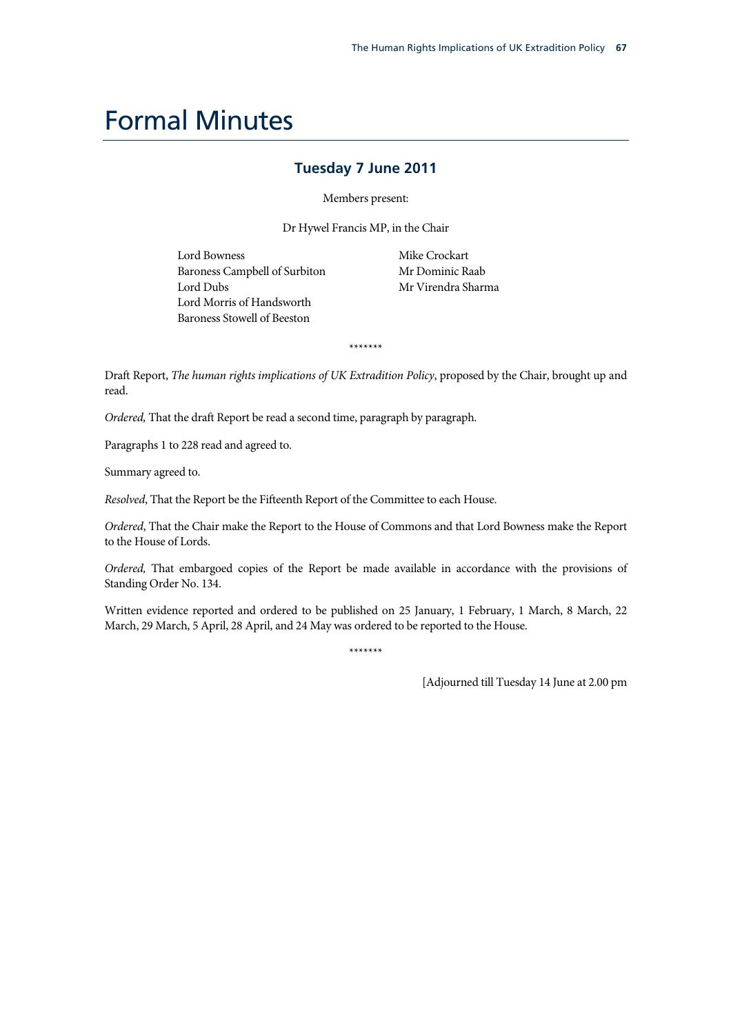# Formal Minutes

## Tuesday 7 June 2011

Members present:

Dr Hywel Francis MP, in the Chair

Lord Bowness
Baroness Campbell of Surbiton
Lord Dubs
Lord Morris of Handsworth
Baroness Stowell of Beeston
Mike Crockart
Mr Dominic Raab
Mr Virendra Sharma

\*\*\*\*\*\*\*

Draft Report, *The human rights implications of UK Extradition Policy*, proposed by the Chair, brought up and read.

*Ordered,* That the draft Report be read a second time, paragraph by paragraph.

Paragraphs 1 to 228 read and agreed to.

Summary agreed to.

*Resolved*, That the Report be the Fifteenth Report of the Committee to each House.

*Ordered*, That the Chair make the Report to the House of Commons and that Lord Bowness make the Report to the House of Lords.

*Ordered,* That embargoed copies of the Report be made available in accordance with the provisions of Standing Order No. 134.

Written evidence reported and ordered to be published on 25 January, 1 February, 1 March, 8 March, 22 March, 29 March, 5 April, 28 April, and 24 May was ordered to be reported to the House.

\*\*\*\*\*\*\*

[Adjourned till Tuesday 14 June at 2.00 pm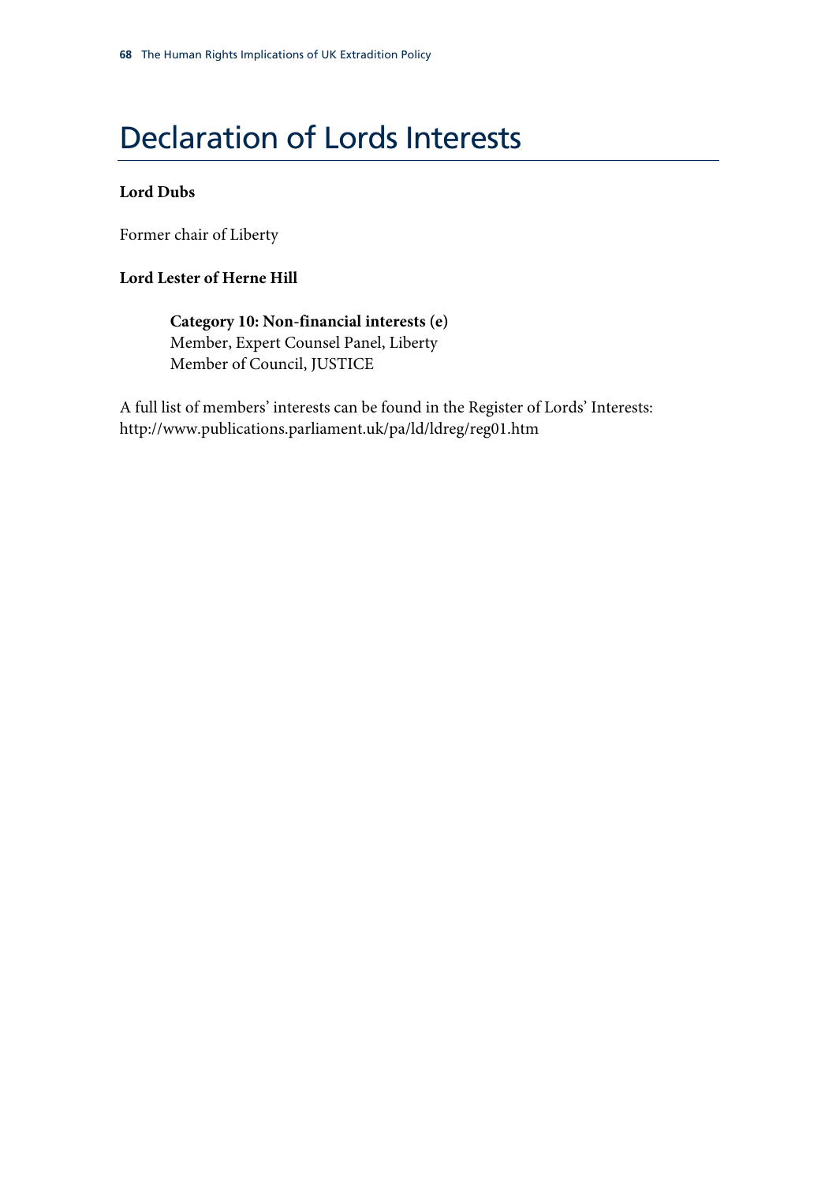# Declaration of Lords Interests

**Lord Dubs**

Former chair of Liberty

**Lord Lester of Herne Hill**

> **Category 10: Non-financial interests (e)**
> Member, Expert Counsel Panel, Liberty
> Member of Council, JUSTICE

A full list of members' interests can be found in the Register of Lords' Interests: http://www.publications.parliament.uk/pa/ld/ldreg/reg01.htm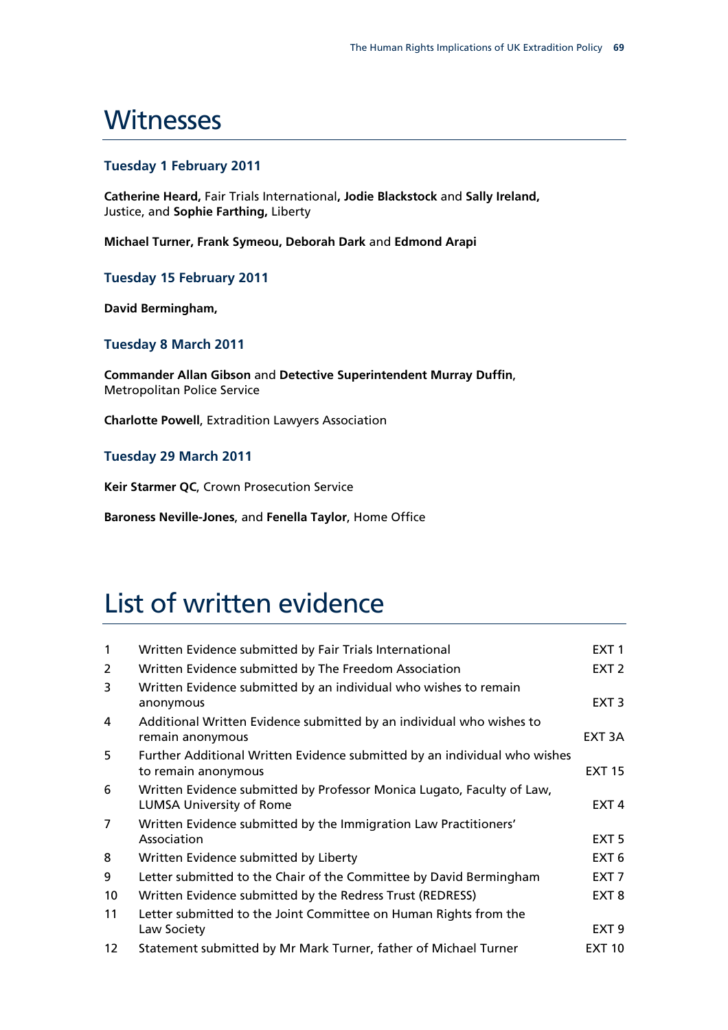# Witnesses

### Tuesday 1 February 2011

**Catherine Heard,** Fair Trials International**, Jodie Blackstock** and **Sally Ireland,** Justice, and **Sophie Farthing,** Liberty

**Michael Turner, Frank Symeou, Deborah Dark** and **Edmond Arapi**

### Tuesday 15 February 2011

**David Bermingham,**

### Tuesday 8 March 2011

**Commander Allan Gibson** and **Detective Superintendent Murray Duffin**, Metropolitan Police Service

**Charlotte Powell**, Extradition Lawyers Association

### Tuesday 29 March 2011

**Keir Starmer QC**, Crown Prosecution Service

**Baroness Neville-Jones**, and **Fenella Taylor**, Home Office

# List of written evidence

| | | |
|---|---|---|
| 1 | Written Evidence submitted by Fair Trials International | EXT 1 |
| 2 | Written Evidence submitted by The Freedom Association | EXT 2 |
| 3 | Written Evidence submitted by an individual who wishes to remain anonymous | EXT 3 |
| 4 | Additional Written Evidence submitted by an individual who wishes to remain anonymous | EXT 3A |
| 5 | Further Additional Written Evidence submitted by an individual who wishes to remain anonymous | EXT 15 |
| 6 | Written Evidence submitted by Professor Monica Lugato, Faculty of Law, LUMSA University of Rome | EXT 4 |
| 7 | Written Evidence submitted by the Immigration Law Practitioners' Association | EXT 5 |
| 8 | Written Evidence submitted by Liberty | EXT 6 |
| 9 | Letter submitted to the Chair of the Committee by David Bermingham | EXT 7 |
| 10 | Written Evidence submitted by the Redress Trust (REDRESS) | EXT 8 |
| 11 | Letter submitted to the Joint Committee on Human Rights from the Law Society | EXT 9 |
| 12 | Statement submitted by Mr Mark Turner, father of Michael Turner | EXT 10 |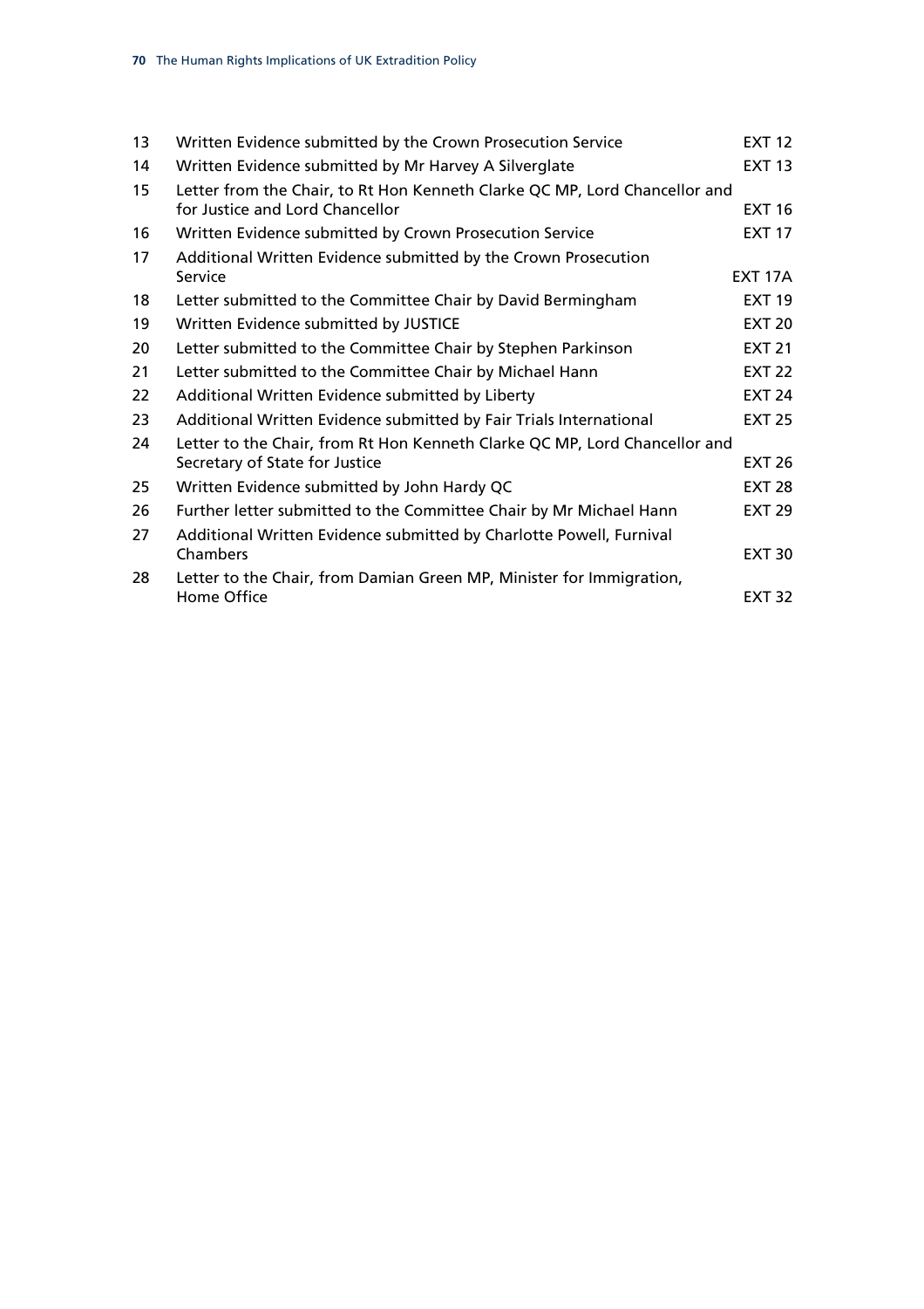| | | |
|---|---|---|
| 13 | Written Evidence submitted by the Crown Prosecution Service | EXT 12 |
| 14 | Written Evidence submitted by Mr Harvey A Silverglate | EXT 13 |
| 15 | Letter from the Chair, to Rt Hon Kenneth Clarke QC MP, Lord Chancellor and for Justice and Lord Chancellor | EXT 16 |
| 16 | Written Evidence submitted by Crown Prosecution Service | EXT 17 |
| 17 | Additional Written Evidence submitted by the Crown Prosecution Service | EXT 17A |
| 18 | Letter submitted to the Committee Chair by David Bermingham | EXT 19 |
| 19 | Written Evidence submitted by JUSTICE | EXT 20 |
| 20 | Letter submitted to the Committee Chair by Stephen Parkinson | EXT 21 |
| 21 | Letter submitted to the Committee Chair by Michael Hann | EXT 22 |
| 22 | Additional Written Evidence submitted by Liberty | EXT 24 |
| 23 | Additional Written Evidence submitted by Fair Trials International | EXT 25 |
| 24 | Letter to the Chair, from Rt Hon Kenneth Clarke QC MP, Lord Chancellor and Secretary of State for Justice | EXT 26 |
| 25 | Written Evidence submitted by John Hardy QC | EXT 28 |
| 26 | Further letter submitted to the Committee Chair by Mr Michael Hann | EXT 29 |
| 27 | Additional Written Evidence submitted by Charlotte Powell, Furnival Chambers | EXT 30 |
| 28 | Letter to the Chair, from Damian Green MP, Minister for Immigration, Home Office | EXT 32 |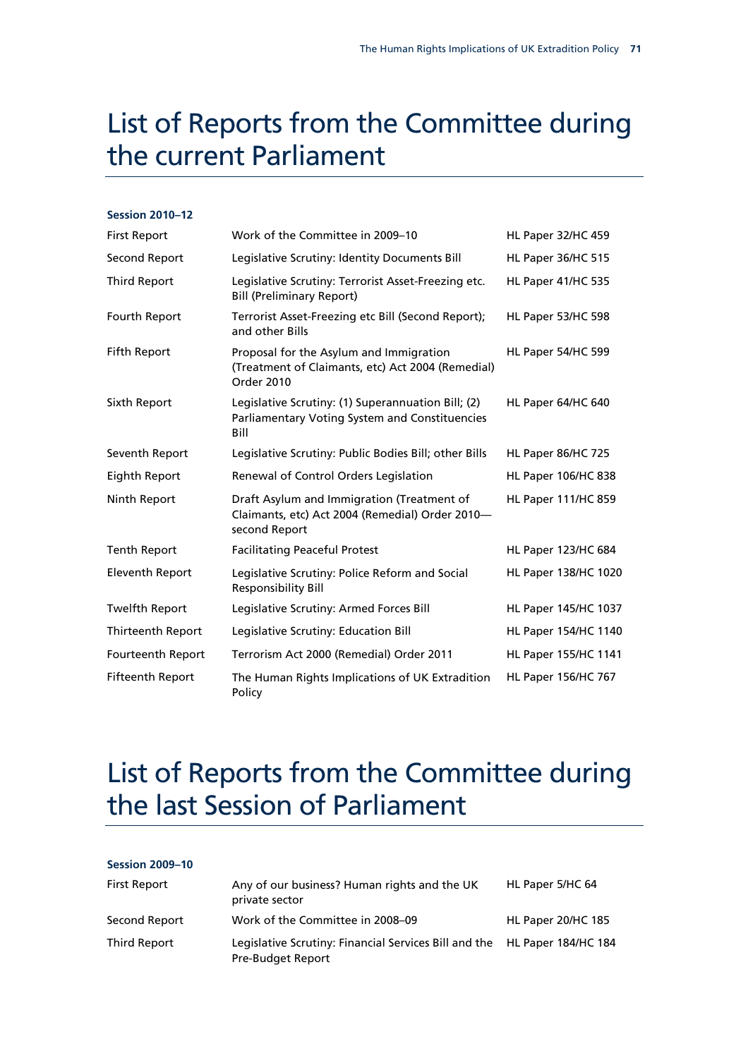# List of Reports from the Committee during the current Parliament

**Session 2010–12**

| | | |
|---|---|---|
| First Report | Work of the Committee in 2009–10 | HL Paper 32/HC 459 |
| Second Report | Legislative Scrutiny: Identity Documents Bill | HL Paper 36/HC 515 |
| Third Report | Legislative Scrutiny: Terrorist Asset-Freezing etc. Bill (Preliminary Report) | HL Paper 41/HC 535 |
| Fourth Report | Terrorist Asset-Freezing etc Bill (Second Report); and other Bills | HL Paper 53/HC 598 |
| Fifth Report | Proposal for the Asylum and Immigration (Treatment of Claimants, etc) Act 2004 (Remedial) Order 2010 | HL Paper 54/HC 599 |
| Sixth Report | Legislative Scrutiny: (1) Superannuation Bill; (2) Parliamentary Voting System and Constituencies Bill | HL Paper 64/HC 640 |
| Seventh Report | Legislative Scrutiny: Public Bodies Bill; other Bills | HL Paper 86/HC 725 |
| Eighth Report | Renewal of Control Orders Legislation | HL Paper 106/HC 838 |
| Ninth Report | Draft Asylum and Immigration (Treatment of Claimants, etc) Act 2004 (Remedial) Order 2010—second Report | HL Paper 111/HC 859 |
| Tenth Report | Facilitating Peaceful Protest | HL Paper 123/HC 684 |
| Eleventh Report | Legislative Scrutiny: Police Reform and Social Responsibility Bill | HL Paper 138/HC 1020 |
| Twelfth Report | Legislative Scrutiny: Armed Forces Bill | HL Paper 145/HC 1037 |
| Thirteenth Report | Legislative Scrutiny: Education Bill | HL Paper 154/HC 1140 |
| Fourteenth Report | Terrorism Act 2000 (Remedial) Order 2011 | HL Paper 155/HC 1141 |
| Fifteenth Report | The Human Rights Implications of UK Extradition Policy | HL Paper 156/HC 767 |

# List of Reports from the Committee during the last Session of Parliament

**Session 2009–10**

| | | |
|---|---|---|
| First Report | Any of our business? Human rights and the UK private sector | HL Paper 5/HC 64 |
| Second Report | Work of the Committee in 2008–09 | HL Paper 20/HC 185 |
| Third Report | Legislative Scrutiny: Financial Services Bill and the Pre-Budget Report | HL Paper 184/HC 184 |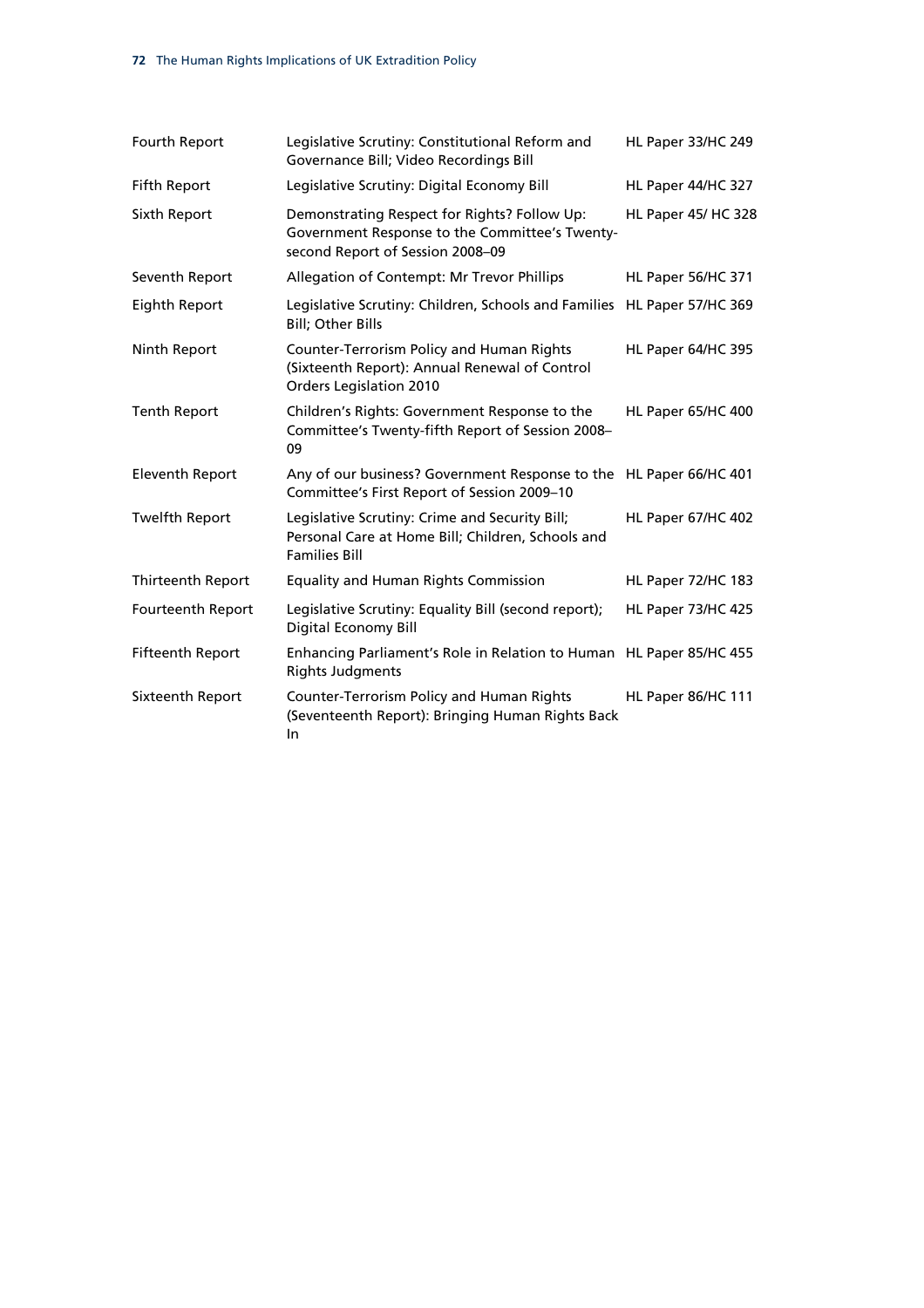| | | |
|---|---|---|
| Fourth Report | Legislative Scrutiny: Constitutional Reform and Governance Bill; Video Recordings Bill | HL Paper 33/HC 249 |
| Fifth Report | Legislative Scrutiny: Digital Economy Bill | HL Paper 44/HC 327 |
| Sixth Report | Demonstrating Respect for Rights? Follow Up: Government Response to the Committee's Twenty-second Report of Session 2008–09 | HL Paper 45/ HC 328 |
| Seventh Report | Allegation of Contempt: Mr Trevor Phillips | HL Paper 56/HC 371 |
| Eighth Report | Legislative Scrutiny: Children, Schools and Families Bill; Other Bills | HL Paper 57/HC 369 |
| Ninth Report | Counter-Terrorism Policy and Human Rights (Sixteenth Report): Annual Renewal of Control Orders Legislation 2010 | HL Paper 64/HC 395 |
| Tenth Report | Children's Rights: Government Response to the Committee's Twenty-fifth Report of Session 2008–09 | HL Paper 65/HC 400 |
| Eleventh Report | Any of our business? Government Response to the Committee's First Report of Session 2009–10 | HL Paper 66/HC 401 |
| Twelfth Report | Legislative Scrutiny: Crime and Security Bill; Personal Care at Home Bill; Children, Schools and Families Bill | HL Paper 67/HC 402 |
| Thirteenth Report | Equality and Human Rights Commission | HL Paper 72/HC 183 |
| Fourteenth Report | Legislative Scrutiny: Equality Bill (second report); Digital Economy Bill | HL Paper 73/HC 425 |
| Fifteenth Report | Enhancing Parliament's Role in Relation to Human Rights Judgments | HL Paper 85/HC 455 |
| Sixteenth Report | Counter-Terrorism Policy and Human Rights (Seventeenth Report): Bringing Human Rights Back In | HL Paper 86/HC 111 |